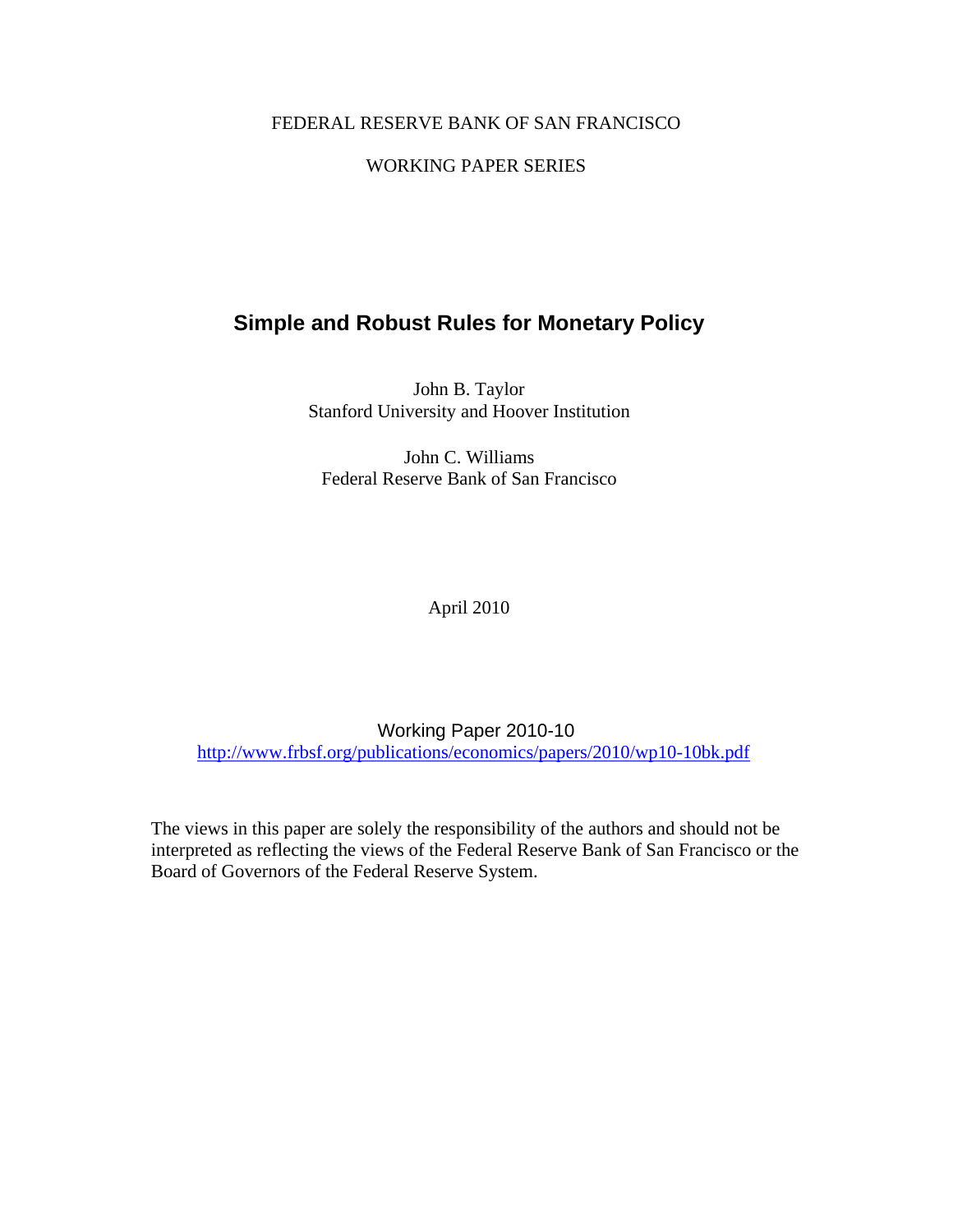FEDERAL RESERVE BANK OF SAN FRANCISCO

WORKING PAPER SERIES

# Simple and Robust Rules for Monetary Policy

John B. Taylor
Stanford University and Hoover Institution

John C. Williams
Federal Reserve Bank of San Francisco

April 2010

Working Paper 2010-10
http://www.frbsf.org/publications/economics/papers/2010/wp10-10bk.pdf

The views in this paper are solely the responsibility of the authors and should not be interpreted as reflecting the views of the Federal Reserve Bank of San Francisco or the Board of Governors of the Federal Reserve System.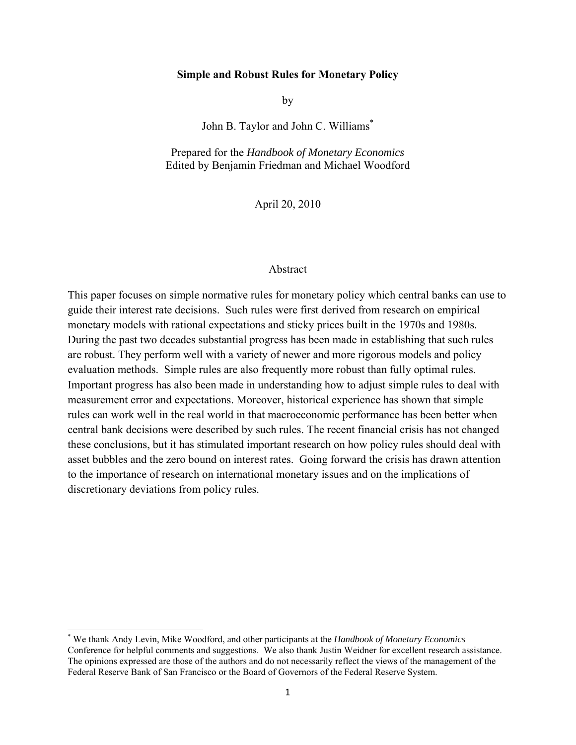# Simple and Robust Rules for Monetary Policy

by

John B. Taylor and John C. Williams[*]

Prepared for the *Handbook of Monetary Economics*
Edited by Benjamin Friedman and Michael Woodford

April 20, 2010

## Abstract

This paper focuses on simple normative rules for monetary policy which central banks can use to guide their interest rate decisions. Such rules were first derived from research on empirical monetary models with rational expectations and sticky prices built in the 1970s and 1980s. During the past two decades substantial progress has been made in establishing that such rules are robust. They perform well with a variety of newer and more rigorous models and policy evaluation methods. Simple rules are also frequently more robust than fully optimal rules. Important progress has also been made in understanding how to adjust simple rules to deal with measurement error and expectations. Moreover, historical experience has shown that simple rules can work well in the real world in that macroeconomic performance has been better when central bank decisions were described by such rules. The recent financial crisis has not changed these conclusions, but it has stimulated important research on how policy rules should deal with asset bubbles and the zero bound on interest rates. Going forward the crisis has drawn attention to the importance of research on international monetary issues and on the implications of discretionary deviations from policy rules.

---

[*] We thank Andy Levin, Mike Woodford, and other participants at the *Handbook of Monetary Economics* Conference for helpful comments and suggestions. We also thank Justin Weidner for excellent research assistance. The opinions expressed are those of the authors and do not necessarily reflect the views of the management of the Federal Reserve Bank of San Francisco or the Board of Governors of the Federal Reserve System.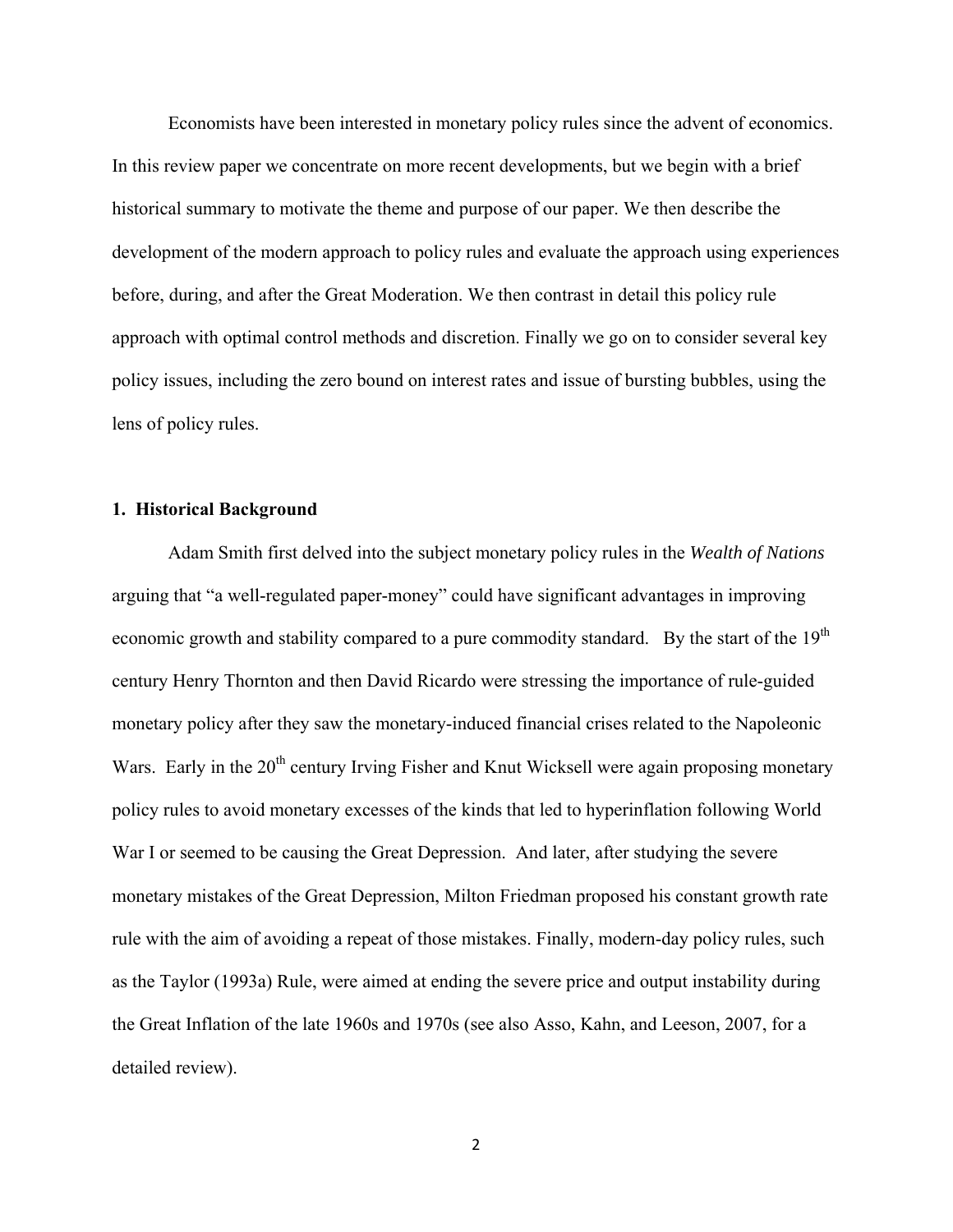Economists have been interested in monetary policy rules since the advent of economics. In this review paper we concentrate on more recent developments, but we begin with a brief historical summary to motivate the theme and purpose of our paper. We then describe the development of the modern approach to policy rules and evaluate the approach using experiences before, during, and after the Great Moderation. We then contrast in detail this policy rule approach with optimal control methods and discretion. Finally we go on to consider several key policy issues, including the zero bound on interest rates and issue of bursting bubbles, using the lens of policy rules.

## 1. Historical Background

Adam Smith first delved into the subject monetary policy rules in the *Wealth of Nations* arguing that "a well-regulated paper-money" could have significant advantages in improving economic growth and stability compared to a pure commodity standard. By the start of the 19th century Henry Thornton and then David Ricardo were stressing the importance of rule-guided monetary policy after they saw the monetary-induced financial crises related to the Napoleonic Wars. Early in the 20th century Irving Fisher and Knut Wicksell were again proposing monetary policy rules to avoid monetary excesses of the kinds that led to hyperinflation following World War I or seemed to be causing the Great Depression. And later, after studying the severe monetary mistakes of the Great Depression, Milton Friedman proposed his constant growth rate rule with the aim of avoiding a repeat of those mistakes. Finally, modern-day policy rules, such as the Taylor (1993a) Rule, were aimed at ending the severe price and output instability during the Great Inflation of the late 1960s and 1970s (see also Asso, Kahn, and Leeson, 2007, for a detailed review).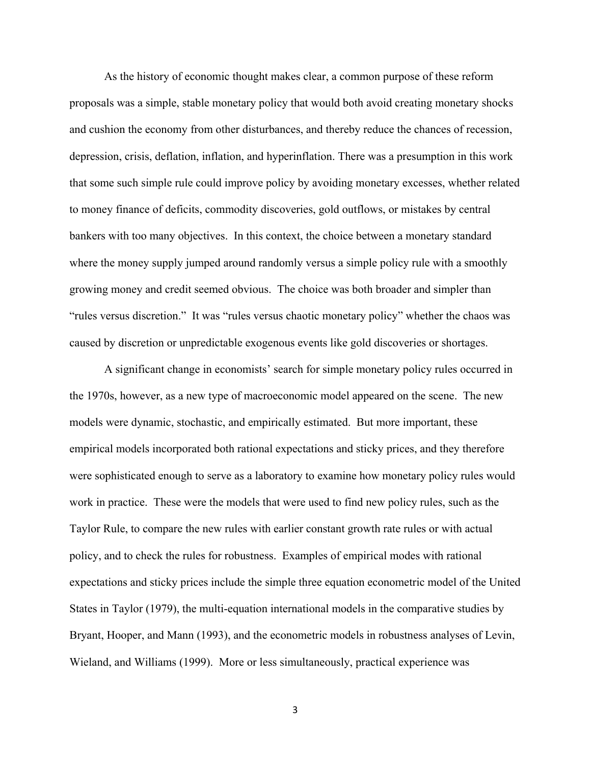As the history of economic thought makes clear, a common purpose of these reform proposals was a simple, stable monetary policy that would both avoid creating monetary shocks and cushion the economy from other disturbances, and thereby reduce the chances of recession, depression, crisis, deflation, inflation, and hyperinflation. There was a presumption in this work that some such simple rule could improve policy by avoiding monetary excesses, whether related to money finance of deficits, commodity discoveries, gold outflows, or mistakes by central bankers with too many objectives. In this context, the choice between a monetary standard where the money supply jumped around randomly versus a simple policy rule with a smoothly growing money and credit seemed obvious. The choice was both broader and simpler than "rules versus discretion." It was "rules versus chaotic monetary policy" whether the chaos was caused by discretion or unpredictable exogenous events like gold discoveries or shortages.

A significant change in economists' search for simple monetary policy rules occurred in the 1970s, however, as a new type of macroeconomic model appeared on the scene. The new models were dynamic, stochastic, and empirically estimated. But more important, these empirical models incorporated both rational expectations and sticky prices, and they therefore were sophisticated enough to serve as a laboratory to examine how monetary policy rules would work in practice. These were the models that were used to find new policy rules, such as the Taylor Rule, to compare the new rules with earlier constant growth rate rules or with actual policy, and to check the rules for robustness. Examples of empirical modes with rational expectations and sticky prices include the simple three equation econometric model of the United States in Taylor (1979), the multi-equation international models in the comparative studies by Bryant, Hooper, and Mann (1993), and the econometric models in robustness analyses of Levin, Wieland, and Williams (1999). More or less simultaneously, practical experience was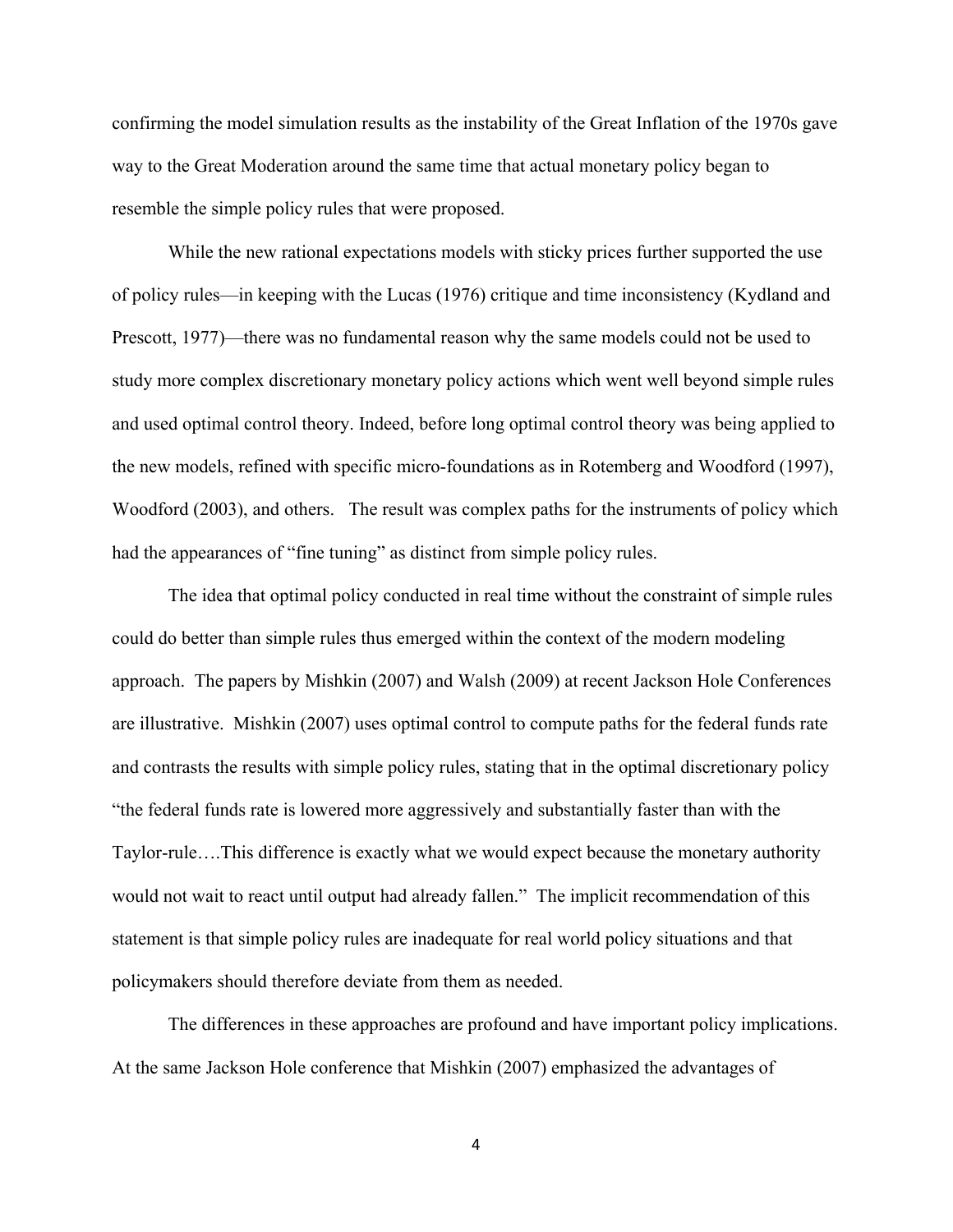confirming the model simulation results as the instability of the Great Inflation of the 1970s gave way to the Great Moderation around the same time that actual monetary policy began to resemble the simple policy rules that were proposed.

While the new rational expectations models with sticky prices further supported the use of policy rules—in keeping with the Lucas (1976) critique and time inconsistency (Kydland and Prescott, 1977)—there was no fundamental reason why the same models could not be used to study more complex discretionary monetary policy actions which went well beyond simple rules and used optimal control theory. Indeed, before long optimal control theory was being applied to the new models, refined with specific micro-foundations as in Rotemberg and Woodford (1997), Woodford (2003), and others. The result was complex paths for the instruments of policy which had the appearances of "fine tuning" as distinct from simple policy rules.

The idea that optimal policy conducted in real time without the constraint of simple rules could do better than simple rules thus emerged within the context of the modern modeling approach. The papers by Mishkin (2007) and Walsh (2009) at recent Jackson Hole Conferences are illustrative. Mishkin (2007) uses optimal control to compute paths for the federal funds rate and contrasts the results with simple policy rules, stating that in the optimal discretionary policy "the federal funds rate is lowered more aggressively and substantially faster than with the Taylor-rule….This difference is exactly what we would expect because the monetary authority would not wait to react until output had already fallen." The implicit recommendation of this statement is that simple policy rules are inadequate for real world policy situations and that policymakers should therefore deviate from them as needed.

The differences in these approaches are profound and have important policy implications. At the same Jackson Hole conference that Mishkin (2007) emphasized the advantages of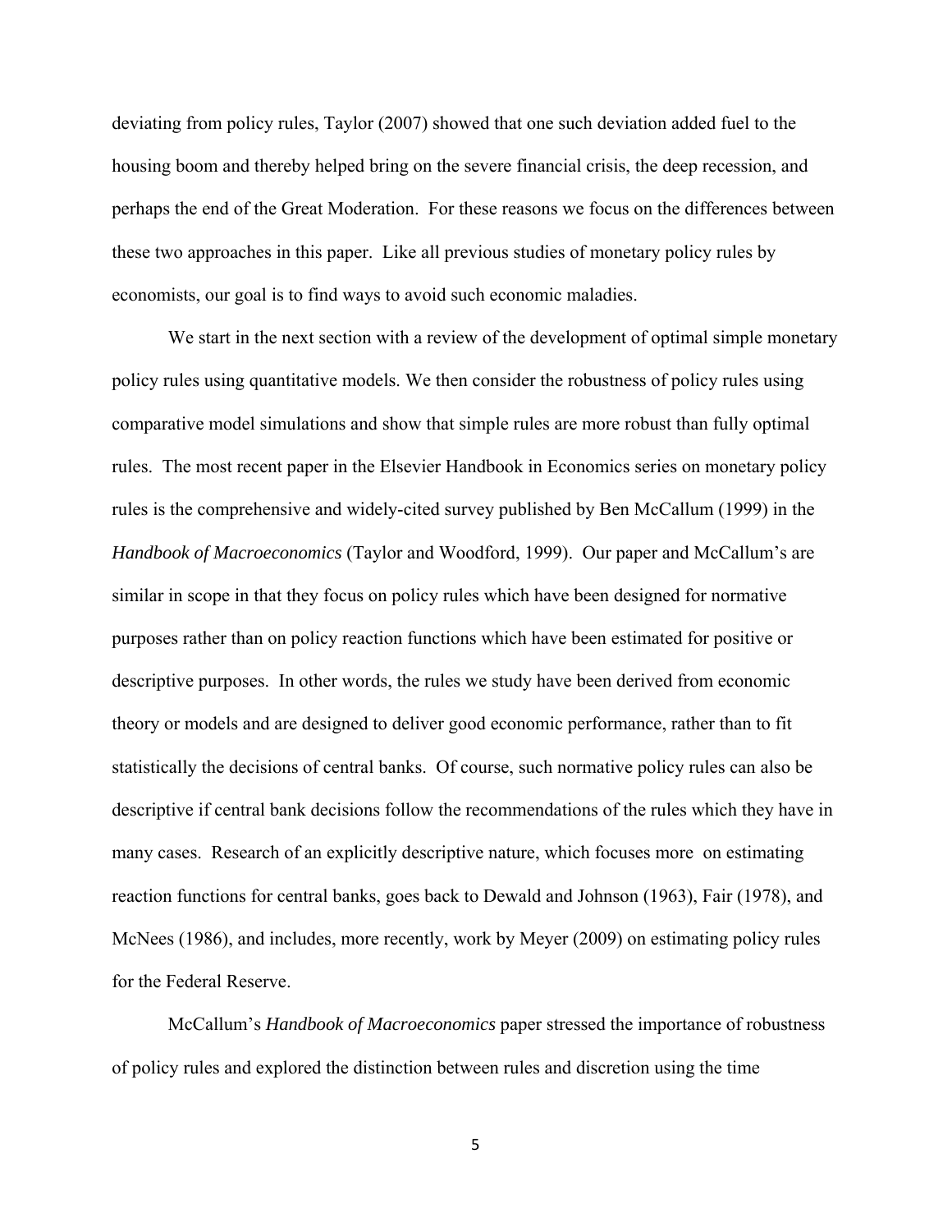deviating from policy rules, Taylor (2007) showed that one such deviation added fuel to the housing boom and thereby helped bring on the severe financial crisis, the deep recession, and perhaps the end of the Great Moderation. For these reasons we focus on the differences between these two approaches in this paper. Like all previous studies of monetary policy rules by economists, our goal is to find ways to avoid such economic maladies.

We start in the next section with a review of the development of optimal simple monetary policy rules using quantitative models. We then consider the robustness of policy rules using comparative model simulations and show that simple rules are more robust than fully optimal rules. The most recent paper in the Elsevier Handbook in Economics series on monetary policy rules is the comprehensive and widely-cited survey published by Ben McCallum (1999) in the *Handbook of Macroeconomics* (Taylor and Woodford, 1999). Our paper and McCallum's are similar in scope in that they focus on policy rules which have been designed for normative purposes rather than on policy reaction functions which have been estimated for positive or descriptive purposes. In other words, the rules we study have been derived from economic theory or models and are designed to deliver good economic performance, rather than to fit statistically the decisions of central banks. Of course, such normative policy rules can also be descriptive if central bank decisions follow the recommendations of the rules which they have in many cases. Research of an explicitly descriptive nature, which focuses more on estimating reaction functions for central banks, goes back to Dewald and Johnson (1963), Fair (1978), and McNees (1986), and includes, more recently, work by Meyer (2009) on estimating policy rules for the Federal Reserve.

McCallum's *Handbook of Macroeconomics* paper stressed the importance of robustness of policy rules and explored the distinction between rules and discretion using the time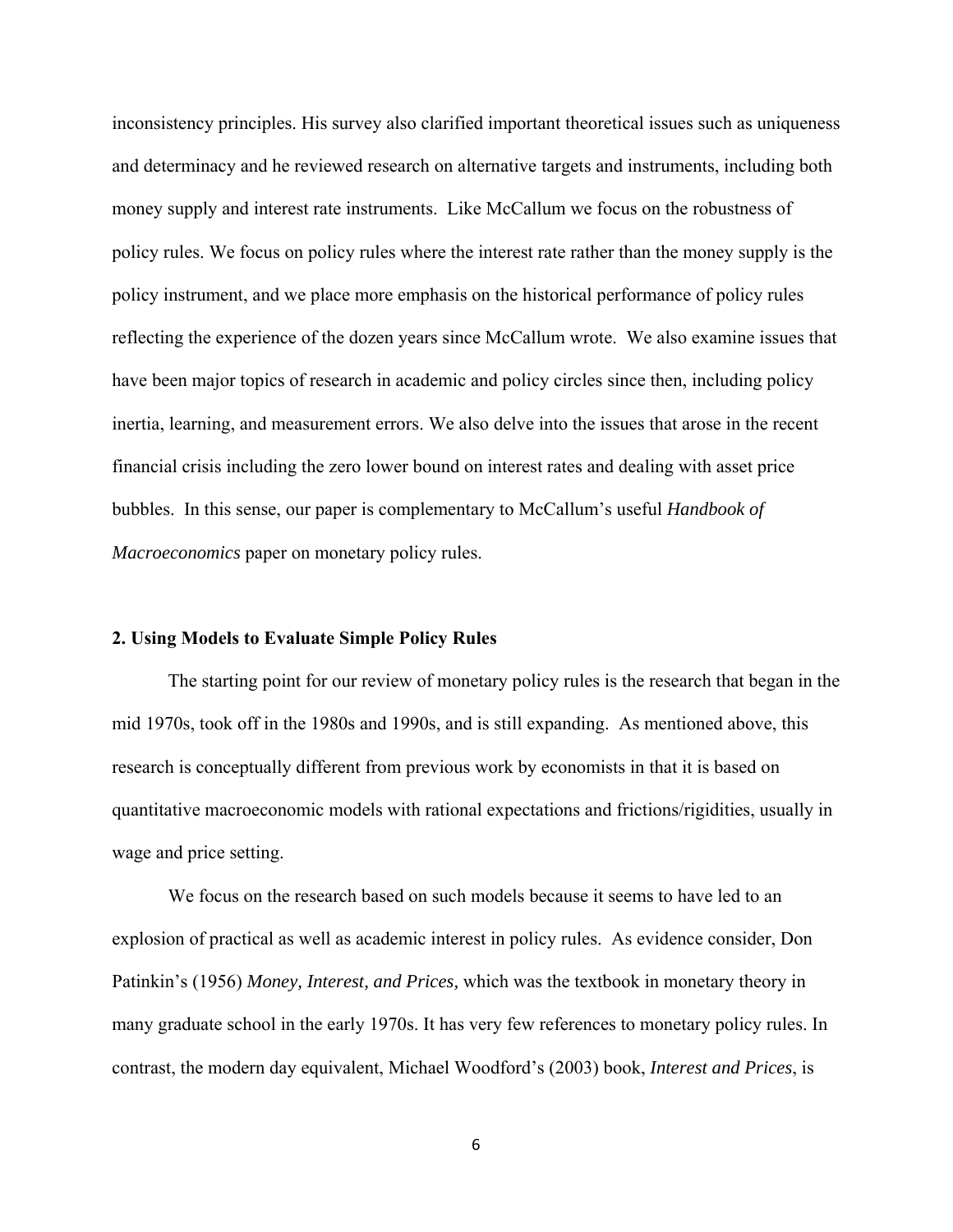inconsistency principles. His survey also clarified important theoretical issues such as uniqueness and determinacy and he reviewed research on alternative targets and instruments, including both money supply and interest rate instruments. Like McCallum we focus on the robustness of policy rules. We focus on policy rules where the interest rate rather than the money supply is the policy instrument, and we place more emphasis on the historical performance of policy rules reflecting the experience of the dozen years since McCallum wrote. We also examine issues that have been major topics of research in academic and policy circles since then, including policy inertia, learning, and measurement errors. We also delve into the issues that arose in the recent financial crisis including the zero lower bound on interest rates and dealing with asset price bubbles. In this sense, our paper is complementary to McCallum's useful *Handbook of Macroeconomics* paper on monetary policy rules.

## 2. Using Models to Evaluate Simple Policy Rules

The starting point for our review of monetary policy rules is the research that began in the mid 1970s, took off in the 1980s and 1990s, and is still expanding. As mentioned above, this research is conceptually different from previous work by economists in that it is based on quantitative macroeconomic models with rational expectations and frictions/rigidities, usually in wage and price setting.

We focus on the research based on such models because it seems to have led to an explosion of practical as well as academic interest in policy rules. As evidence consider, Don Patinkin's (1956) *Money, Interest, and Prices,* which was the textbook in monetary theory in many graduate school in the early 1970s. It has very few references to monetary policy rules. In contrast, the modern day equivalent, Michael Woodford's (2003) book, *Interest and Prices*, is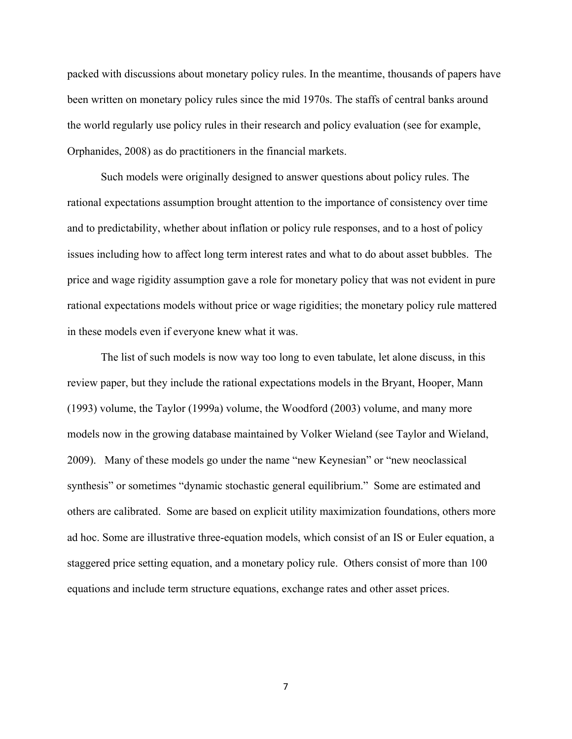packed with discussions about monetary policy rules. In the meantime, thousands of papers have been written on monetary policy rules since the mid 1970s. The staffs of central banks around the world regularly use policy rules in their research and policy evaluation (see for example, Orphanides, 2008) as do practitioners in the financial markets.

Such models were originally designed to answer questions about policy rules. The rational expectations assumption brought attention to the importance of consistency over time and to predictability, whether about inflation or policy rule responses, and to a host of policy issues including how to affect long term interest rates and what to do about asset bubbles. The price and wage rigidity assumption gave a role for monetary policy that was not evident in pure rational expectations models without price or wage rigidities; the monetary policy rule mattered in these models even if everyone knew what it was.

The list of such models is now way too long to even tabulate, let alone discuss, in this review paper, but they include the rational expectations models in the Bryant, Hooper, Mann (1993) volume, the Taylor (1999a) volume, the Woodford (2003) volume, and many more models now in the growing database maintained by Volker Wieland (see Taylor and Wieland, 2009). Many of these models go under the name "new Keynesian" or "new neoclassical synthesis" or sometimes "dynamic stochastic general equilibrium." Some are estimated and others are calibrated. Some are based on explicit utility maximization foundations, others more ad hoc. Some are illustrative three-equation models, which consist of an IS or Euler equation, a staggered price setting equation, and a monetary policy rule. Others consist of more than 100 equations and include term structure equations, exchange rates and other asset prices.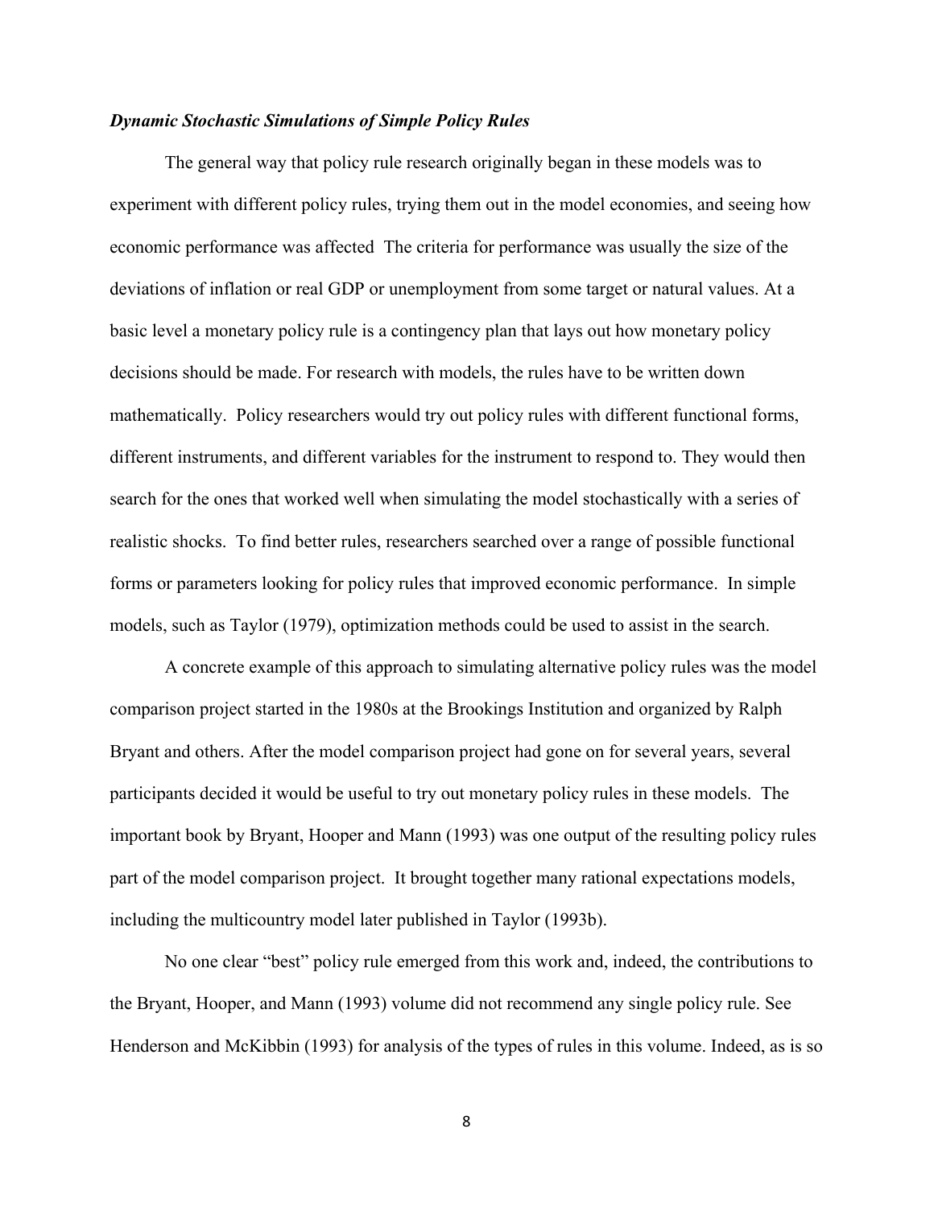***Dynamic Stochastic Simulations of Simple Policy Rules***

The general way that policy rule research originally began in these models was to experiment with different policy rules, trying them out in the model economies, and seeing how economic performance was affected The criteria for performance was usually the size of the deviations of inflation or real GDP or unemployment from some target or natural values. At a basic level a monetary policy rule is a contingency plan that lays out how monetary policy decisions should be made. For research with models, the rules have to be written down mathematically. Policy researchers would try out policy rules with different functional forms, different instruments, and different variables for the instrument to respond to. They would then search for the ones that worked well when simulating the model stochastically with a series of realistic shocks. To find better rules, researchers searched over a range of possible functional forms or parameters looking for policy rules that improved economic performance. In simple models, such as Taylor (1979), optimization methods could be used to assist in the search.

A concrete example of this approach to simulating alternative policy rules was the model comparison project started in the 1980s at the Brookings Institution and organized by Ralph Bryant and others. After the model comparison project had gone on for several years, several participants decided it would be useful to try out monetary policy rules in these models. The important book by Bryant, Hooper and Mann (1993) was one output of the resulting policy rules part of the model comparison project. It brought together many rational expectations models, including the multicountry model later published in Taylor (1993b).

No one clear "best" policy rule emerged from this work and, indeed, the contributions to the Bryant, Hooper, and Mann (1993) volume did not recommend any single policy rule. See Henderson and McKibbin (1993) for analysis of the types of rules in this volume. Indeed, as is so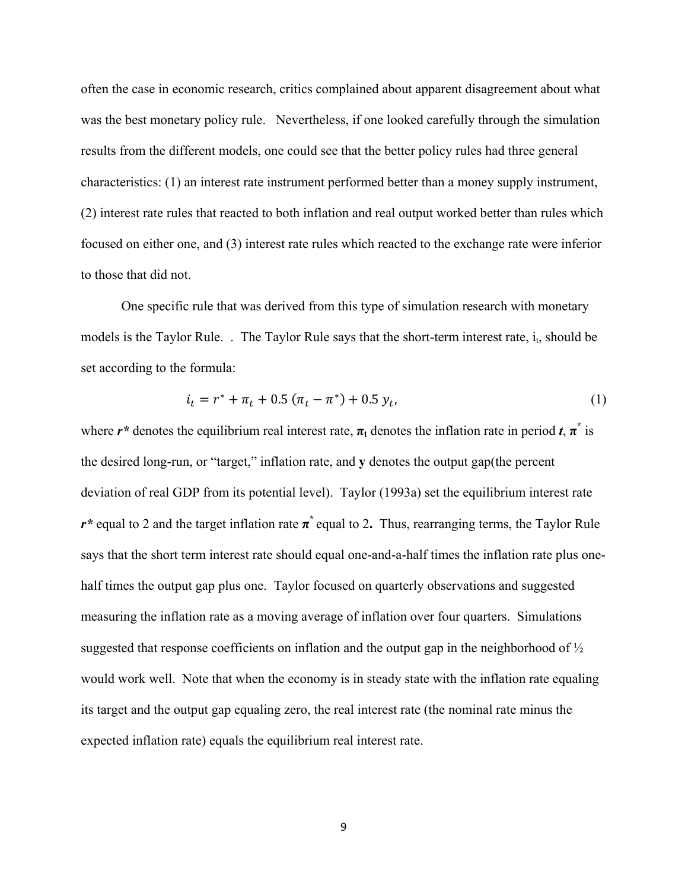often the case in economic research, critics complained about apparent disagreement about what was the best monetary policy rule. Nevertheless, if one looked carefully through the simulation results from the different models, one could see that the better policy rules had three general characteristics: (1) an interest rate instrument performed better than a money supply instrument, (2) interest rate rules that reacted to both inflation and real output worked better than rules which focused on either one, and (3) interest rate rules which reacted to the exchange rate were inferior to those that did not.

One specific rule that was derived from this type of simulation research with monetary models is the Taylor Rule. . The Taylor Rule says that the short-term interest rate, $i_t$, should be set according to the formula:

$$i_t = r^* + \pi_t + 0.5\,(\pi_t - \pi^*) + 0.5\,y_t, \tag{1}$$

where $\boldsymbol{r^*}$ denotes the equilibrium real interest rate, $\boldsymbol{\pi_t}$ denotes the inflation rate in period $\boldsymbol{t}$, $\boldsymbol{\pi^*}$ is the desired long-run, or "target," inflation rate, and **y** denotes the output gap(the percent deviation of real GDP from its potential level). Taylor (1993a) set the equilibrium interest rate $\boldsymbol{r^*}$ equal to 2 and the target inflation rate $\boldsymbol{\pi^*}$ equal to 2**.** Thus, rearranging terms, the Taylor Rule says that the short term interest rate should equal one-and-a-half times the inflation rate plus one-half times the output gap plus one. Taylor focused on quarterly observations and suggested measuring the inflation rate as a moving average of inflation over four quarters. Simulations suggested that response coefficients on inflation and the output gap in the neighborhood of ½ would work well. Note that when the economy is in steady state with the inflation rate equaling its target and the output gap equaling zero, the real interest rate (the nominal rate minus the expected inflation rate) equals the equilibrium real interest rate.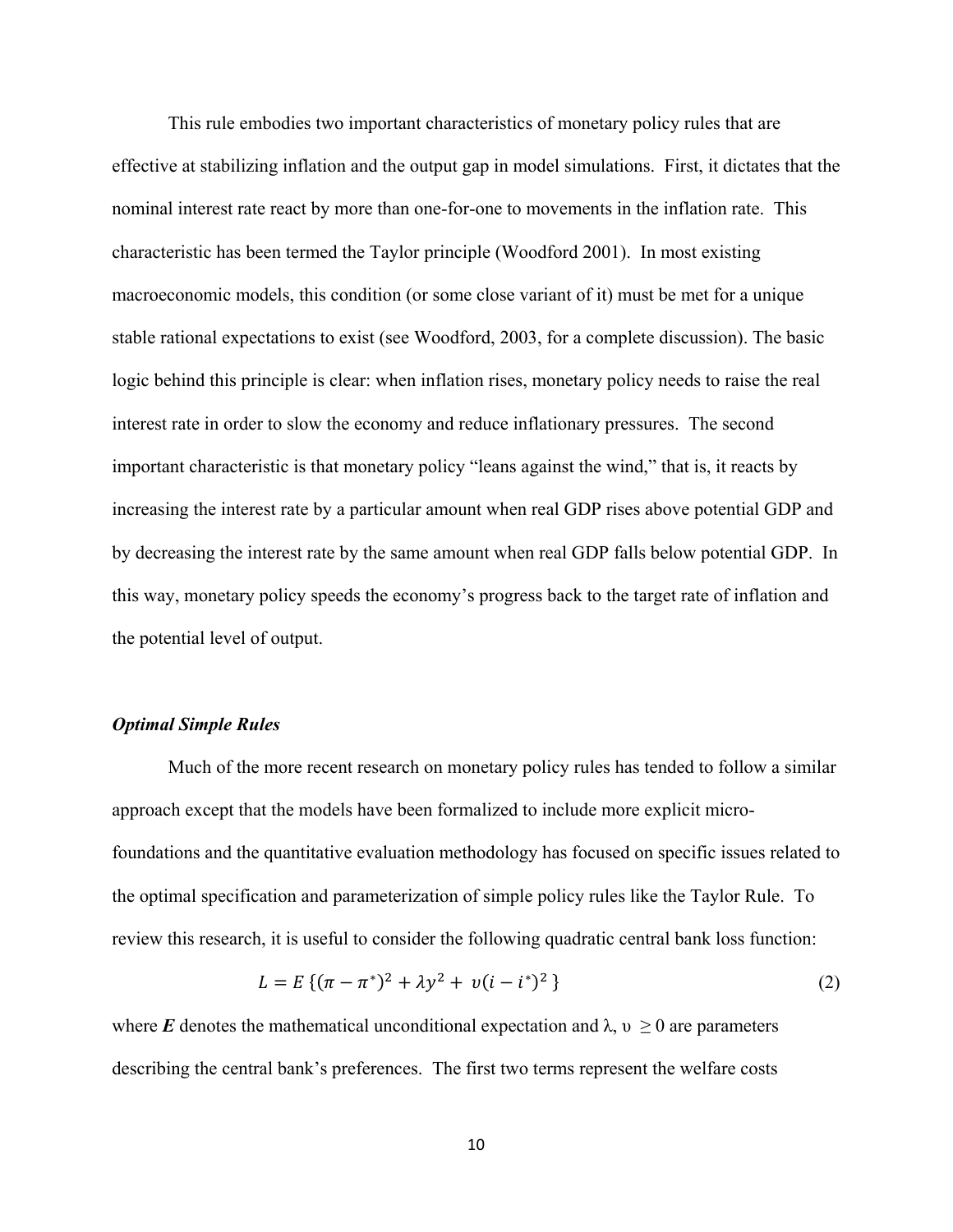This rule embodies two important characteristics of monetary policy rules that are effective at stabilizing inflation and the output gap in model simulations. First, it dictates that the nominal interest rate react by more than one-for-one to movements in the inflation rate. This characteristic has been termed the Taylor principle (Woodford 2001). In most existing macroeconomic models, this condition (or some close variant of it) must be met for a unique stable rational expectations to exist (see Woodford, 2003, for a complete discussion). The basic logic behind this principle is clear: when inflation rises, monetary policy needs to raise the real interest rate in order to slow the economy and reduce inflationary pressures. The second important characteristic is that monetary policy "leans against the wind," that is, it reacts by increasing the interest rate by a particular amount when real GDP rises above potential GDP and by decreasing the interest rate by the same amount when real GDP falls below potential GDP. In this way, monetary policy speeds the economy's progress back to the target rate of inflation and the potential level of output.

### *Optimal Simple Rules*

Much of the more recent research on monetary policy rules has tended to follow a similar approach except that the models have been formalized to include more explicit micro-foundations and the quantitative evaluation methodology has focused on specific issues related to the optimal specification and parameterization of simple policy rules like the Taylor Rule. To review this research, it is useful to consider the following quadratic central bank loss function:

$$L = E\left\{(\pi - \pi^{*})^{2} + \lambda y^{2} + \upsilon (i - i^{*})^{2}\right\} \tag{2}$$

where ***E*** denotes the mathematical unconditional expectation and $\lambda, \upsilon \geq 0$ are parameters describing the central bank's preferences. The first two terms represent the welfare costs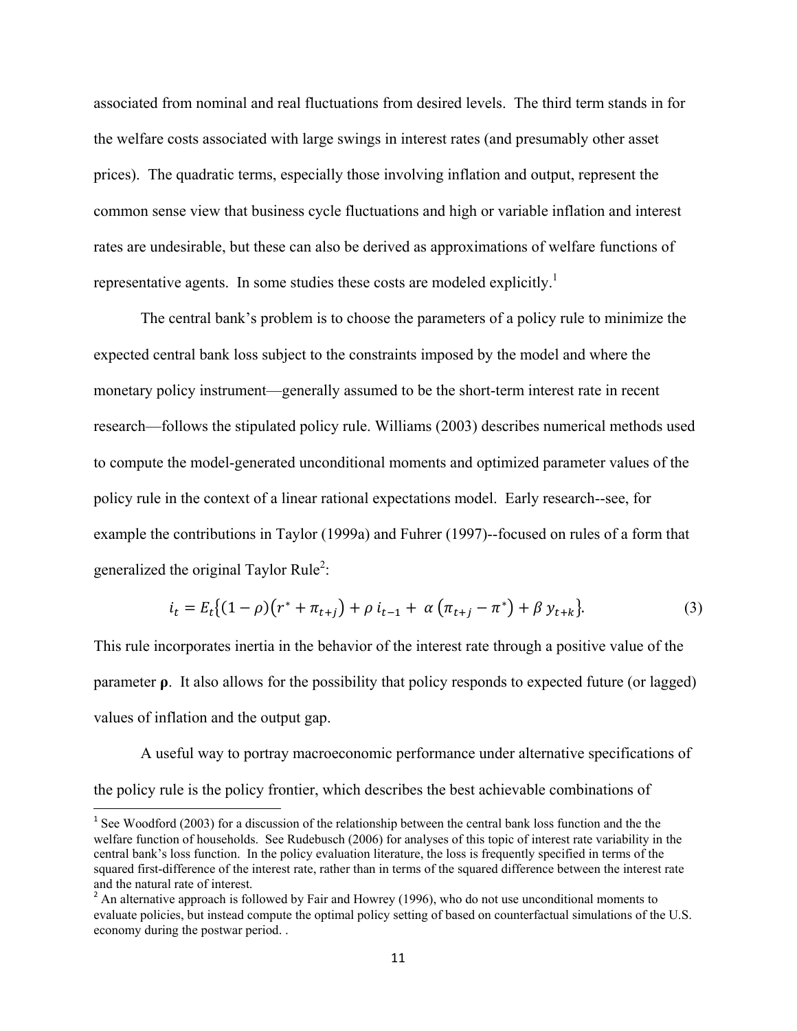associated from nominal and real fluctuations from desired levels. The third term stands in for the welfare costs associated with large swings in interest rates (and presumably other asset prices). The quadratic terms, especially those involving inflation and output, represent the common sense view that business cycle fluctuations and high or variable inflation and interest rates are undesirable, but these can also be derived as approximations of welfare functions of representative agents. In some studies these costs are modeled explicitly.[1]

The central bank's problem is to choose the parameters of a policy rule to minimize the expected central bank loss subject to the constraints imposed by the model and where the monetary policy instrument—generally assumed to be the short-term interest rate in recent research—follows the stipulated policy rule. Williams (2003) describes numerical methods used to compute the model-generated unconditional moments and optimized parameter values of the policy rule in the context of a linear rational expectations model. Early research--see, for example the contributions in Taylor (1999a) and Fuhrer (1997)--focused on rules of a form that generalized the original Taylor Rule[2]:

$$i_t = E_t\{(1-\rho)(r^* + \pi_{t+j}) + \rho\, i_{t-1} + \alpha\,(\pi_{t+j} - \pi^*) + \beta\, y_{t+k}\}. \tag{3}$$

This rule incorporates inertia in the behavior of the interest rate through a positive value of the parameter $\boldsymbol{\rho}$. It also allows for the possibility that policy responds to expected future (or lagged) values of inflation and the output gap.

A useful way to portray macroeconomic performance under alternative specifications of the policy rule is the policy frontier, which describes the best achievable combinations of

---

[1] See Woodford (2003) for a discussion of the relationship between the central bank loss function and the the welfare function of households. See Rudebusch (2006) for analyses of this topic of interest rate variability in the central bank's loss function. In the policy evaluation literature, the loss is frequently specified in terms of the squared first-difference of the interest rate, rather than in terms of the squared difference between the interest rate and the natural rate of interest.

[2] An alternative approach is followed by Fair and Howrey (1996), who do not use unconditional moments to evaluate policies, but instead compute the optimal policy setting of based on counterfactual simulations of the U.S. economy during the postwar period. .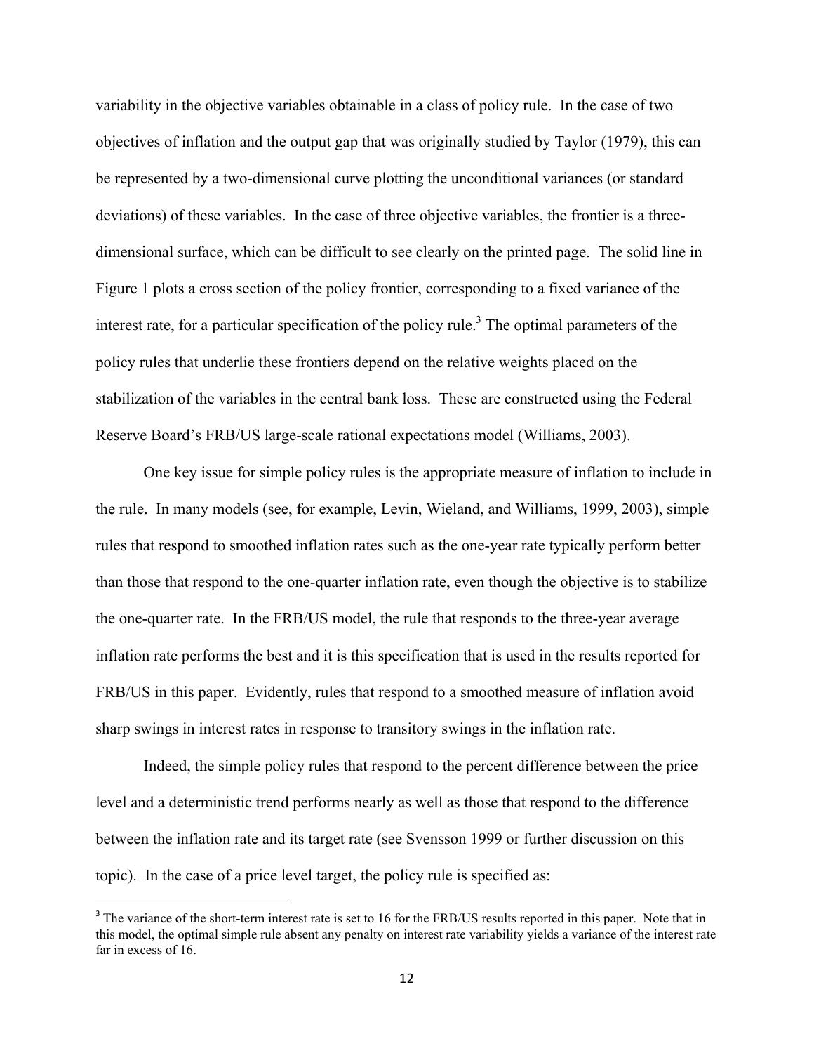variability in the objective variables obtainable in a class of policy rule. In the case of two objectives of inflation and the output gap that was originally studied by Taylor (1979), this can be represented by a two-dimensional curve plotting the unconditional variances (or standard deviations) of these variables. In the case of three objective variables, the frontier is a three-dimensional surface, which can be difficult to see clearly on the printed page. The solid line in Figure 1 plots a cross section of the policy frontier, corresponding to a fixed variance of the interest rate, for a particular specification of the policy rule.[3] The optimal parameters of the policy rules that underlie these frontiers depend on the relative weights placed on the stabilization of the variables in the central bank loss. These are constructed using the Federal Reserve Board's FRB/US large-scale rational expectations model (Williams, 2003).

One key issue for simple policy rules is the appropriate measure of inflation to include in the rule. In many models (see, for example, Levin, Wieland, and Williams, 1999, 2003), simple rules that respond to smoothed inflation rates such as the one-year rate typically perform better than those that respond to the one-quarter inflation rate, even though the objective is to stabilize the one-quarter rate. In the FRB/US model, the rule that responds to the three-year average inflation rate performs the best and it is this specification that is used in the results reported for FRB/US in this paper. Evidently, rules that respond to a smoothed measure of inflation avoid sharp swings in interest rates in response to transitory swings in the inflation rate.

Indeed, the simple policy rules that respond to the percent difference between the price level and a deterministic trend performs nearly as well as those that respond to the difference between the inflation rate and its target rate (see Svensson 1999 or further discussion on this topic). In the case of a price level target, the policy rule is specified as:

[3] The variance of the short-term interest rate is set to 16 for the FRB/US results reported in this paper. Note that in this model, the optimal simple rule absent any penalty on interest rate variability yields a variance of the interest rate far in excess of 16.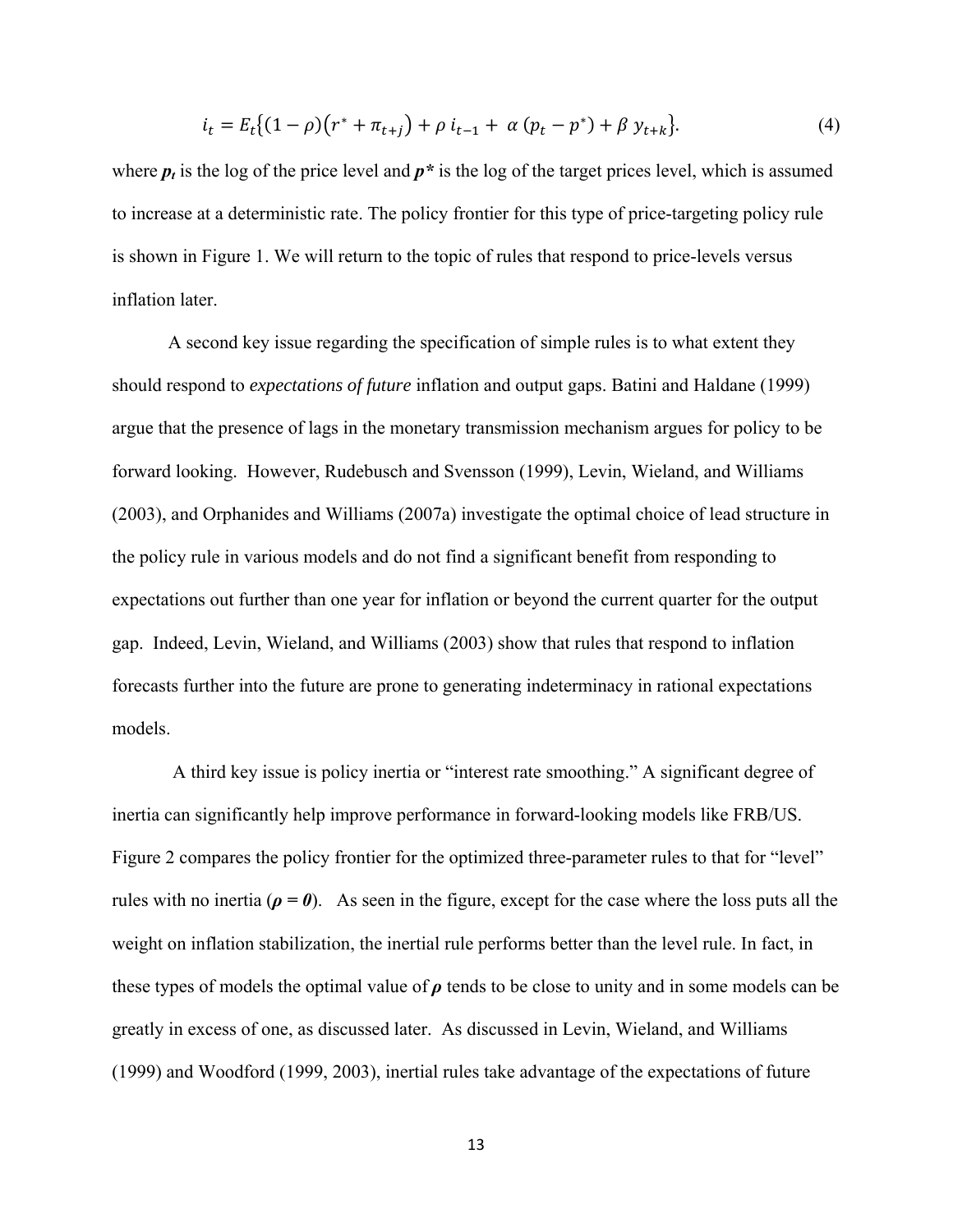$$i_t = E_t\{(1-\rho)(r^* + \pi_{t+j}) + \rho\, i_{t-1} + \alpha\,(p_t - p^*) + \beta\, y_{t+k}\}. \tag{4}$$

where $p_t$ is the log of the price level and $p^*$ is the log of the target prices level, which is assumed to increase at a deterministic rate. The policy frontier for this type of price-targeting policy rule is shown in Figure 1. We will return to the topic of rules that respond to price-levels versus inflation later.

A second key issue regarding the specification of simple rules is to what extent they should respond to *expectations of future* inflation and output gaps. Batini and Haldane (1999) argue that the presence of lags in the monetary transmission mechanism argues for policy to be forward looking. However, Rudebusch and Svensson (1999), Levin, Wieland, and Williams (2003), and Orphanides and Williams (2007a) investigate the optimal choice of lead structure in the policy rule in various models and do not find a significant benefit from responding to expectations out further than one year for inflation or beyond the current quarter for the output gap. Indeed, Levin, Wieland, and Williams (2003) show that rules that respond to inflation forecasts further into the future are prone to generating indeterminacy in rational expectations models.

A third key issue is policy inertia or "interest rate smoothing." A significant degree of inertia can significantly help improve performance in forward-looking models like FRB/US. Figure 2 compares the policy frontier for the optimized three-parameter rules to that for "level" rules with no inertia ($\rho = 0$). As seen in the figure, except for the case where the loss puts all the weight on inflation stabilization, the inertial rule performs better than the level rule. In fact, in these types of models the optimal value of $\rho$ tends to be close to unity and in some models can be greatly in excess of one, as discussed later. As discussed in Levin, Wieland, and Williams (1999) and Woodford (1999, 2003), inertial rules take advantage of the expectations of future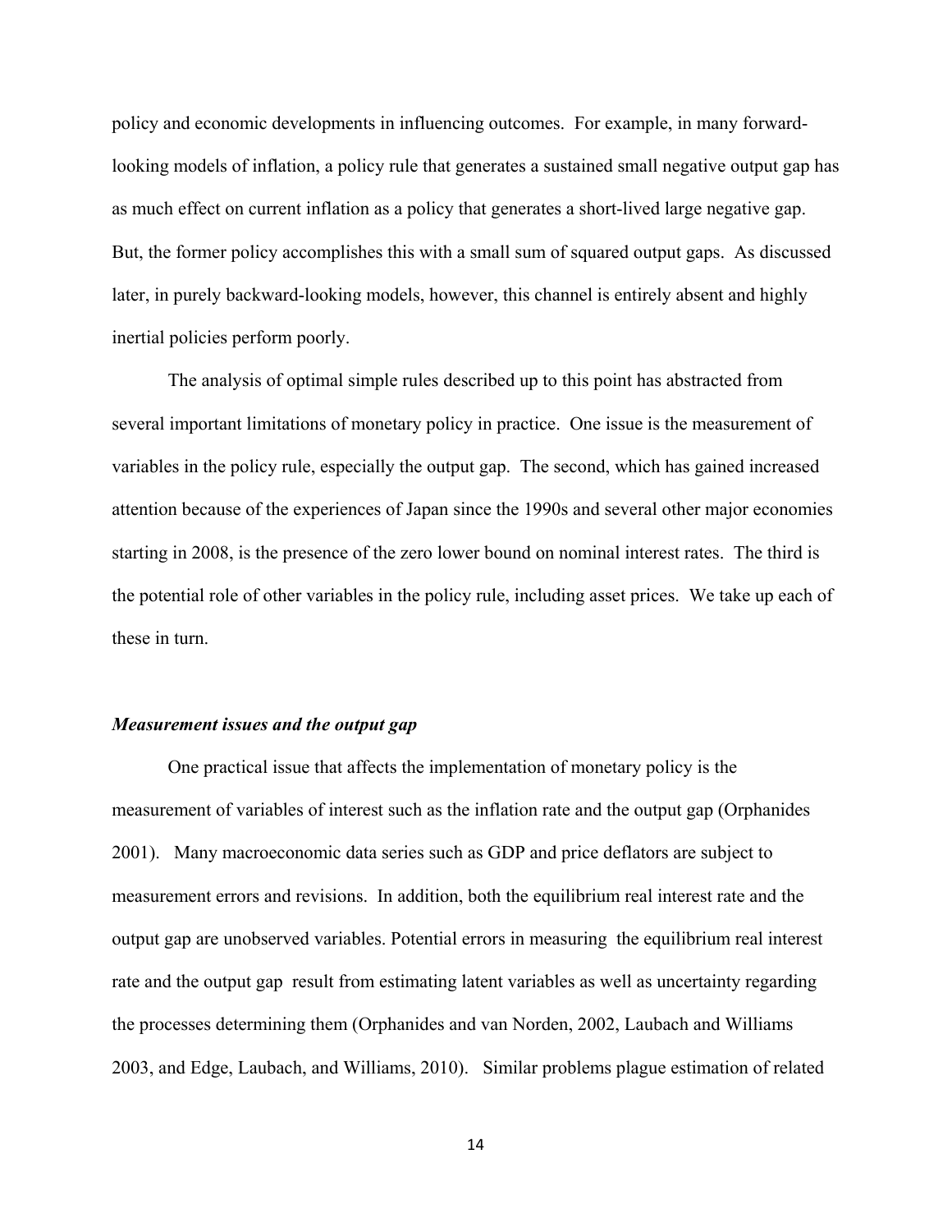policy and economic developments in influencing outcomes. For example, in many forward-looking models of inflation, a policy rule that generates a sustained small negative output gap has as much effect on current inflation as a policy that generates a short-lived large negative gap. But, the former policy accomplishes this with a small sum of squared output gaps. As discussed later, in purely backward-looking models, however, this channel is entirely absent and highly inertial policies perform poorly.

The analysis of optimal simple rules described up to this point has abstracted from several important limitations of monetary policy in practice. One issue is the measurement of variables in the policy rule, especially the output gap. The second, which has gained increased attention because of the experiences of Japan since the 1990s and several other major economies starting in 2008, is the presence of the zero lower bound on nominal interest rates. The third is the potential role of other variables in the policy rule, including asset prices. We take up each of these in turn.

### ***Measurement issues and the output gap***

One practical issue that affects the implementation of monetary policy is the measurement of variables of interest such as the inflation rate and the output gap (Orphanides 2001). Many macroeconomic data series such as GDP and price deflators are subject to measurement errors and revisions. In addition, both the equilibrium real interest rate and the output gap are unobserved variables. Potential errors in measuring the equilibrium real interest rate and the output gap result from estimating latent variables as well as uncertainty regarding the processes determining them (Orphanides and van Norden, 2002, Laubach and Williams 2003, and Edge, Laubach, and Williams, 2010). Similar problems plague estimation of related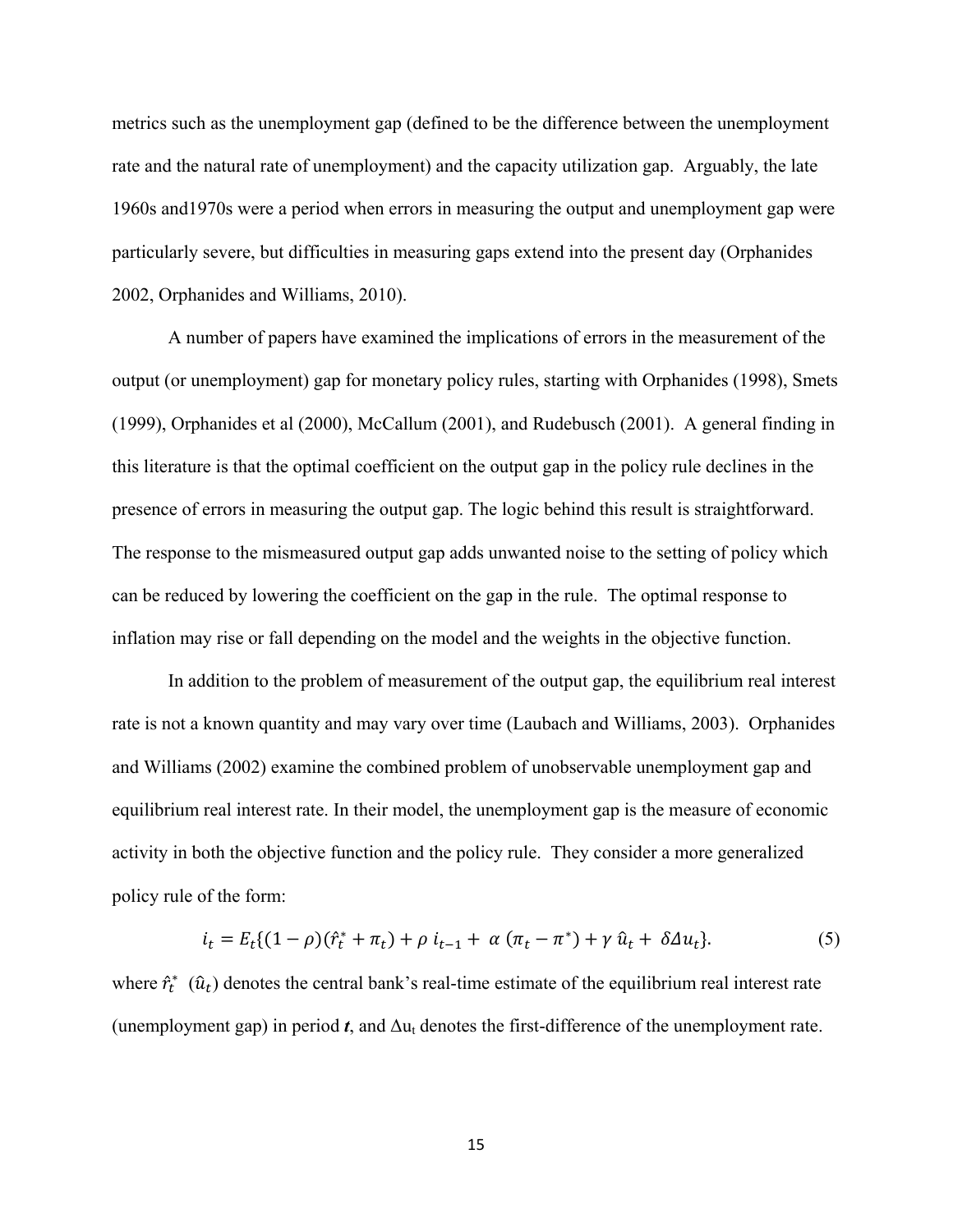metrics such as the unemployment gap (defined to be the difference between the unemployment rate and the natural rate of unemployment) and the capacity utilization gap. Arguably, the late 1960s and1970s were a period when errors in measuring the output and unemployment gap were particularly severe, but difficulties in measuring gaps extend into the present day (Orphanides 2002, Orphanides and Williams, 2010).

A number of papers have examined the implications of errors in the measurement of the output (or unemployment) gap for monetary policy rules, starting with Orphanides (1998), Smets (1999), Orphanides et al (2000), McCallum (2001), and Rudebusch (2001). A general finding in this literature is that the optimal coefficient on the output gap in the policy rule declines in the presence of errors in measuring the output gap. The logic behind this result is straightforward. The response to the mismeasured output gap adds unwanted noise to the setting of policy which can be reduced by lowering the coefficient on the gap in the rule. The optimal response to inflation may rise or fall depending on the model and the weights in the objective function.

In addition to the problem of measurement of the output gap, the equilibrium real interest rate is not a known quantity and may vary over time (Laubach and Williams, 2003). Orphanides and Williams (2002) examine the combined problem of unobservable unemployment gap and equilibrium real interest rate. In their model, the unemployment gap is the measure of economic activity in both the objective function and the policy rule. They consider a more generalized policy rule of the form:

$$i_t = E_t\{(1-\rho)(\hat{r}_t^* + \pi_t) + \rho\, i_{t-1} + \alpha\,(\pi_t - \pi^*) + \gamma\, \hat{u}_t + \delta \Delta u_t\}. \tag{5}$$

where $\hat{r}_t^*$ ($\hat{u}_t$) denotes the central bank's real-time estimate of the equilibrium real interest rate (unemployment gap) in period ***t***, and $\Delta u_t$ denotes the first-difference of the unemployment rate.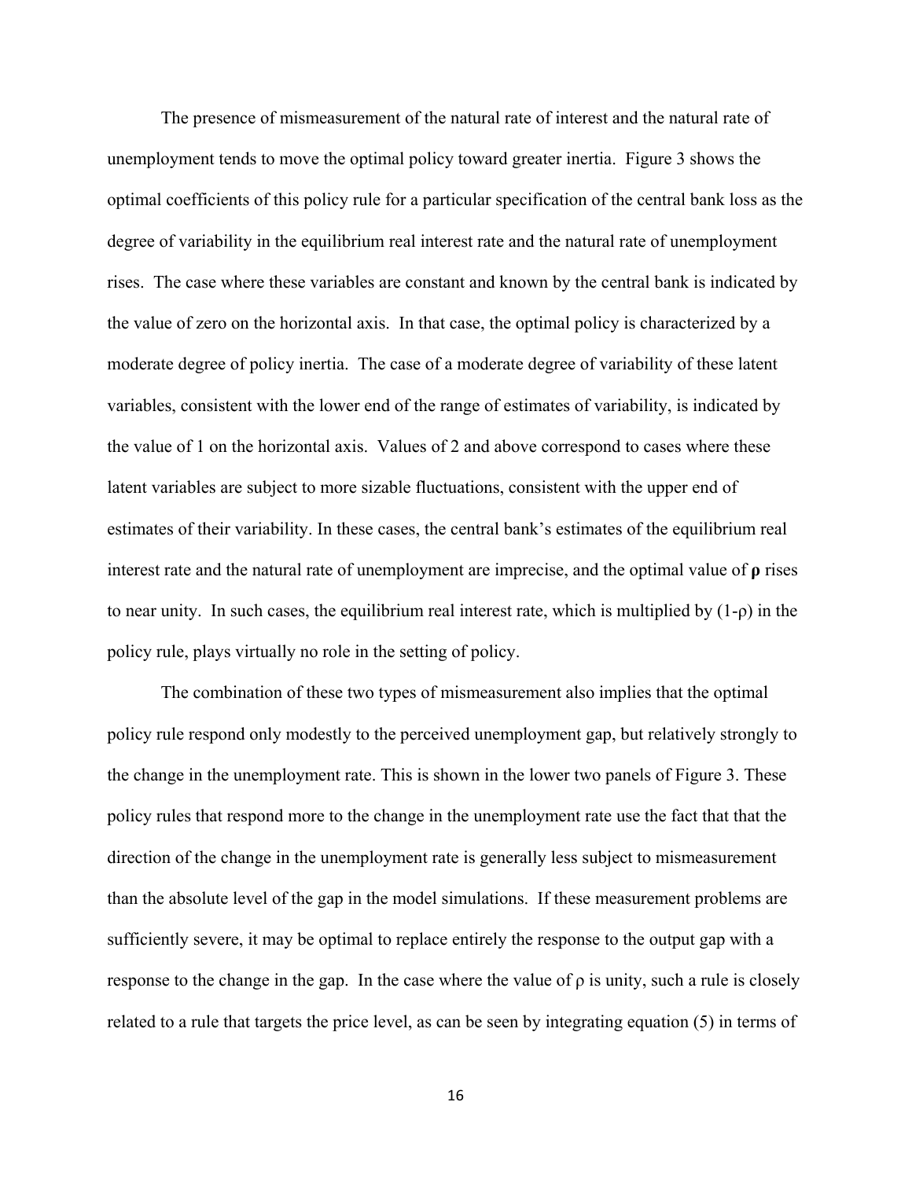The presence of mismeasurement of the natural rate of interest and the natural rate of unemployment tends to move the optimal policy toward greater inertia. Figure 3 shows the optimal coefficients of this policy rule for a particular specification of the central bank loss as the degree of variability in the equilibrium real interest rate and the natural rate of unemployment rises. The case where these variables are constant and known by the central bank is indicated by the value of zero on the horizontal axis. In that case, the optimal policy is characterized by a moderate degree of policy inertia. The case of a moderate degree of variability of these latent variables, consistent with the lower end of the range of estimates of variability, is indicated by the value of 1 on the horizontal axis. Values of 2 and above correspond to cases where these latent variables are subject to more sizable fluctuations, consistent with the upper end of estimates of their variability. In these cases, the central bank's estimates of the equilibrium real interest rate and the natural rate of unemployment are imprecise, and the optimal value of $\boldsymbol{\rho}$ rises to near unity. In such cases, the equilibrium real interest rate, which is multiplied by $(1-\rho)$ in the policy rule, plays virtually no role in the setting of policy.

The combination of these two types of mismeasurement also implies that the optimal policy rule respond only modestly to the perceived unemployment gap, but relatively strongly to the change in the unemployment rate. This is shown in the lower two panels of Figure 3. These policy rules that respond more to the change in the unemployment rate use the fact that that the direction of the change in the unemployment rate is generally less subject to mismeasurement than the absolute level of the gap in the model simulations. If these measurement problems are sufficiently severe, it may be optimal to replace entirely the response to the output gap with a response to the change in the gap. In the case where the value of $\rho$ is unity, such a rule is closely related to a rule that targets the price level, as can be seen by integrating equation (5) in terms of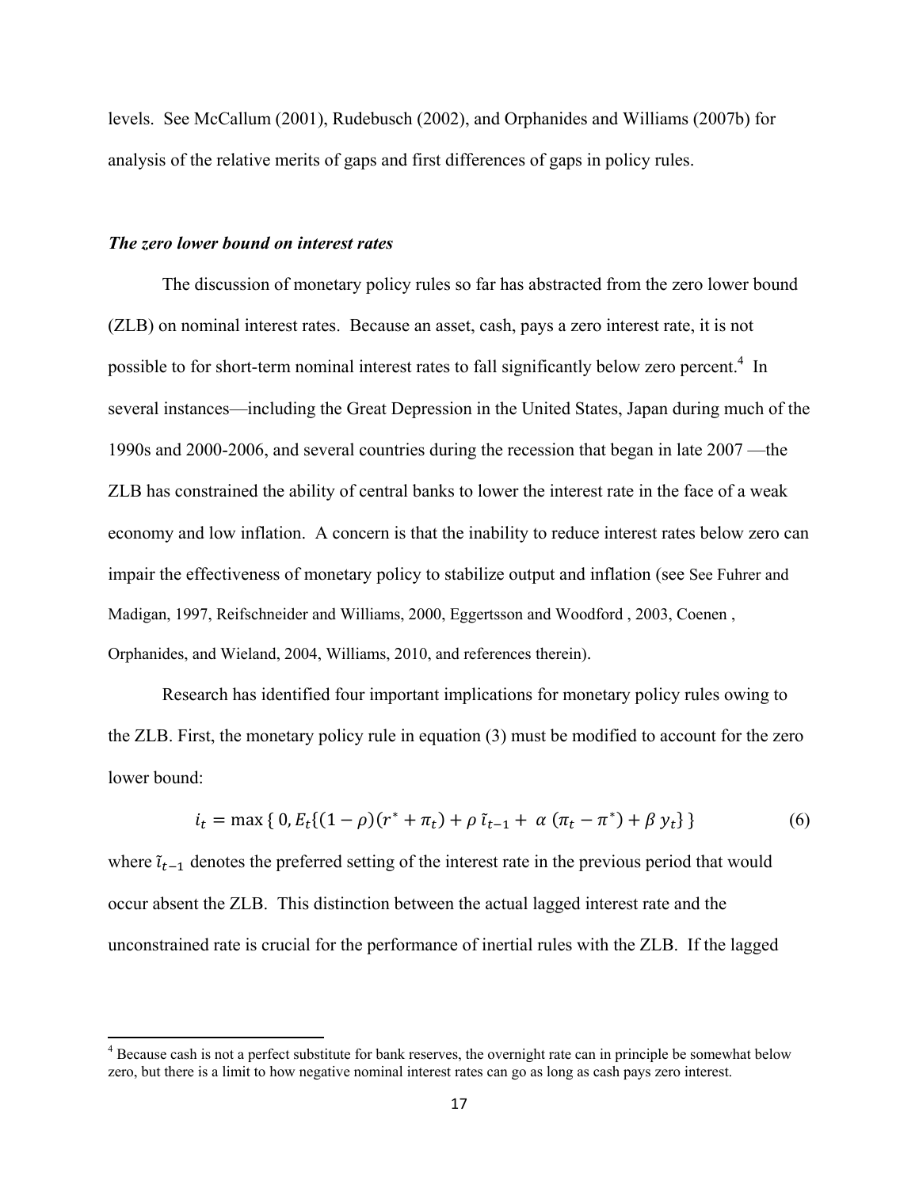levels. See McCallum (2001), Rudebusch (2002), and Orphanides and Williams (2007b) for analysis of the relative merits of gaps and first differences of gaps in policy rules.

### *The zero lower bound on interest rates*

The discussion of monetary policy rules so far has abstracted from the zero lower bound (ZLB) on nominal interest rates. Because an asset, cash, pays a zero interest rate, it is not possible to for short-term nominal interest rates to fall significantly below zero percent.[4] In several instances—including the Great Depression in the United States, Japan during much of the 1990s and 2000-2006, and several countries during the recession that began in late 2007 —the ZLB has constrained the ability of central banks to lower the interest rate in the face of a weak economy and low inflation. A concern is that the inability to reduce interest rates below zero can impair the effectiveness of monetary policy to stabilize output and inflation (see See Fuhrer and Madigan, 1997, Reifschneider and Williams, 2000, Eggertsson and Woodford , 2003, Coenen , Orphanides, and Wieland, 2004, Williams, 2010, and references therein).

Research has identified four important implications for monetary policy rules owing to the ZLB. First, the monetary policy rule in equation (3) must be modified to account for the zero lower bound:

$$i_t = \max\{\, 0, E_t\{(1-\rho)(r^* + \pi_t) + \rho\, \tilde{\imath}_{t-1} + \alpha\,(\pi_t - \pi^*) + \beta\, y_t\}\,\} \tag{6}$$

where $\tilde{\imath}_{t-1}$ denotes the preferred setting of the interest rate in the previous period that would occur absent the ZLB. This distinction between the actual lagged interest rate and the unconstrained rate is crucial for the performance of inertial rules with the ZLB. If the lagged

---

[4] Because cash is not a perfect substitute for bank reserves, the overnight rate can in principle be somewhat below zero, but there is a limit to how negative nominal interest rates can go as long as cash pays zero interest.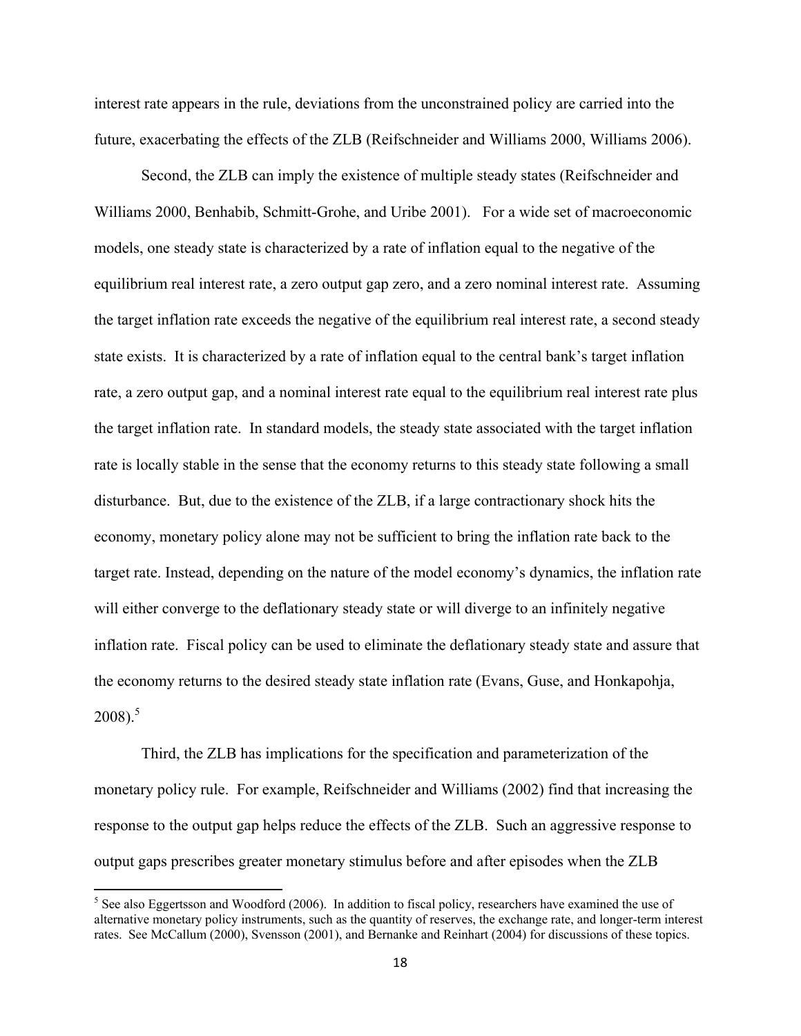interest rate appears in the rule, deviations from the unconstrained policy are carried into the future, exacerbating the effects of the ZLB (Reifschneider and Williams 2000, Williams 2006).

Second, the ZLB can imply the existence of multiple steady states (Reifschneider and Williams 2000, Benhabib, Schmitt-Grohe, and Uribe 2001). For a wide set of macroeconomic models, one steady state is characterized by a rate of inflation equal to the negative of the equilibrium real interest rate, a zero output gap zero, and a zero nominal interest rate. Assuming the target inflation rate exceeds the negative of the equilibrium real interest rate, a second steady state exists. It is characterized by a rate of inflation equal to the central bank's target inflation rate, a zero output gap, and a nominal interest rate equal to the equilibrium real interest rate plus the target inflation rate. In standard models, the steady state associated with the target inflation rate is locally stable in the sense that the economy returns to this steady state following a small disturbance. But, due to the existence of the ZLB, if a large contractionary shock hits the economy, monetary policy alone may not be sufficient to bring the inflation rate back to the target rate. Instead, depending on the nature of the model economy's dynamics, the inflation rate will either converge to the deflationary steady state or will diverge to an infinitely negative inflation rate. Fiscal policy can be used to eliminate the deflationary steady state and assure that the economy returns to the desired steady state inflation rate (Evans, Guse, and Honkapohja, 2008).[5]

Third, the ZLB has implications for the specification and parameterization of the monetary policy rule. For example, Reifschneider and Williams (2002) find that increasing the response to the output gap helps reduce the effects of the ZLB. Such an aggressive response to output gaps prescribes greater monetary stimulus before and after episodes when the ZLB

---

[5] See also Eggertsson and Woodford (2006). In addition to fiscal policy, researchers have examined the use of alternative monetary policy instruments, such as the quantity of reserves, the exchange rate, and longer-term interest rates. See McCallum (2000), Svensson (2001), and Bernanke and Reinhart (2004) for discussions of these topics.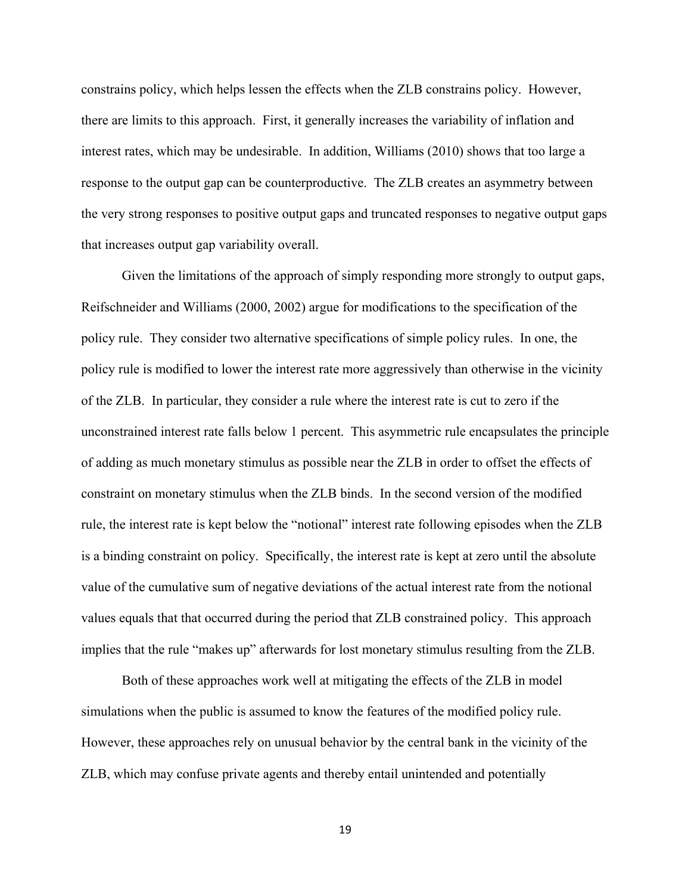constrains policy, which helps lessen the effects when the ZLB constrains policy. However, there are limits to this approach. First, it generally increases the variability of inflation and interest rates, which may be undesirable. In addition, Williams (2010) shows that too large a response to the output gap can be counterproductive. The ZLB creates an asymmetry between the very strong responses to positive output gaps and truncated responses to negative output gaps that increases output gap variability overall.

Given the limitations of the approach of simply responding more strongly to output gaps, Reifschneider and Williams (2000, 2002) argue for modifications to the specification of the policy rule. They consider two alternative specifications of simple policy rules. In one, the policy rule is modified to lower the interest rate more aggressively than otherwise in the vicinity of the ZLB. In particular, they consider a rule where the interest rate is cut to zero if the unconstrained interest rate falls below 1 percent. This asymmetric rule encapsulates the principle of adding as much monetary stimulus as possible near the ZLB in order to offset the effects of constraint on monetary stimulus when the ZLB binds. In the second version of the modified rule, the interest rate is kept below the "notional" interest rate following episodes when the ZLB is a binding constraint on policy. Specifically, the interest rate is kept at zero until the absolute value of the cumulative sum of negative deviations of the actual interest rate from the notional values equals that that occurred during the period that ZLB constrained policy. This approach implies that the rule "makes up" afterwards for lost monetary stimulus resulting from the ZLB.

Both of these approaches work well at mitigating the effects of the ZLB in model simulations when the public is assumed to know the features of the modified policy rule. However, these approaches rely on unusual behavior by the central bank in the vicinity of the ZLB, which may confuse private agents and thereby entail unintended and potentially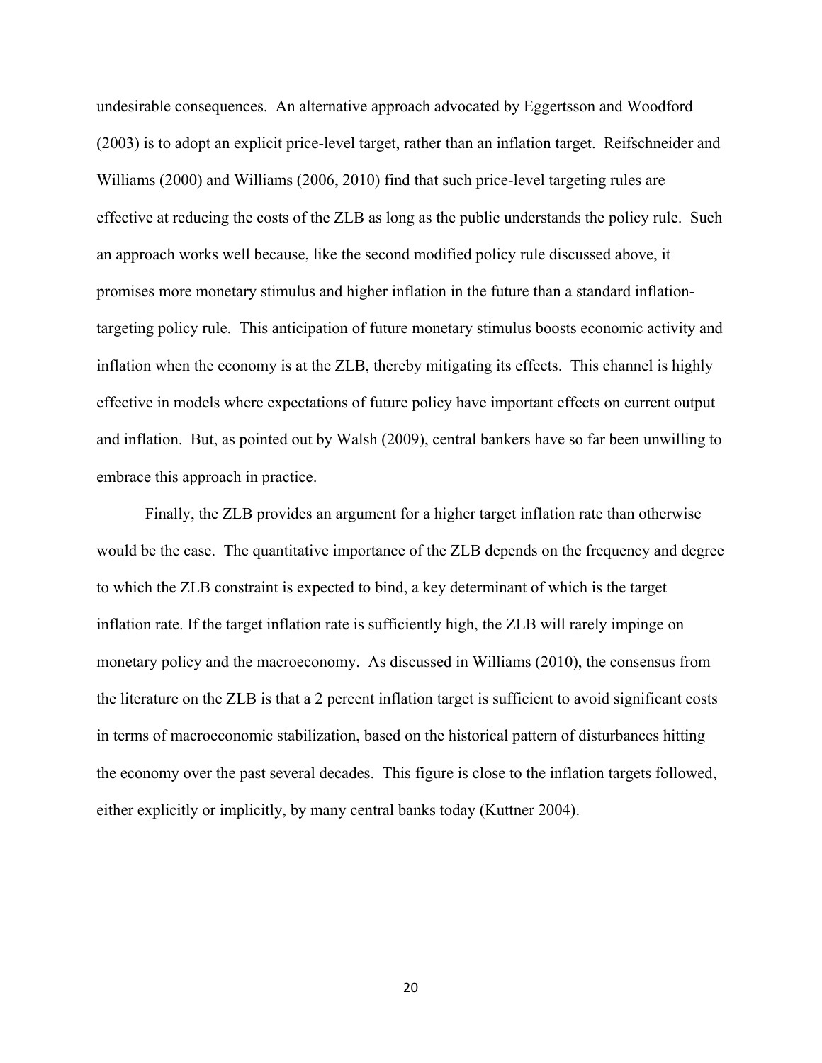undesirable consequences. An alternative approach advocated by Eggertsson and Woodford (2003) is to adopt an explicit price-level target, rather than an inflation target. Reifschneider and Williams (2000) and Williams (2006, 2010) find that such price-level targeting rules are effective at reducing the costs of the ZLB as long as the public understands the policy rule. Such an approach works well because, like the second modified policy rule discussed above, it promises more monetary stimulus and higher inflation in the future than a standard inflation-targeting policy rule. This anticipation of future monetary stimulus boosts economic activity and inflation when the economy is at the ZLB, thereby mitigating its effects. This channel is highly effective in models where expectations of future policy have important effects on current output and inflation. But, as pointed out by Walsh (2009), central bankers have so far been unwilling to embrace this approach in practice.

Finally, the ZLB provides an argument for a higher target inflation rate than otherwise would be the case. The quantitative importance of the ZLB depends on the frequency and degree to which the ZLB constraint is expected to bind, a key determinant of which is the target inflation rate. If the target inflation rate is sufficiently high, the ZLB will rarely impinge on monetary policy and the macroeconomy. As discussed in Williams (2010), the consensus from the literature on the ZLB is that a 2 percent inflation target is sufficient to avoid significant costs in terms of macroeconomic stabilization, based on the historical pattern of disturbances hitting the economy over the past several decades. This figure is close to the inflation targets followed, either explicitly or implicitly, by many central banks today (Kuttner 2004).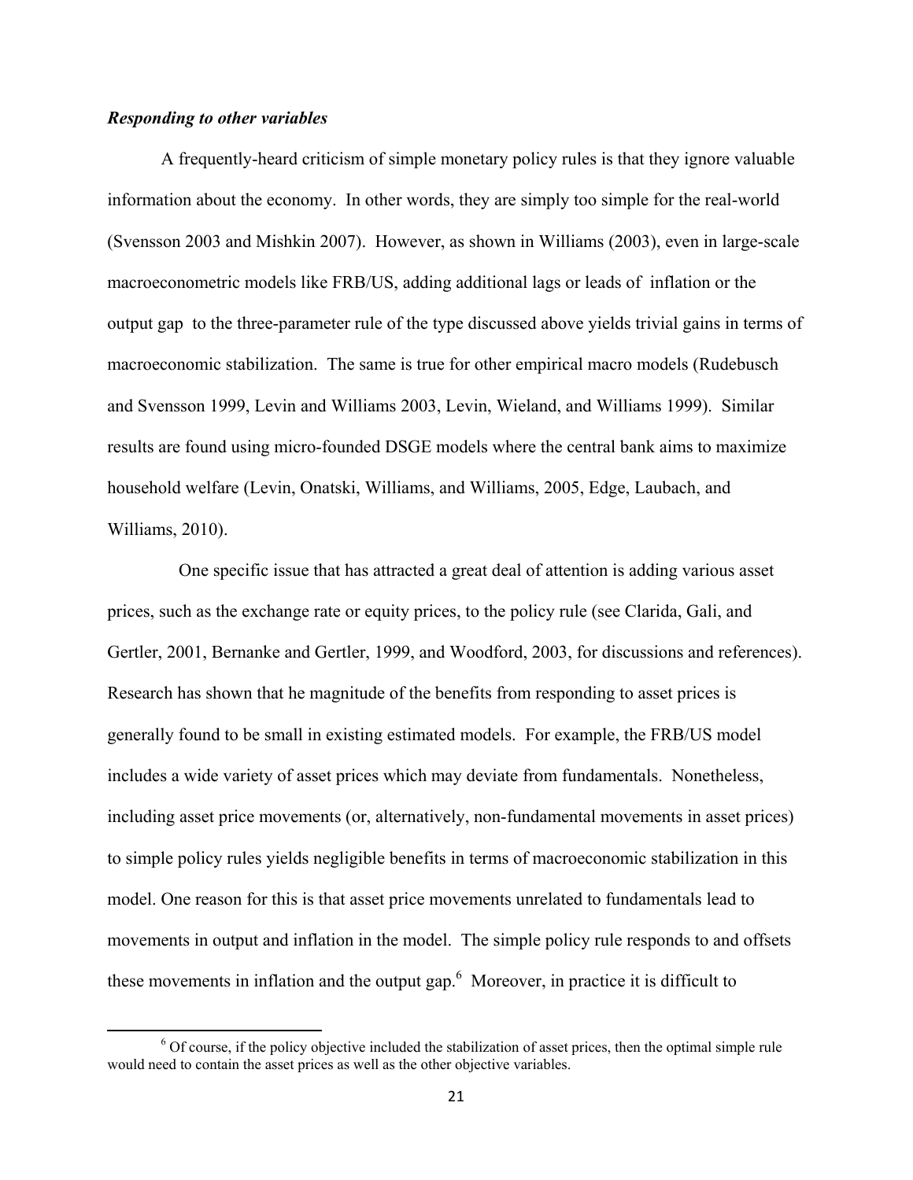***Responding to other variables***

A frequently-heard criticism of simple monetary policy rules is that they ignore valuable information about the economy. In other words, they are simply too simple for the real-world (Svensson 2003 and Mishkin 2007). However, as shown in Williams (2003), even in large-scale macroeconometric models like FRB/US, adding additional lags or leads of inflation or the output gap to the three-parameter rule of the type discussed above yields trivial gains in terms of macroeconomic stabilization. The same is true for other empirical macro models (Rudebusch and Svensson 1999, Levin and Williams 2003, Levin, Wieland, and Williams 1999). Similar results are found using micro-founded DSGE models where the central bank aims to maximize household welfare (Levin, Onatski, Williams, and Williams, 2005, Edge, Laubach, and Williams, 2010).

One specific issue that has attracted a great deal of attention is adding various asset prices, such as the exchange rate or equity prices, to the policy rule (see Clarida, Gali, and Gertler, 2001, Bernanke and Gertler, 1999, and Woodford, 2003, for discussions and references). Research has shown that he magnitude of the benefits from responding to asset prices is generally found to be small in existing estimated models. For example, the FRB/US model includes a wide variety of asset prices which may deviate from fundamentals. Nonetheless, including asset price movements (or, alternatively, non-fundamental movements in asset prices) to simple policy rules yields negligible benefits in terms of macroeconomic stabilization in this model. One reason for this is that asset price movements unrelated to fundamentals lead to movements in output and inflation in the model. The simple policy rule responds to and offsets these movements in inflation and the output gap.[6] Moreover, in practice it is difficult to

---

[6] Of course, if the policy objective included the stabilization of asset prices, then the optimal simple rule would need to contain the asset prices as well as the other objective variables.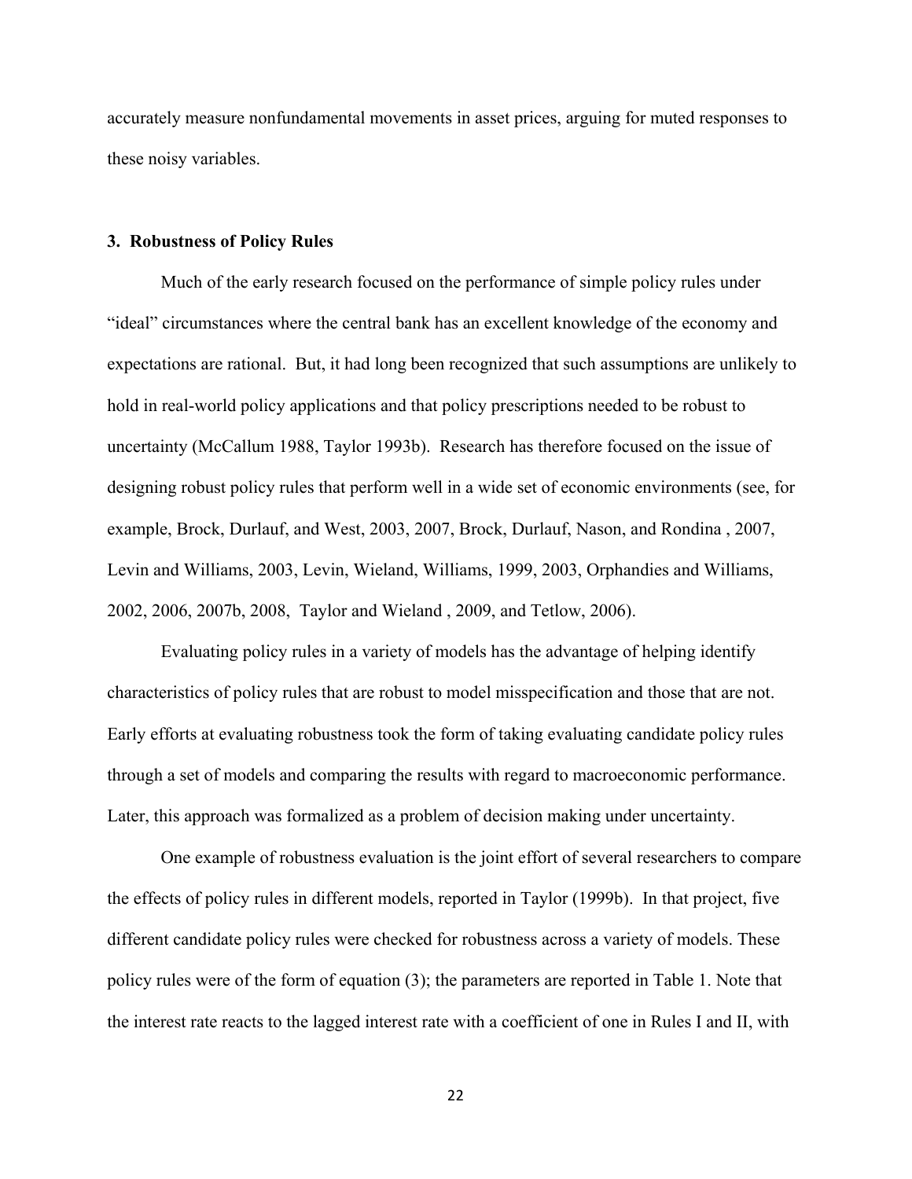accurately measure nonfundamental movements in asset prices, arguing for muted responses to these noisy variables.

### 3. Robustness of Policy Rules

Much of the early research focused on the performance of simple policy rules under "ideal" circumstances where the central bank has an excellent knowledge of the economy and expectations are rational. But, it had long been recognized that such assumptions are unlikely to hold in real-world policy applications and that policy prescriptions needed to be robust to uncertainty (McCallum 1988, Taylor 1993b). Research has therefore focused on the issue of designing robust policy rules that perform well in a wide set of economic environments (see, for example, Brock, Durlauf, and West, 2003, 2007, Brock, Durlauf, Nason, and Rondina , 2007, Levin and Williams, 2003, Levin, Wieland, Williams, 1999, 2003, Orphandies and Williams, 2002, 2006, 2007b, 2008, Taylor and Wieland , 2009, and Tetlow, 2006).

Evaluating policy rules in a variety of models has the advantage of helping identify characteristics of policy rules that are robust to model misspecification and those that are not. Early efforts at evaluating robustness took the form of taking evaluating candidate policy rules through a set of models and comparing the results with regard to macroeconomic performance. Later, this approach was formalized as a problem of decision making under uncertainty.

One example of robustness evaluation is the joint effort of several researchers to compare the effects of policy rules in different models, reported in Taylor (1999b). In that project, five different candidate policy rules were checked for robustness across a variety of models. These policy rules were of the form of equation (3); the parameters are reported in Table 1. Note that the interest rate reacts to the lagged interest rate with a coefficient of one in Rules I and II, with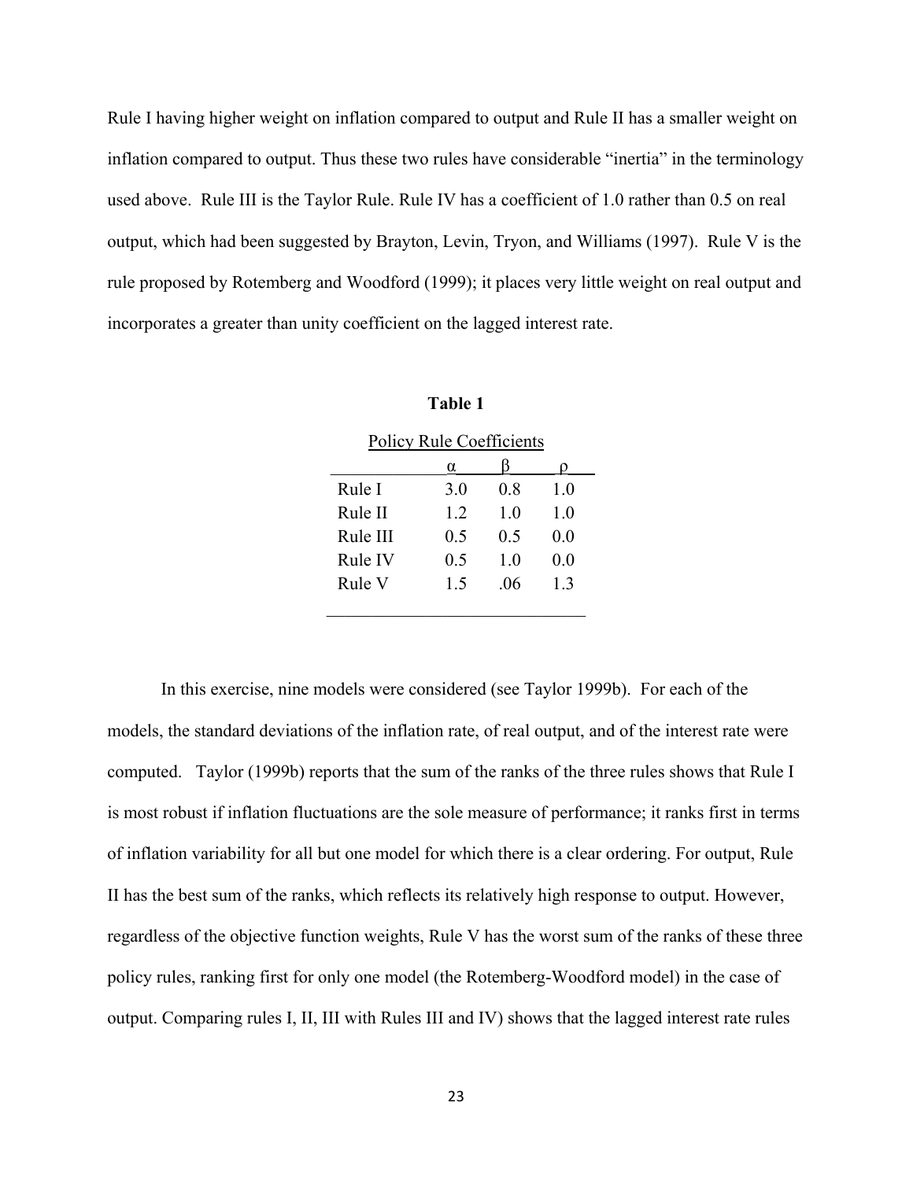Rule I having higher weight on inflation compared to output and Rule II has a smaller weight on inflation compared to output. Thus these two rules have considerable "inertia" in the terminology used above. Rule III is the Taylor Rule. Rule IV has a coefficient of 1.0 rather than 0.5 on real output, which had been suggested by Brayton, Levin, Tryon, and Williams (1997). Rule V is the rule proposed by Rotemberg and Woodford (1999); it places very little weight on real output and incorporates a greater than unity coefficient on the lagged interest rate.

**Table 1**

Policy Rule Coefficients

| | $\alpha$ | $\beta$ | $\rho$ |
|---|---|---|---|
| Rule I | 3.0 | 0.8 | 1.0 |
| Rule II | 1.2 | 1.0 | 1.0 |
| Rule III | 0.5 | 0.5 | 0.0 |
| Rule IV | 0.5 | 1.0 | 0.0 |
| Rule V | 1.5 | .06 | 1.3 |

In this exercise, nine models were considered (see Taylor 1999b). For each of the models, the standard deviations of the inflation rate, of real output, and of the interest rate were computed. Taylor (1999b) reports that the sum of the ranks of the three rules shows that Rule I is most robust if inflation fluctuations are the sole measure of performance; it ranks first in terms of inflation variability for all but one model for which there is a clear ordering. For output, Rule II has the best sum of the ranks, which reflects its relatively high response to output. However, regardless of the objective function weights, Rule V has the worst sum of the ranks of these three policy rules, ranking first for only one model (the Rotemberg-Woodford model) in the case of output. Comparing rules I, II, III with Rules III and IV) shows that the lagged interest rate rules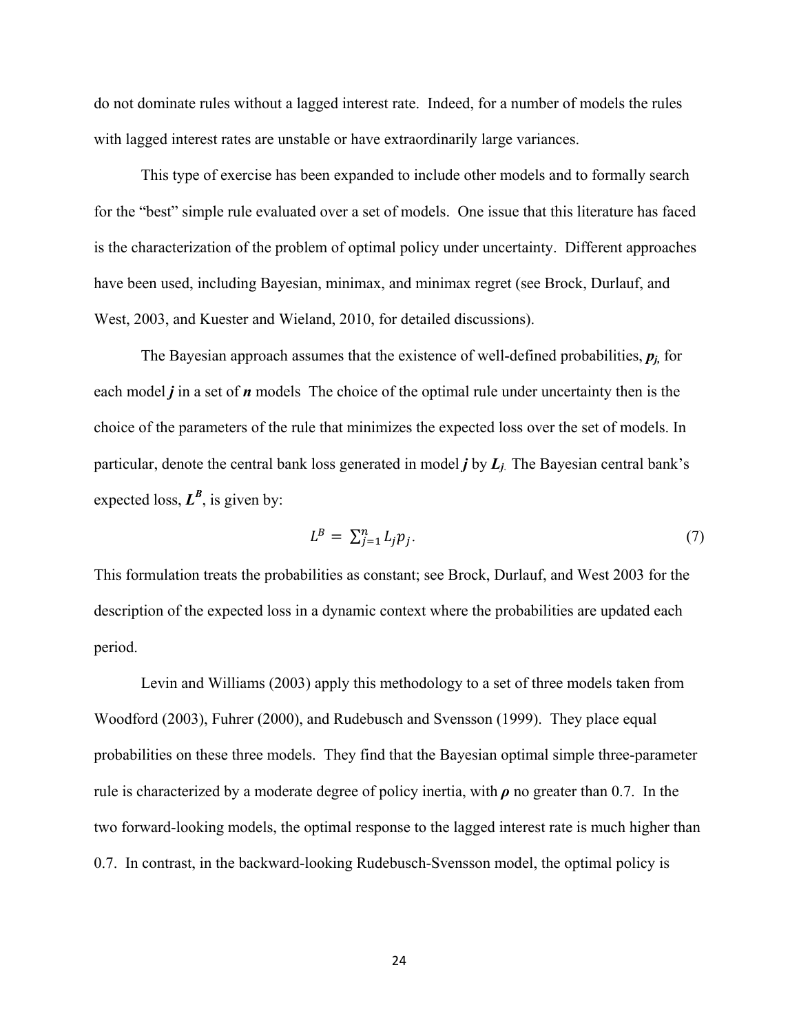do not dominate rules without a lagged interest rate. Indeed, for a number of models the rules with lagged interest rates are unstable or have extraordinarily large variances.

This type of exercise has been expanded to include other models and to formally search for the "best" simple rule evaluated over a set of models. One issue that this literature has faced is the characterization of the problem of optimal policy under uncertainty. Different approaches have been used, including Bayesian, minimax, and minimax regret (see Brock, Durlauf, and West, 2003, and Kuester and Wieland, 2010, for detailed discussions).

The Bayesian approach assumes that the existence of well-defined probabilities, $\boldsymbol{p_j}$, for each model $\boldsymbol{j}$ in a set of $\boldsymbol{n}$ models The choice of the optimal rule under uncertainty then is the choice of the parameters of the rule that minimizes the expected loss over the set of models. In particular, denote the central bank loss generated in model $\boldsymbol{j}$ by $\boldsymbol{L_j}$. The Bayesian central bank's expected loss, $\boldsymbol{L^B}$, is given by:

$$L^B = \sum_{j=1}^{n} L_j p_j. \tag{7}$$

This formulation treats the probabilities as constant; see Brock, Durlauf, and West 2003 for the description of the expected loss in a dynamic context where the probabilities are updated each period.

Levin and Williams (2003) apply this methodology to a set of three models taken from Woodford (2003), Fuhrer (2000), and Rudebusch and Svensson (1999). They place equal probabilities on these three models. They find that the Bayesian optimal simple three-parameter rule is characterized by a moderate degree of policy inertia, with $\boldsymbol{\rho}$ no greater than 0.7. In the two forward-looking models, the optimal response to the lagged interest rate is much higher than 0.7. In contrast, in the backward-looking Rudebusch-Svensson model, the optimal policy is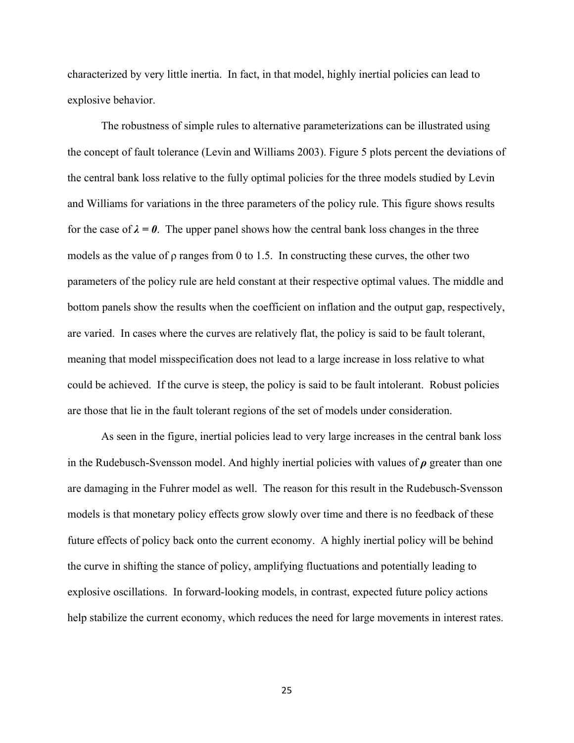characterized by very little inertia. In fact, in that model, highly inertial policies can lead to explosive behavior.

The robustness of simple rules to alternative parameterizations can be illustrated using the concept of fault tolerance (Levin and Williams 2003). Figure 5 plots percent the deviations of the central bank loss relative to the fully optimal policies for the three models studied by Levin and Williams for variations in the three parameters of the policy rule. This figure shows results for the case of $\boldsymbol{\lambda = 0}$. The upper panel shows how the central bank loss changes in the three models as the value of $\rho$ ranges from 0 to 1.5. In constructing these curves, the other two parameters of the policy rule are held constant at their respective optimal values. The middle and bottom panels show the results when the coefficient on inflation and the output gap, respectively, are varied. In cases where the curves are relatively flat, the policy is said to be fault tolerant, meaning that model misspecification does not lead to a large increase in loss relative to what could be achieved. If the curve is steep, the policy is said to be fault intolerant. Robust policies are those that lie in the fault tolerant regions of the set of models under consideration.

As seen in the figure, inertial policies lead to very large increases in the central bank loss in the Rudebusch-Svensson model. And highly inertial policies with values of $\boldsymbol{\rho}$ greater than one are damaging in the Fuhrer model as well. The reason for this result in the Rudebusch-Svensson models is that monetary policy effects grow slowly over time and there is no feedback of these future effects of policy back onto the current economy. A highly inertial policy will be behind the curve in shifting the stance of policy, amplifying fluctuations and potentially leading to explosive oscillations. In forward-looking models, in contrast, expected future policy actions help stabilize the current economy, which reduces the need for large movements in interest rates.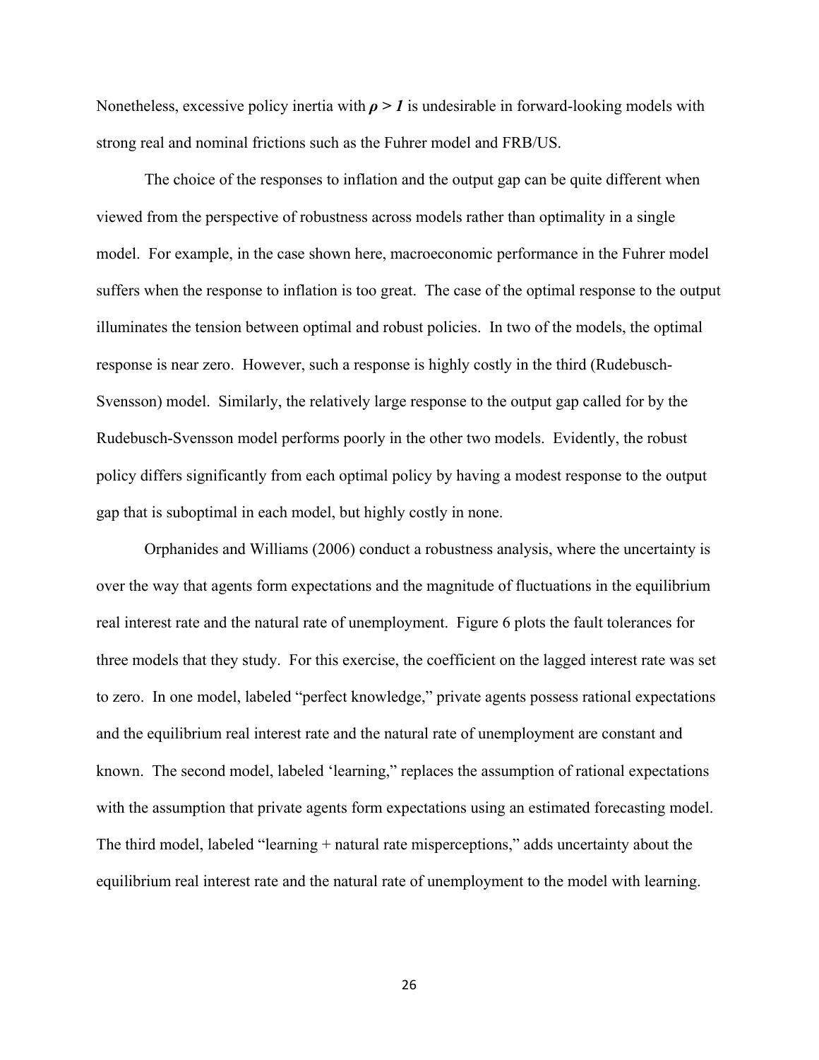Nonetheless, excessive policy inertia with $\rho > 1$ is undesirable in forward-looking models with strong real and nominal frictions such as the Fuhrer model and FRB/US.

The choice of the responses to inflation and the output gap can be quite different when viewed from the perspective of robustness across models rather than optimality in a single model. For example, in the case shown here, macroeconomic performance in the Fuhrer model suffers when the response to inflation is too great. The case of the optimal response to the output illuminates the tension between optimal and robust policies. In two of the models, the optimal response is near zero. However, such a response is highly costly in the third (Rudebusch-Svensson) model. Similarly, the relatively large response to the output gap called for by the Rudebusch-Svensson model performs poorly in the other two models. Evidently, the robust policy differs significantly from each optimal policy by having a modest response to the output gap that is suboptimal in each model, but highly costly in none.

Orphanides and Williams (2006) conduct a robustness analysis, where the uncertainty is over the way that agents form expectations and the magnitude of fluctuations in the equilibrium real interest rate and the natural rate of unemployment. Figure 6 plots the fault tolerances for three models that they study. For this exercise, the coefficient on the lagged interest rate was set to zero. In one model, labeled "perfect knowledge," private agents possess rational expectations and the equilibrium real interest rate and the natural rate of unemployment are constant and known. The second model, labeled 'learning," replaces the assumption of rational expectations with the assumption that private agents form expectations using an estimated forecasting model. The third model, labeled "learning + natural rate misperceptions," adds uncertainty about the equilibrium real interest rate and the natural rate of unemployment to the model with learning.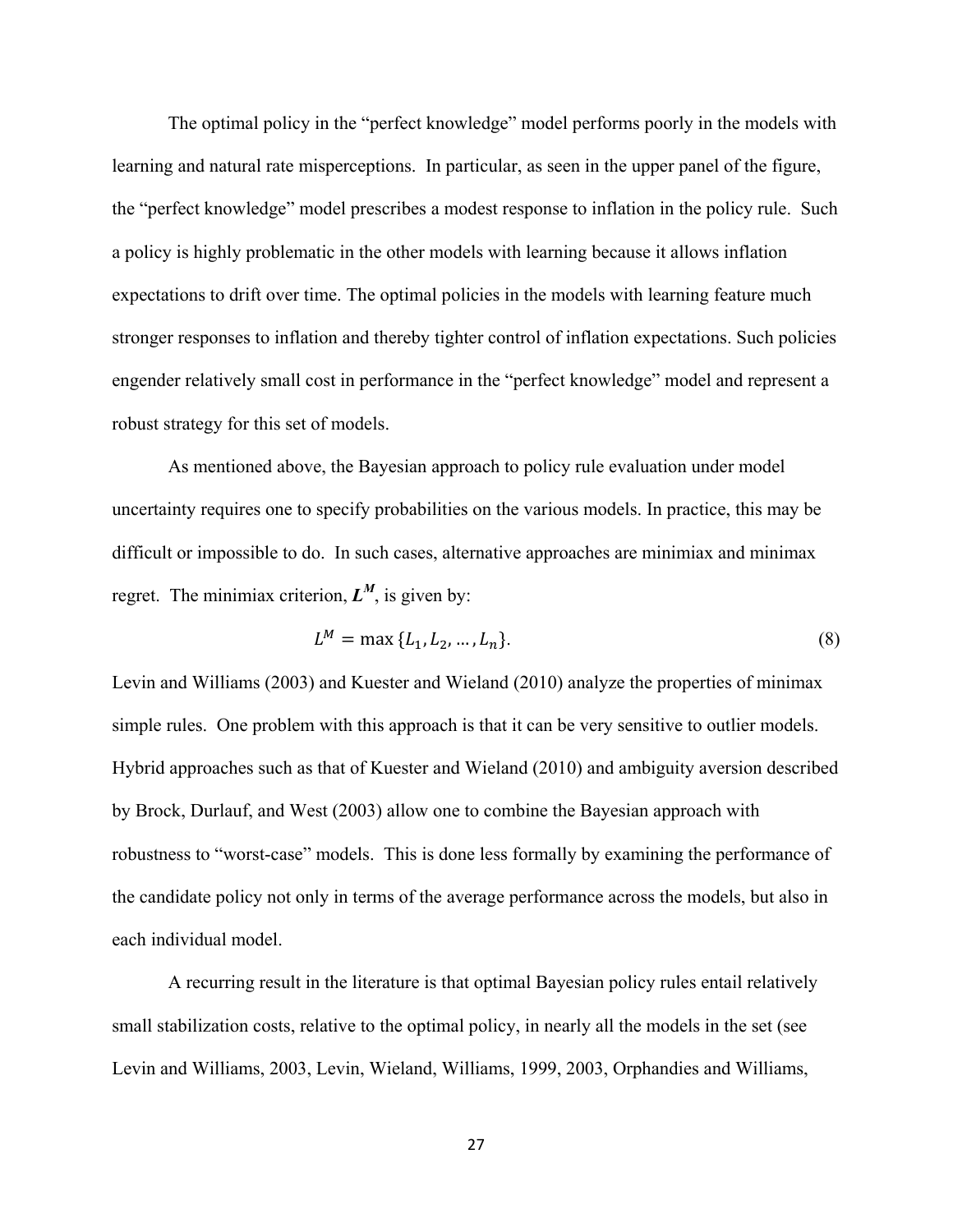The optimal policy in the "perfect knowledge" model performs poorly in the models with learning and natural rate misperceptions. In particular, as seen in the upper panel of the figure, the "perfect knowledge" model prescribes a modest response to inflation in the policy rule. Such a policy is highly problematic in the other models with learning because it allows inflation expectations to drift over time. The optimal policies in the models with learning feature much stronger responses to inflation and thereby tighter control of inflation expectations. Such policies engender relatively small cost in performance in the "perfect knowledge" model and represent a robust strategy for this set of models.

As mentioned above, the Bayesian approach to policy rule evaluation under model uncertainty requires one to specify probabilities on the various models. In practice, this may be difficult or impossible to do. In such cases, alternative approaches are minimiax and minimax regret. The minimiax criterion, $\boldsymbol{L^M}$, is given by:

$$L^M = \max\{L_1, L_2, \dots, L_n\}. \tag{8}$$

Levin and Williams (2003) and Kuester and Wieland (2010) analyze the properties of minimax simple rules. One problem with this approach is that it can be very sensitive to outlier models. Hybrid approaches such as that of Kuester and Wieland (2010) and ambiguity aversion described by Brock, Durlauf, and West (2003) allow one to combine the Bayesian approach with robustness to "worst-case" models. This is done less formally by examining the performance of the candidate policy not only in terms of the average performance across the models, but also in each individual model.

A recurring result in the literature is that optimal Bayesian policy rules entail relatively small stabilization costs, relative to the optimal policy, in nearly all the models in the set (see Levin and Williams, 2003, Levin, Wieland, Williams, 1999, 2003, Orphandies and Williams,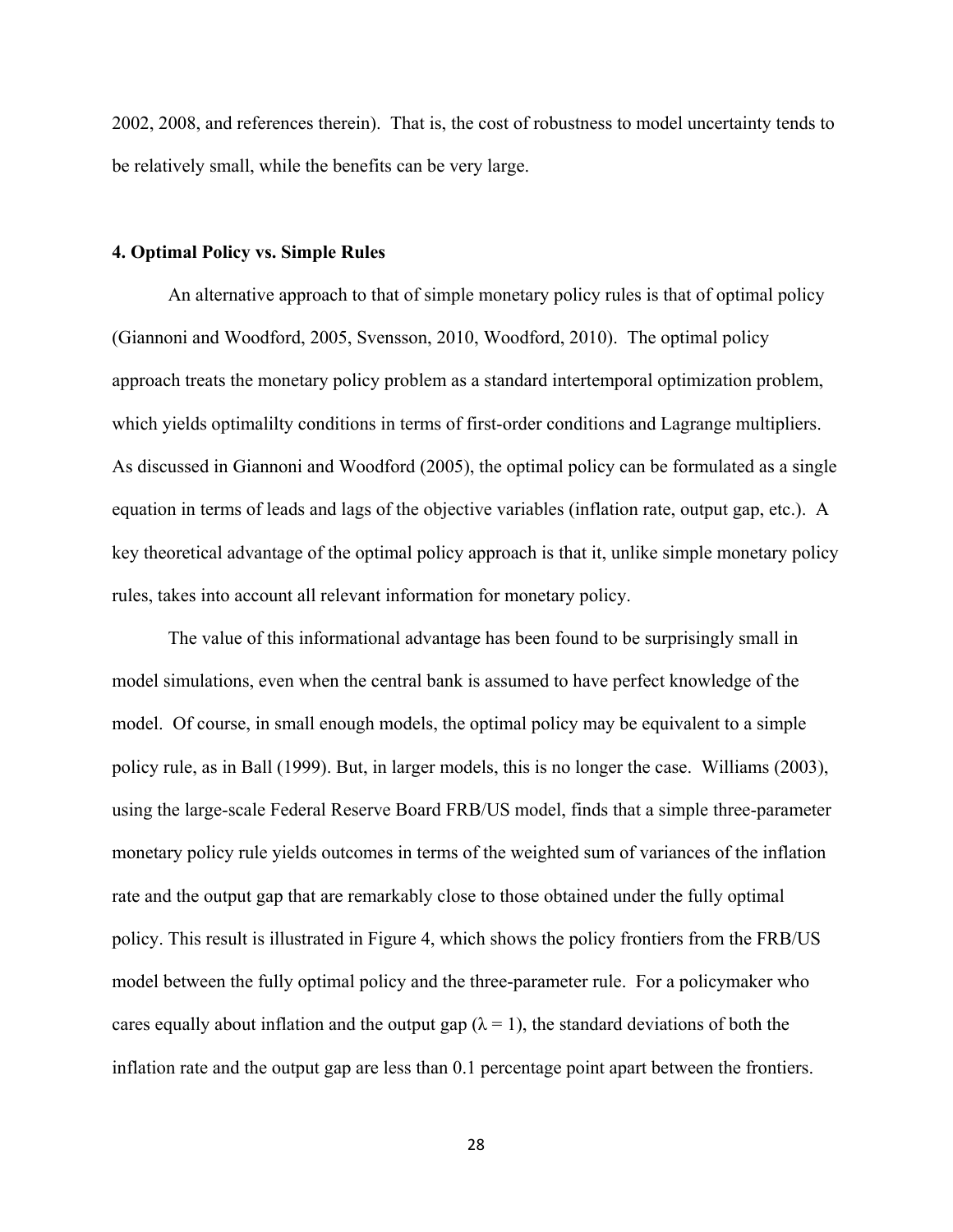2002, 2008, and references therein). That is, the cost of robustness to model uncertainty tends to be relatively small, while the benefits can be very large.

## 4. Optimal Policy vs. Simple Rules

An alternative approach to that of simple monetary policy rules is that of optimal policy (Giannoni and Woodford, 2005, Svensson, 2010, Woodford, 2010). The optimal policy approach treats the monetary policy problem as a standard intertemporal optimization problem, which yields optimalilty conditions in terms of first-order conditions and Lagrange multipliers. As discussed in Giannoni and Woodford (2005), the optimal policy can be formulated as a single equation in terms of leads and lags of the objective variables (inflation rate, output gap, etc.). A key theoretical advantage of the optimal policy approach is that it, unlike simple monetary policy rules, takes into account all relevant information for monetary policy.

The value of this informational advantage has been found to be surprisingly small in model simulations, even when the central bank is assumed to have perfect knowledge of the model. Of course, in small enough models, the optimal policy may be equivalent to a simple policy rule, as in Ball (1999). But, in larger models, this is no longer the case. Williams (2003), using the large-scale Federal Reserve Board FRB/US model, finds that a simple three-parameter monetary policy rule yields outcomes in terms of the weighted sum of variances of the inflation rate and the output gap that are remarkably close to those obtained under the fully optimal policy. This result is illustrated in Figure 4, which shows the policy frontiers from the FRB/US model between the fully optimal policy and the three-parameter rule. For a policymaker who cares equally about inflation and the output gap ($\lambda = 1$), the standard deviations of both the inflation rate and the output gap are less than 0.1 percentage point apart between the frontiers.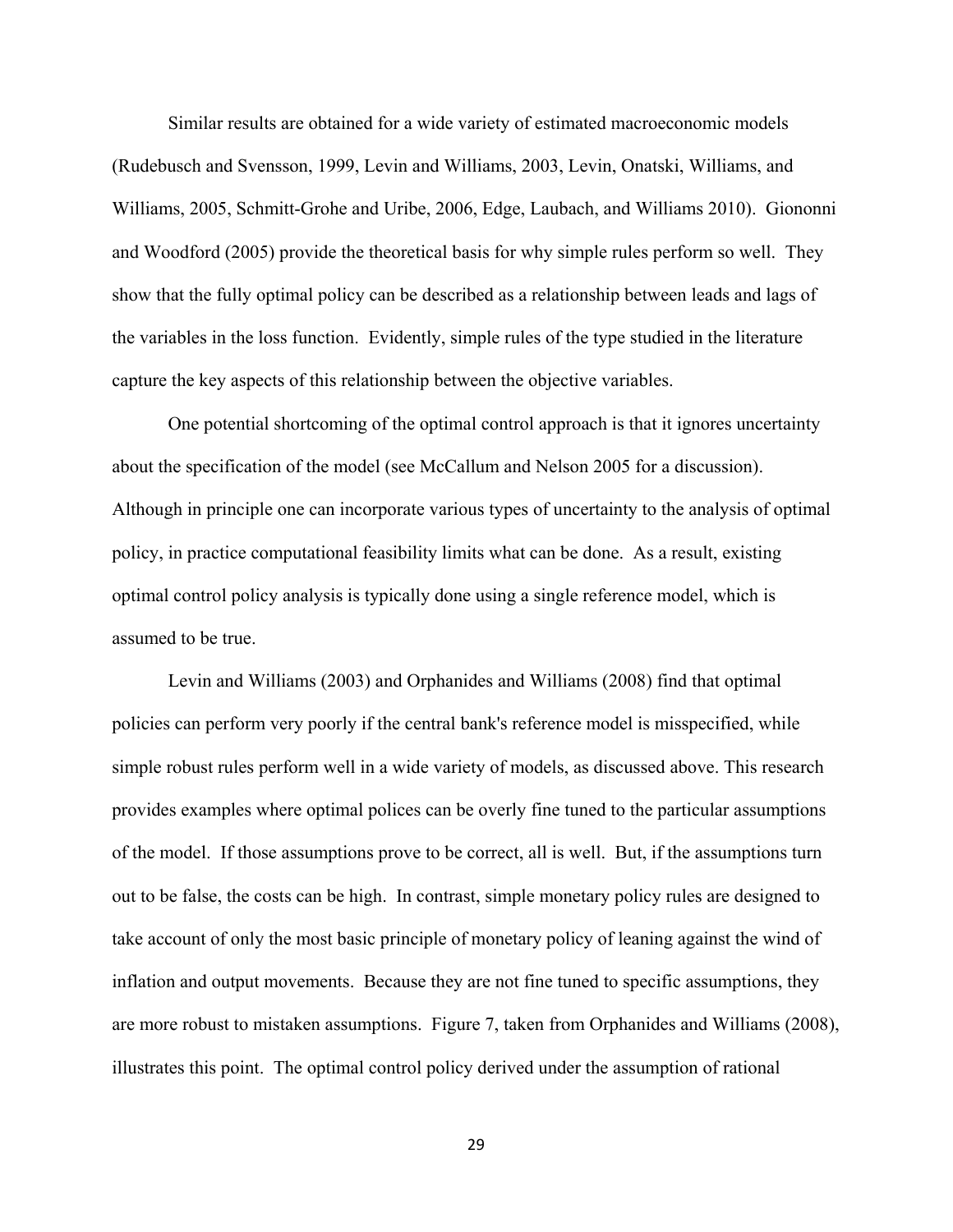Similar results are obtained for a wide variety of estimated macroeconomic models (Rudebusch and Svensson, 1999, Levin and Williams, 2003, Levin, Onatski, Williams, and Williams, 2005, Schmitt-Grohe and Uribe, 2006, Edge, Laubach, and Williams 2010). Giononni and Woodford (2005) provide the theoretical basis for why simple rules perform so well. They show that the fully optimal policy can be described as a relationship between leads and lags of the variables in the loss function. Evidently, simple rules of the type studied in the literature capture the key aspects of this relationship between the objective variables.

One potential shortcoming of the optimal control approach is that it ignores uncertainty about the specification of the model (see McCallum and Nelson 2005 for a discussion). Although in principle one can incorporate various types of uncertainty to the analysis of optimal policy, in practice computational feasibility limits what can be done. As a result, existing optimal control policy analysis is typically done using a single reference model, which is assumed to be true.

Levin and Williams (2003) and Orphanides and Williams (2008) find that optimal policies can perform very poorly if the central bank's reference model is misspecified, while simple robust rules perform well in a wide variety of models, as discussed above. This research provides examples where optimal polices can be overly fine tuned to the particular assumptions of the model. If those assumptions prove to be correct, all is well. But, if the assumptions turn out to be false, the costs can be high. In contrast, simple monetary policy rules are designed to take account of only the most basic principle of monetary policy of leaning against the wind of inflation and output movements. Because they are not fine tuned to specific assumptions, they are more robust to mistaken assumptions. Figure 7, taken from Orphanides and Williams (2008), illustrates this point. The optimal control policy derived under the assumption of rational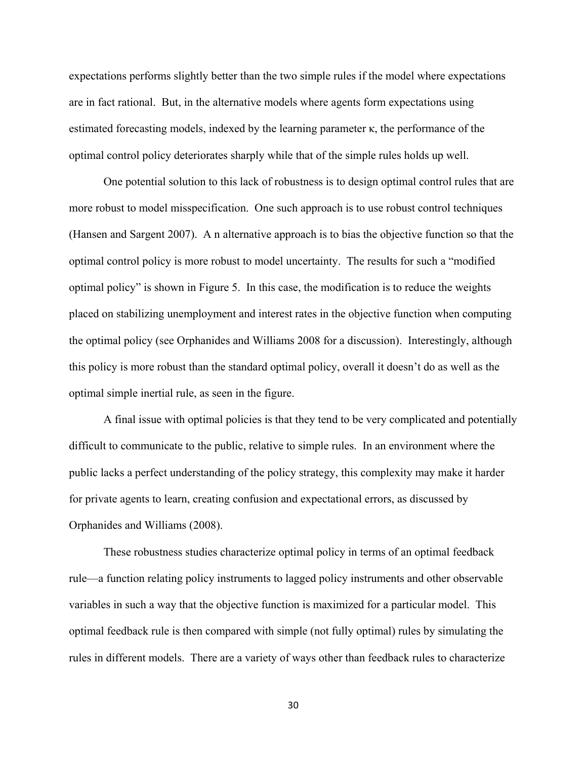expectations performs slightly better than the two simple rules if the model where expectations are in fact rational. But, in the alternative models where agents form expectations using estimated forecasting models, indexed by the learning parameter κ, the performance of the optimal control policy deteriorates sharply while that of the simple rules holds up well.

One potential solution to this lack of robustness is to design optimal control rules that are more robust to model misspecification. One such approach is to use robust control techniques (Hansen and Sargent 2007). A n alternative approach is to bias the objective function so that the optimal control policy is more robust to model uncertainty. The results for such a "modified optimal policy" is shown in Figure 5. In this case, the modification is to reduce the weights placed on stabilizing unemployment and interest rates in the objective function when computing the optimal policy (see Orphanides and Williams 2008 for a discussion). Interestingly, although this policy is more robust than the standard optimal policy, overall it doesn't do as well as the optimal simple inertial rule, as seen in the figure.

A final issue with optimal policies is that they tend to be very complicated and potentially difficult to communicate to the public, relative to simple rules. In an environment where the public lacks a perfect understanding of the policy strategy, this complexity may make it harder for private agents to learn, creating confusion and expectational errors, as discussed by Orphanides and Williams (2008).

These robustness studies characterize optimal policy in terms of an optimal feedback rule—a function relating policy instruments to lagged policy instruments and other observable variables in such a way that the objective function is maximized for a particular model. This optimal feedback rule is then compared with simple (not fully optimal) rules by simulating the rules in different models. There are a variety of ways other than feedback rules to characterize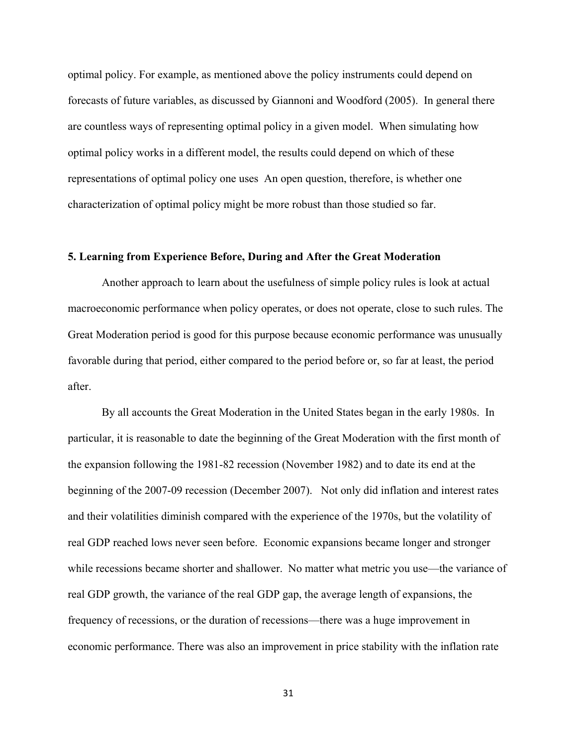optimal policy. For example, as mentioned above the policy instruments could depend on forecasts of future variables, as discussed by Giannoni and Woodford (2005). In general there are countless ways of representing optimal policy in a given model. When simulating how optimal policy works in a different model, the results could depend on which of these representations of optimal policy one uses An open question, therefore, is whether one characterization of optimal policy might be more robust than those studied so far.

## 5. Learning from Experience Before, During and After the Great Moderation

Another approach to learn about the usefulness of simple policy rules is look at actual macroeconomic performance when policy operates, or does not operate, close to such rules. The Great Moderation period is good for this purpose because economic performance was unusually favorable during that period, either compared to the period before or, so far at least, the period after.

By all accounts the Great Moderation in the United States began in the early 1980s. In particular, it is reasonable to date the beginning of the Great Moderation with the first month of the expansion following the 1981-82 recession (November 1982) and to date its end at the beginning of the 2007-09 recession (December 2007). Not only did inflation and interest rates and their volatilities diminish compared with the experience of the 1970s, but the volatility of real GDP reached lows never seen before. Economic expansions became longer and stronger while recessions became shorter and shallower. No matter what metric you use—the variance of real GDP growth, the variance of the real GDP gap, the average length of expansions, the frequency of recessions, or the duration of recessions—there was a huge improvement in economic performance. There was also an improvement in price stability with the inflation rate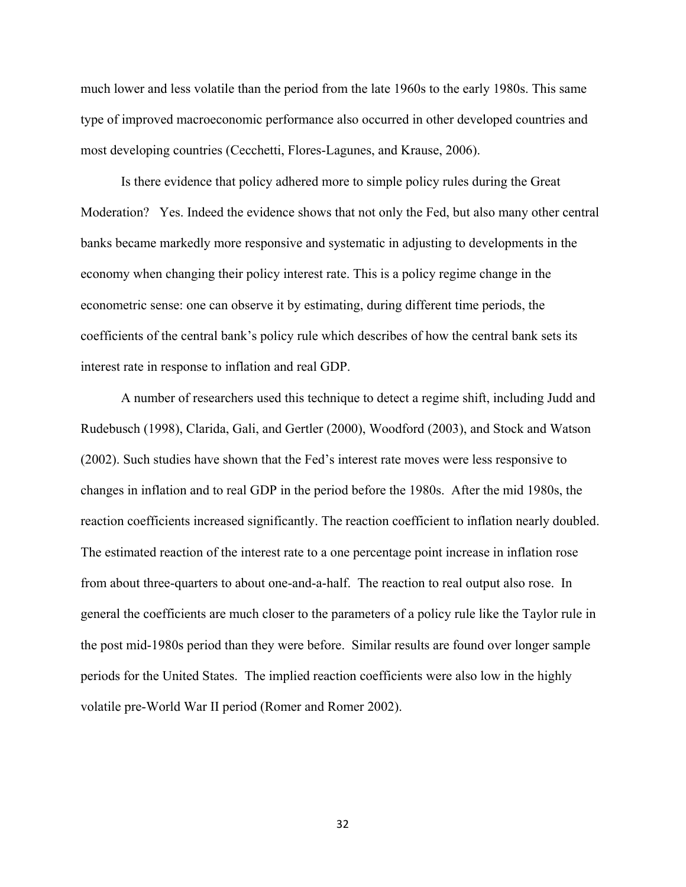much lower and less volatile than the period from the late 1960s to the early 1980s. This same type of improved macroeconomic performance also occurred in other developed countries and most developing countries (Cecchetti, Flores-Lagunes, and Krause, 2006).

Is there evidence that policy adhered more to simple policy rules during the Great Moderation? Yes. Indeed the evidence shows that not only the Fed, but also many other central banks became markedly more responsive and systematic in adjusting to developments in the economy when changing their policy interest rate. This is a policy regime change in the econometric sense: one can observe it by estimating, during different time periods, the coefficients of the central bank's policy rule which describes of how the central bank sets its interest rate in response to inflation and real GDP.

A number of researchers used this technique to detect a regime shift, including Judd and Rudebusch (1998), Clarida, Gali, and Gertler (2000), Woodford (2003), and Stock and Watson (2002). Such studies have shown that the Fed's interest rate moves were less responsive to changes in inflation and to real GDP in the period before the 1980s. After the mid 1980s, the reaction coefficients increased significantly. The reaction coefficient to inflation nearly doubled. The estimated reaction of the interest rate to a one percentage point increase in inflation rose from about three-quarters to about one-and-a-half. The reaction to real output also rose. In general the coefficients are much closer to the parameters of a policy rule like the Taylor rule in the post mid-1980s period than they were before. Similar results are found over longer sample periods for the United States. The implied reaction coefficients were also low in the highly volatile pre-World War II period (Romer and Romer 2002).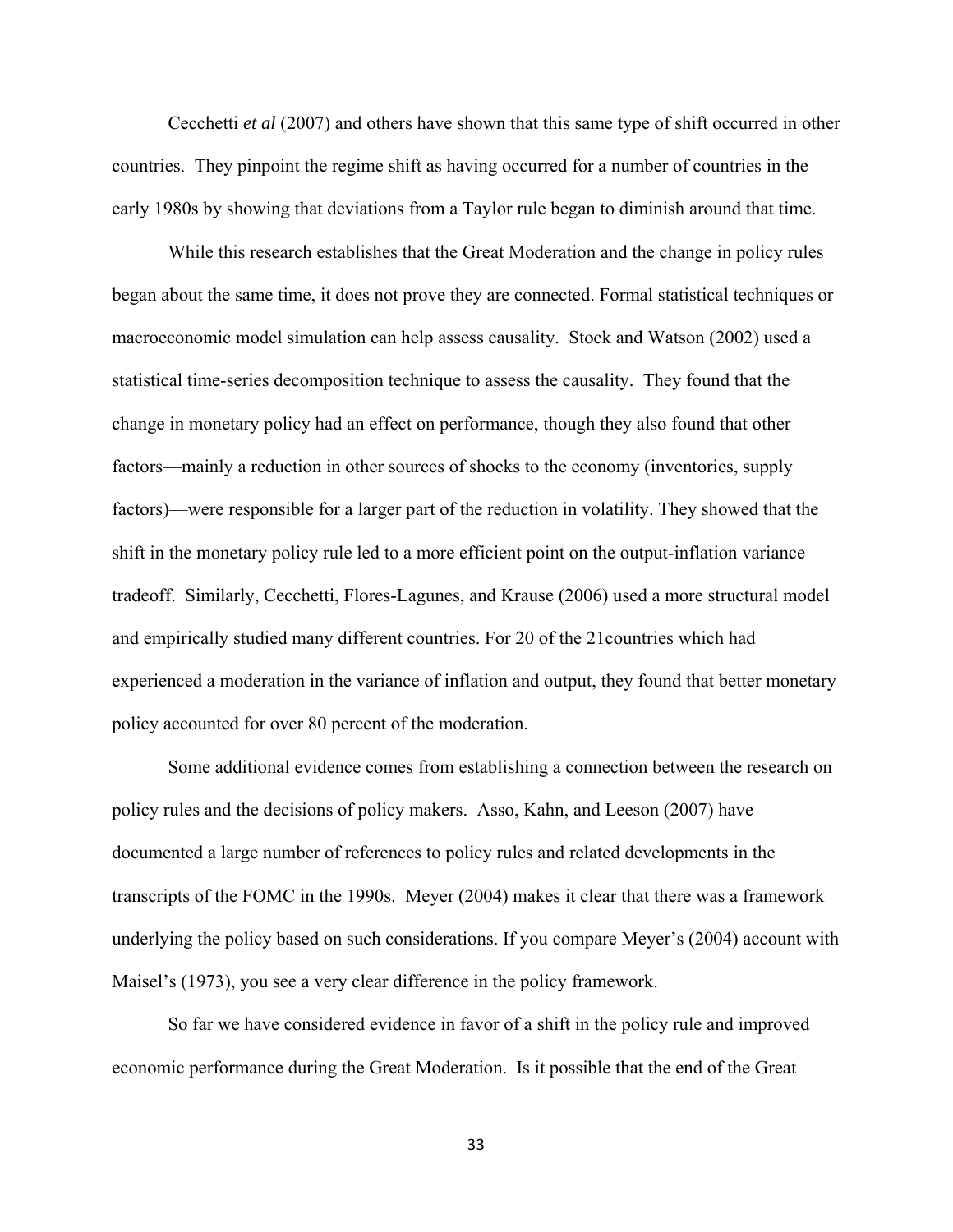Cecchetti *et al* (2007) and others have shown that this same type of shift occurred in other countries. They pinpoint the regime shift as having occurred for a number of countries in the early 1980s by showing that deviations from a Taylor rule began to diminish around that time.

While this research establishes that the Great Moderation and the change in policy rules began about the same time, it does not prove they are connected. Formal statistical techniques or macroeconomic model simulation can help assess causality. Stock and Watson (2002) used a statistical time-series decomposition technique to assess the causality. They found that the change in monetary policy had an effect on performance, though they also found that other factors—mainly a reduction in other sources of shocks to the economy (inventories, supply factors)—were responsible for a larger part of the reduction in volatility. They showed that the shift in the monetary policy rule led to a more efficient point on the output-inflation variance tradeoff. Similarly, Cecchetti, Flores-Lagunes, and Krause (2006) used a more structural model and empirically studied many different countries. For 20 of the 21countries which had experienced a moderation in the variance of inflation and output, they found that better monetary policy accounted for over 80 percent of the moderation.

Some additional evidence comes from establishing a connection between the research on policy rules and the decisions of policy makers. Asso, Kahn, and Leeson (2007) have documented a large number of references to policy rules and related developments in the transcripts of the FOMC in the 1990s. Meyer (2004) makes it clear that there was a framework underlying the policy based on such considerations. If you compare Meyer's (2004) account with Maisel's (1973), you see a very clear difference in the policy framework.

So far we have considered evidence in favor of a shift in the policy rule and improved economic performance during the Great Moderation. Is it possible that the end of the Great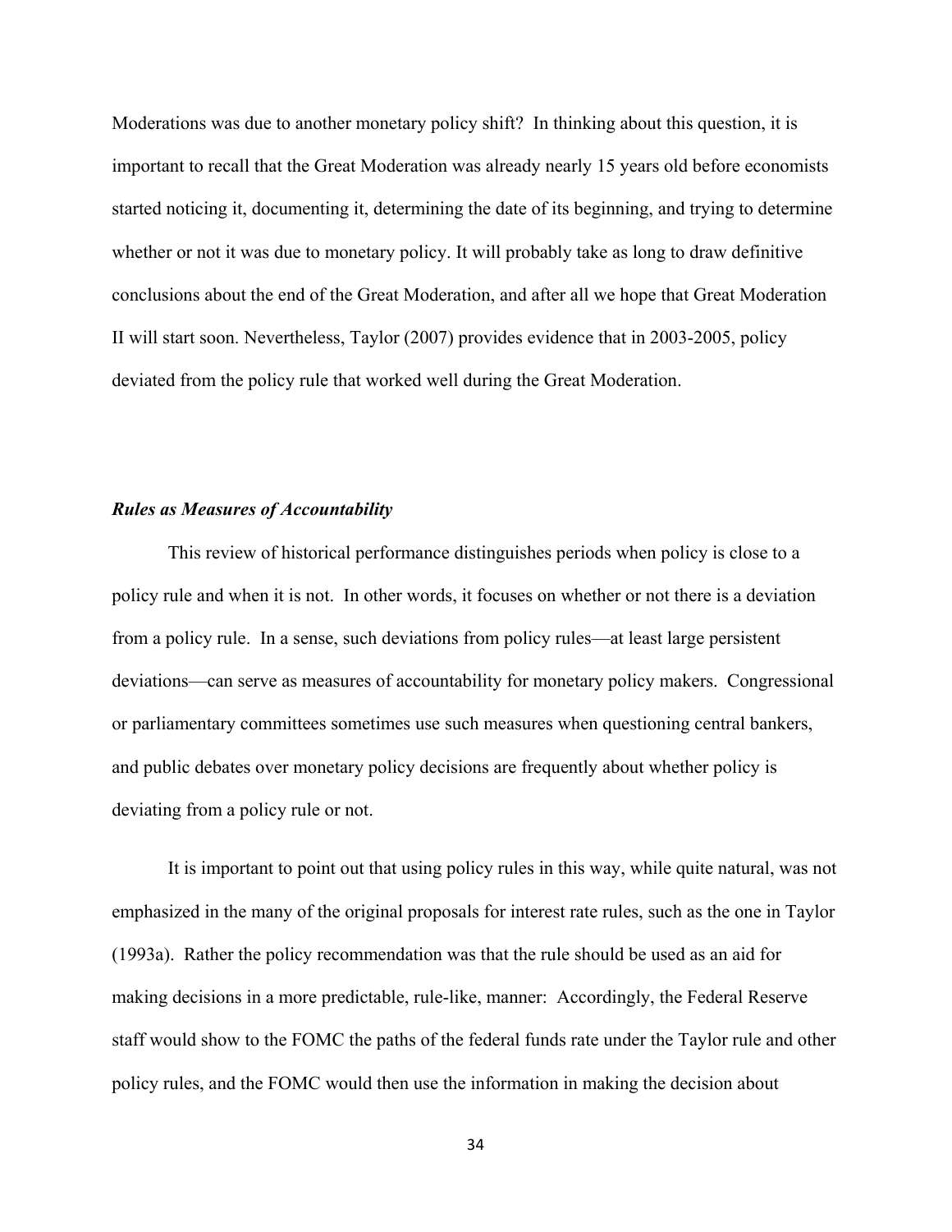Moderations was due to another monetary policy shift? In thinking about this question, it is important to recall that the Great Moderation was already nearly 15 years old before economists started noticing it, documenting it, determining the date of its beginning, and trying to determine whether or not it was due to monetary policy. It will probably take as long to draw definitive conclusions about the end of the Great Moderation, and after all we hope that Great Moderation II will start soon. Nevertheless, Taylor (2007) provides evidence that in 2003-2005, policy deviated from the policy rule that worked well during the Great Moderation.

***Rules as Measures of Accountability***

This review of historical performance distinguishes periods when policy is close to a policy rule and when it is not. In other words, it focuses on whether or not there is a deviation from a policy rule. In a sense, such deviations from policy rules—at least large persistent deviations—can serve as measures of accountability for monetary policy makers. Congressional or parliamentary committees sometimes use such measures when questioning central bankers, and public debates over monetary policy decisions are frequently about whether policy is deviating from a policy rule or not.

It is important to point out that using policy rules in this way, while quite natural, was not emphasized in the many of the original proposals for interest rate rules, such as the one in Taylor (1993a). Rather the policy recommendation was that the rule should be used as an aid for making decisions in a more predictable, rule-like, manner: Accordingly, the Federal Reserve staff would show to the FOMC the paths of the federal funds rate under the Taylor rule and other policy rules, and the FOMC would then use the information in making the decision about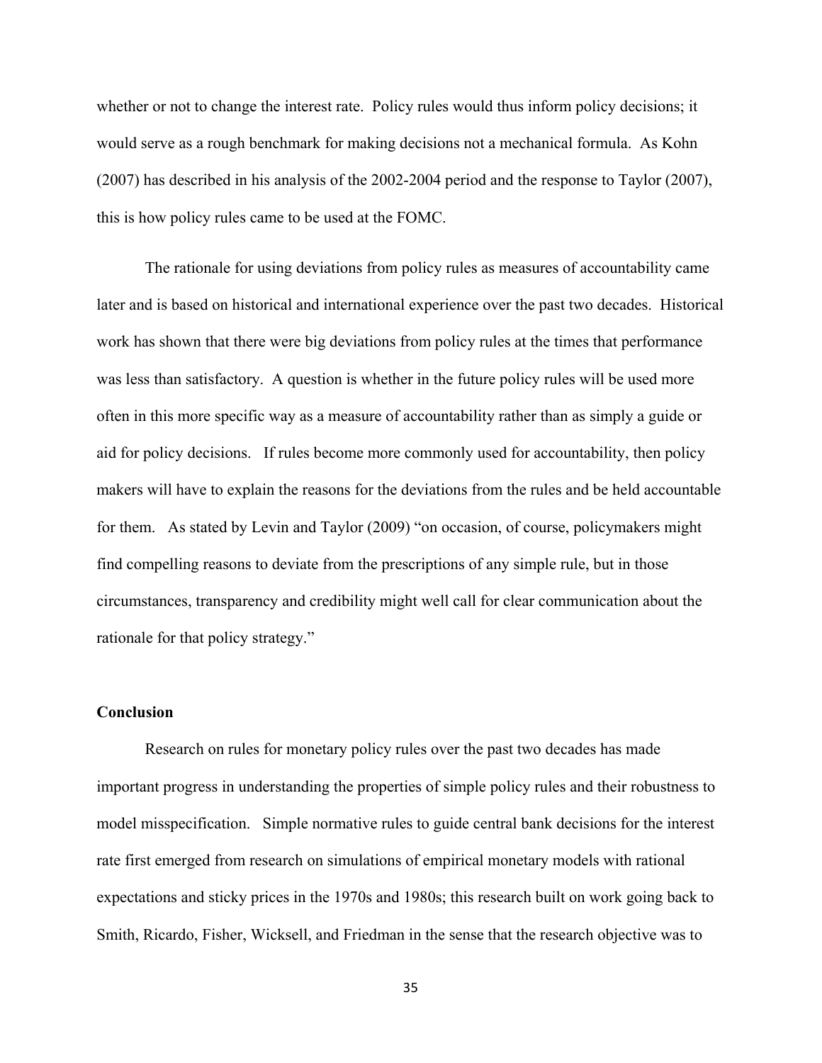whether or not to change the interest rate. Policy rules would thus inform policy decisions; it would serve as a rough benchmark for making decisions not a mechanical formula. As Kohn (2007) has described in his analysis of the 2002-2004 period and the response to Taylor (2007), this is how policy rules came to be used at the FOMC.

The rationale for using deviations from policy rules as measures of accountability came later and is based on historical and international experience over the past two decades. Historical work has shown that there were big deviations from policy rules at the times that performance was less than satisfactory. A question is whether in the future policy rules will be used more often in this more specific way as a measure of accountability rather than as simply a guide or aid for policy decisions. If rules become more commonly used for accountability, then policy makers will have to explain the reasons for the deviations from the rules and be held accountable for them. As stated by Levin and Taylor (2009) "on occasion, of course, policymakers might find compelling reasons to deviate from the prescriptions of any simple rule, but in those circumstances, transparency and credibility might well call for clear communication about the rationale for that policy strategy."

**Conclusion**

Research on rules for monetary policy rules over the past two decades has made important progress in understanding the properties of simple policy rules and their robustness to model misspecification. Simple normative rules to guide central bank decisions for the interest rate first emerged from research on simulations of empirical monetary models with rational expectations and sticky prices in the 1970s and 1980s; this research built on work going back to Smith, Ricardo, Fisher, Wicksell, and Friedman in the sense that the research objective was to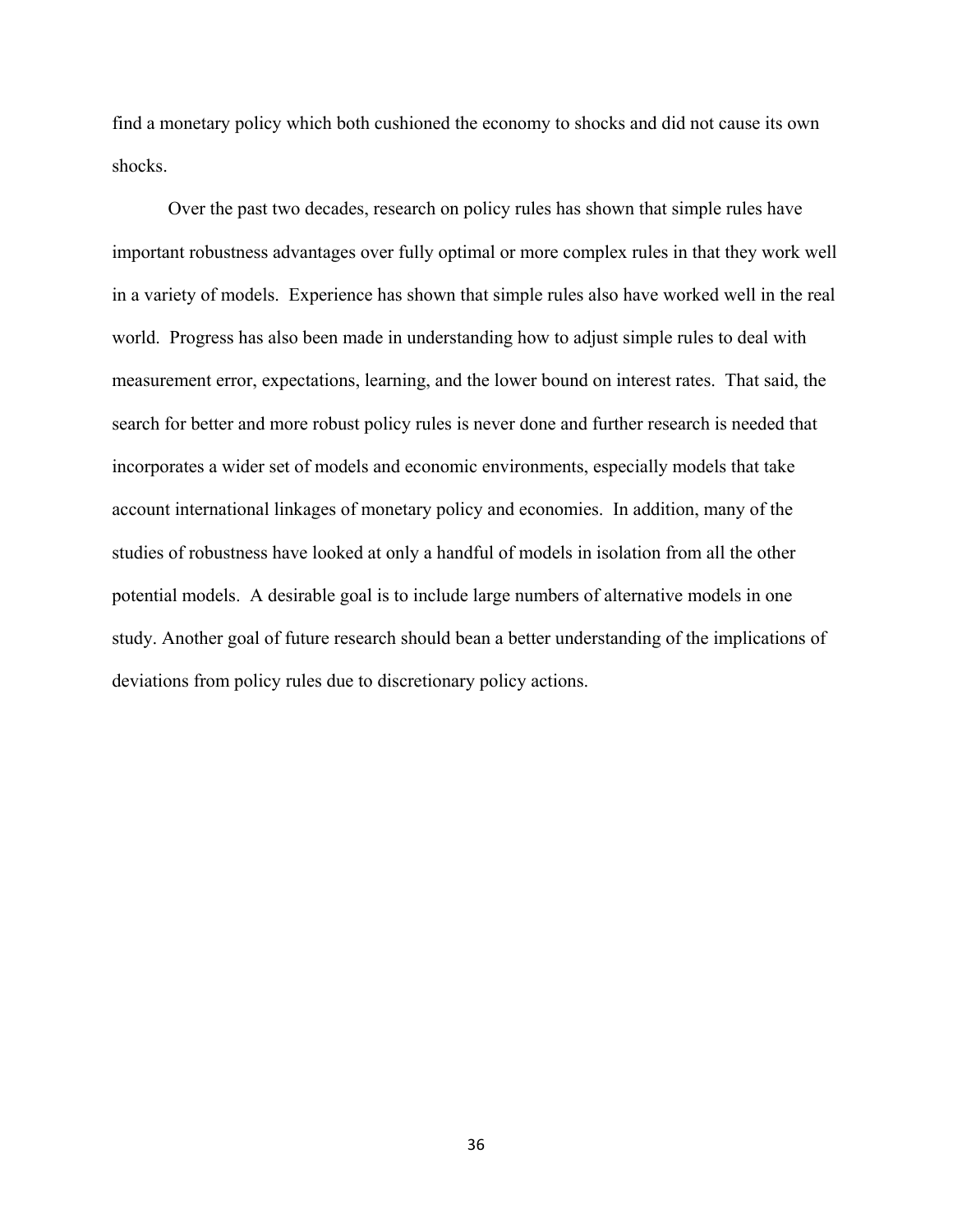find a monetary policy which both cushioned the economy to shocks and did not cause its own shocks.

Over the past two decades, research on policy rules has shown that simple rules have important robustness advantages over fully optimal or more complex rules in that they work well in a variety of models. Experience has shown that simple rules also have worked well in the real world. Progress has also been made in understanding how to adjust simple rules to deal with measurement error, expectations, learning, and the lower bound on interest rates. That said, the search for better and more robust policy rules is never done and further research is needed that incorporates a wider set of models and economic environments, especially models that take account international linkages of monetary policy and economies. In addition, many of the studies of robustness have looked at only a handful of models in isolation from all the other potential models. A desirable goal is to include large numbers of alternative models in one study. Another goal of future research should bean a better understanding of the implications of deviations from policy rules due to discretionary policy actions.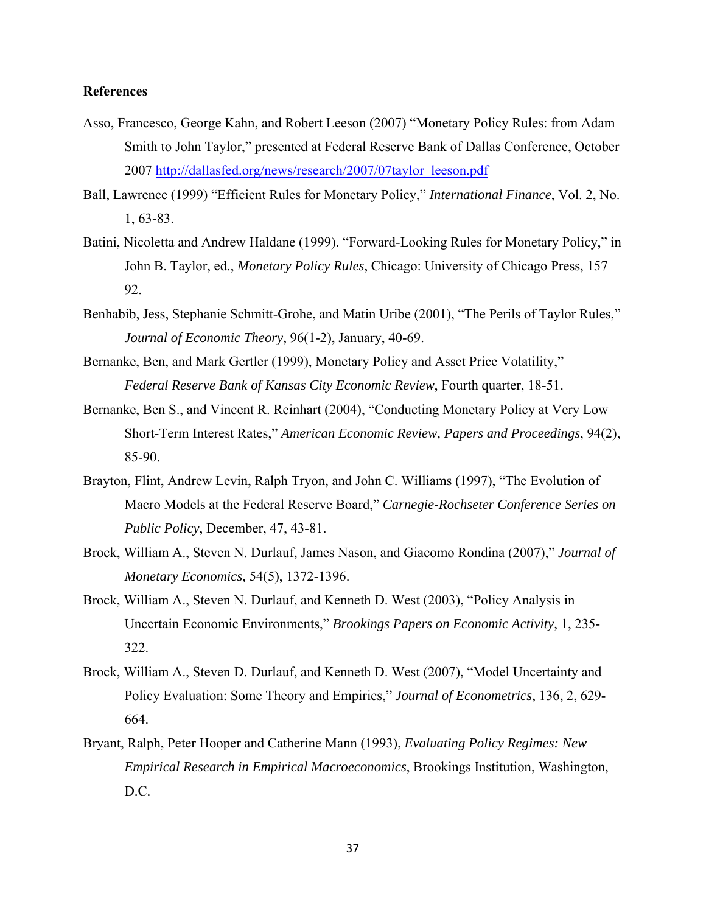**References**

Asso, Francesco, George Kahn, and Robert Leeson (2007) "Monetary Policy Rules: from Adam Smith to John Taylor," presented at Federal Reserve Bank of Dallas Conference, October 2007 http://dallasfed.org/news/research/2007/07taylor_leeson.pdf

Ball, Lawrence (1999) "Efficient Rules for Monetary Policy," *International Finance*, Vol. 2, No. 1, 63-83.

Batini, Nicoletta and Andrew Haldane (1999). "Forward-Looking Rules for Monetary Policy," in John B. Taylor, ed., *Monetary Policy Rules*, Chicago: University of Chicago Press, 157–92.

Benhabib, Jess, Stephanie Schmitt-Grohe, and Matin Uribe (2001), "The Perils of Taylor Rules," *Journal of Economic Theory*, 96(1-2), January, 40-69.

Bernanke, Ben, and Mark Gertler (1999), Monetary Policy and Asset Price Volatility," *Federal Reserve Bank of Kansas City Economic Review*, Fourth quarter, 18-51.

Bernanke, Ben S., and Vincent R. Reinhart (2004), "Conducting Monetary Policy at Very Low Short-Term Interest Rates," *American Economic Review, Papers and Proceedings*, 94(2), 85-90.

Brayton, Flint, Andrew Levin, Ralph Tryon, and John C. Williams (1997), "The Evolution of Macro Models at the Federal Reserve Board," *Carnegie-Rochseter Conference Series on Public Policy*, December, 47, 43-81.

Brock, William A., Steven N. Durlauf, James Nason, and Giacomo Rondina (2007)," *Journal of Monetary Economics,* 54(5), 1372-1396.

Brock, William A., Steven N. Durlauf, and Kenneth D. West (2003), "Policy Analysis in Uncertain Economic Environments," *Brookings Papers on Economic Activity*, 1, 235-322.

Brock, William A., Steven D. Durlauf, and Kenneth D. West (2007), "Model Uncertainty and Policy Evaluation: Some Theory and Empirics," *Journal of Econometrics*, 136, 2, 629-664.

Bryant, Ralph, Peter Hooper and Catherine Mann (1993), *Evaluating Policy Regimes: New Empirical Research in Empirical Macroeconomics*, Brookings Institution, Washington, D.C.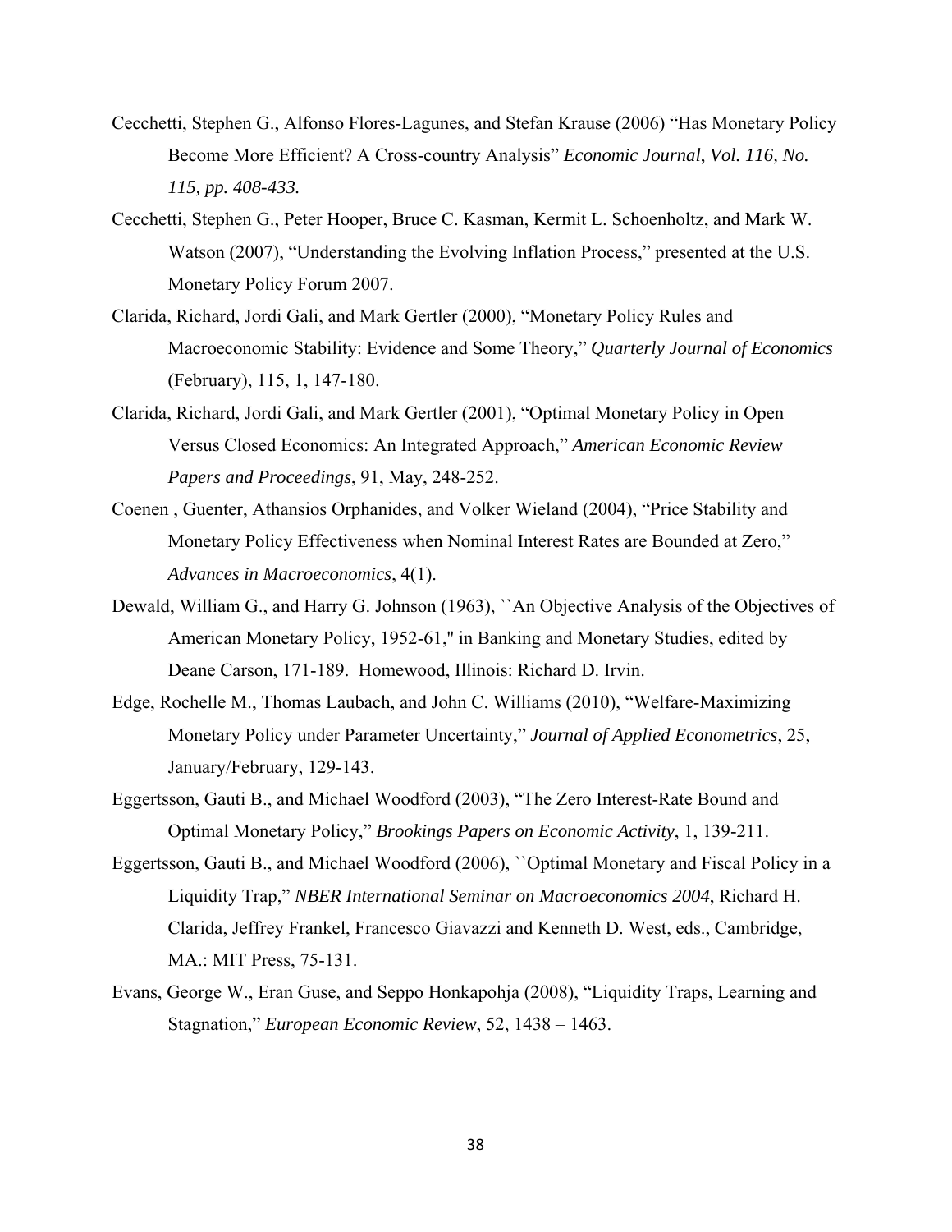Cecchetti, Stephen G., Alfonso Flores-Lagunes, and Stefan Krause (2006) "Has Monetary Policy Become More Efficient? A Cross-country Analysis" *Economic Journal*, *Vol. 116, No. 115, pp. 408-433.*

Cecchetti, Stephen G., Peter Hooper, Bruce C. Kasman, Kermit L. Schoenholtz, and Mark W. Watson (2007), "Understanding the Evolving Inflation Process," presented at the U.S. Monetary Policy Forum 2007.

Clarida, Richard, Jordi Gali, and Mark Gertler (2000), "Monetary Policy Rules and Macroeconomic Stability: Evidence and Some Theory," *Quarterly Journal of Economics* (February), 115, 1, 147-180.

Clarida, Richard, Jordi Gali, and Mark Gertler (2001), "Optimal Monetary Policy in Open Versus Closed Economics: An Integrated Approach," *American Economic Review Papers and Proceedings*, 91, May, 248-252.

Coenen , Guenter, Athansios Orphanides, and Volker Wieland (2004), "Price Stability and Monetary Policy Effectiveness when Nominal Interest Rates are Bounded at Zero," *Advances in Macroeconomics*, 4(1).

Dewald, William G., and Harry G. Johnson (1963), ``An Objective Analysis of the Objectives of American Monetary Policy, 1952-61,'' in Banking and Monetary Studies, edited by Deane Carson, 171-189. Homewood, Illinois: Richard D. Irvin.

Edge, Rochelle M., Thomas Laubach, and John C. Williams (2010), "Welfare-Maximizing Monetary Policy under Parameter Uncertainty," *Journal of Applied Econometrics*, 25, January/February, 129-143.

Eggertsson, Gauti B., and Michael Woodford (2003), "The Zero Interest-Rate Bound and Optimal Monetary Policy," *Brookings Papers on Economic Activity*, 1, 139-211.

Eggertsson, Gauti B., and Michael Woodford (2006), ``Optimal Monetary and Fiscal Policy in a Liquidity Trap," *NBER International Seminar on Macroeconomics 2004*, Richard H. Clarida, Jeffrey Frankel, Francesco Giavazzi and Kenneth D. West, eds., Cambridge, MA.: MIT Press, 75-131.

Evans, George W., Eran Guse, and Seppo Honkapohja (2008), "Liquidity Traps, Learning and Stagnation," *European Economic Review*, 52, 1438 – 1463.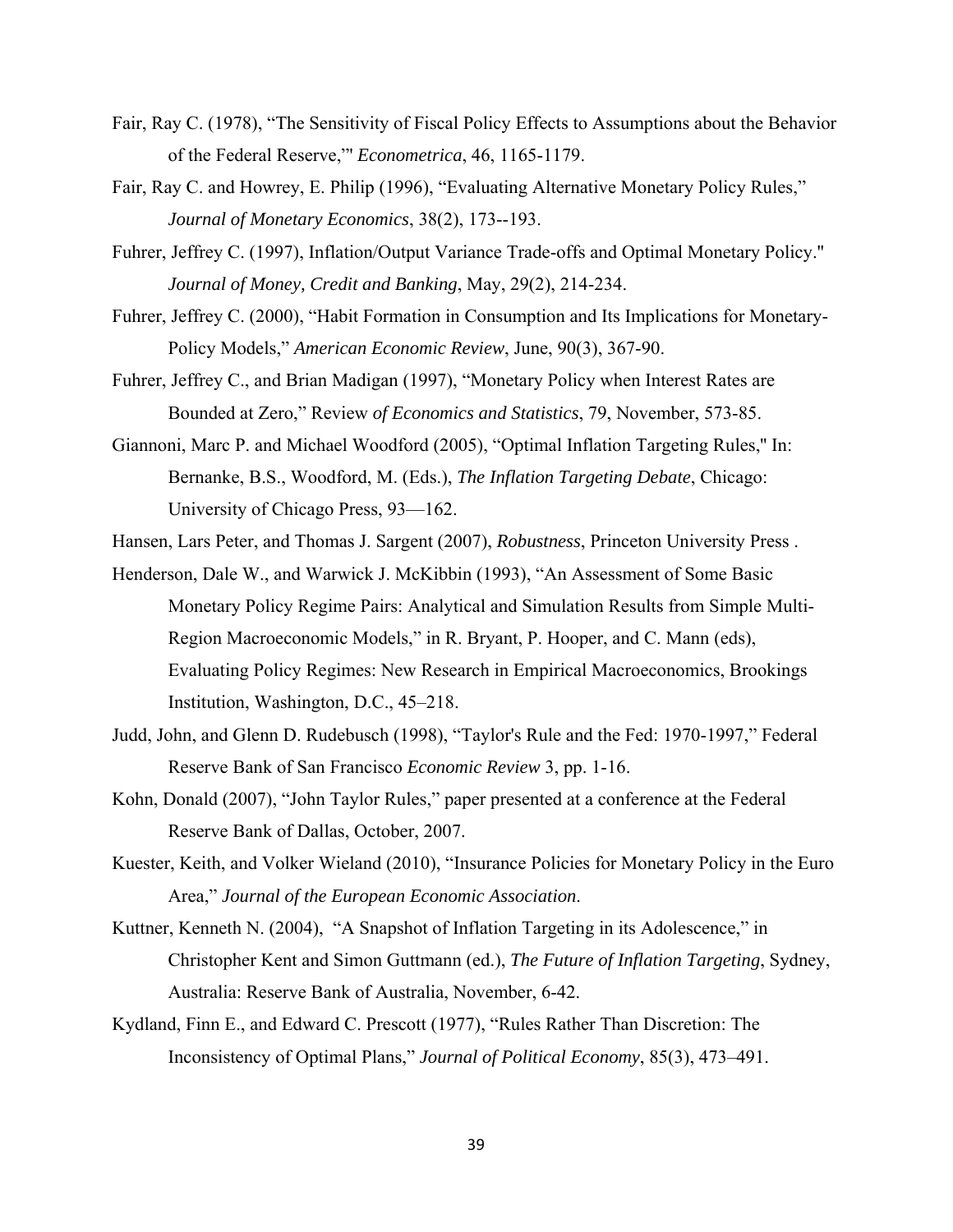Fair, Ray C. (1978), "The Sensitivity of Fiscal Policy Effects to Assumptions about the Behavior of the Federal Reserve,"' *Econometrica*, 46, 1165-1179.

Fair, Ray C. and Howrey, E. Philip (1996), "Evaluating Alternative Monetary Policy Rules," *Journal of Monetary Economics*, 38(2), 173--193.

Fuhrer, Jeffrey C. (1997), Inflation/Output Variance Trade-offs and Optimal Monetary Policy." *Journal of Money, Credit and Banking*, May, 29(2), 214-234.

Fuhrer, Jeffrey C. (2000), "Habit Formation in Consumption and Its Implications for Monetary-Policy Models," *American Economic Review*, June, 90(3), 367-90.

Fuhrer, Jeffrey C., and Brian Madigan (1997), "Monetary Policy when Interest Rates are Bounded at Zero," Review *of Economics and Statistics*, 79, November, 573-85.

Giannoni, Marc P. and Michael Woodford (2005), "Optimal Inflation Targeting Rules," In: Bernanke, B.S., Woodford, M. (Eds.), *The Inflation Targeting Debate*, Chicago: University of Chicago Press, 93—162.

Hansen, Lars Peter, and Thomas J. Sargent (2007), *Robustness*, Princeton University Press .

Henderson, Dale W., and Warwick J. McKibbin (1993), "An Assessment of Some Basic Monetary Policy Regime Pairs: Analytical and Simulation Results from Simple Multi-Region Macroeconomic Models," in R. Bryant, P. Hooper, and C. Mann (eds), Evaluating Policy Regimes: New Research in Empirical Macroeconomics, Brookings Institution, Washington, D.C., 45–218.

Judd, John, and Glenn D. Rudebusch (1998), "Taylor's Rule and the Fed: 1970-1997," Federal Reserve Bank of San Francisco *Economic Review* 3, pp. 1-16.

Kohn, Donald (2007), "John Taylor Rules," paper presented at a conference at the Federal Reserve Bank of Dallas, October, 2007.

Kuester, Keith, and Volker Wieland (2010), "Insurance Policies for Monetary Policy in the Euro Area," *Journal of the European Economic Association*.

Kuttner, Kenneth N. (2004), "A Snapshot of Inflation Targeting in its Adolescence," in Christopher Kent and Simon Guttmann (ed.), *The Future of Inflation Targeting*, Sydney, Australia: Reserve Bank of Australia, November, 6-42.

Kydland, Finn E., and Edward C. Prescott (1977), "Rules Rather Than Discretion: The Inconsistency of Optimal Plans," *Journal of Political Economy*, 85(3), 473–491.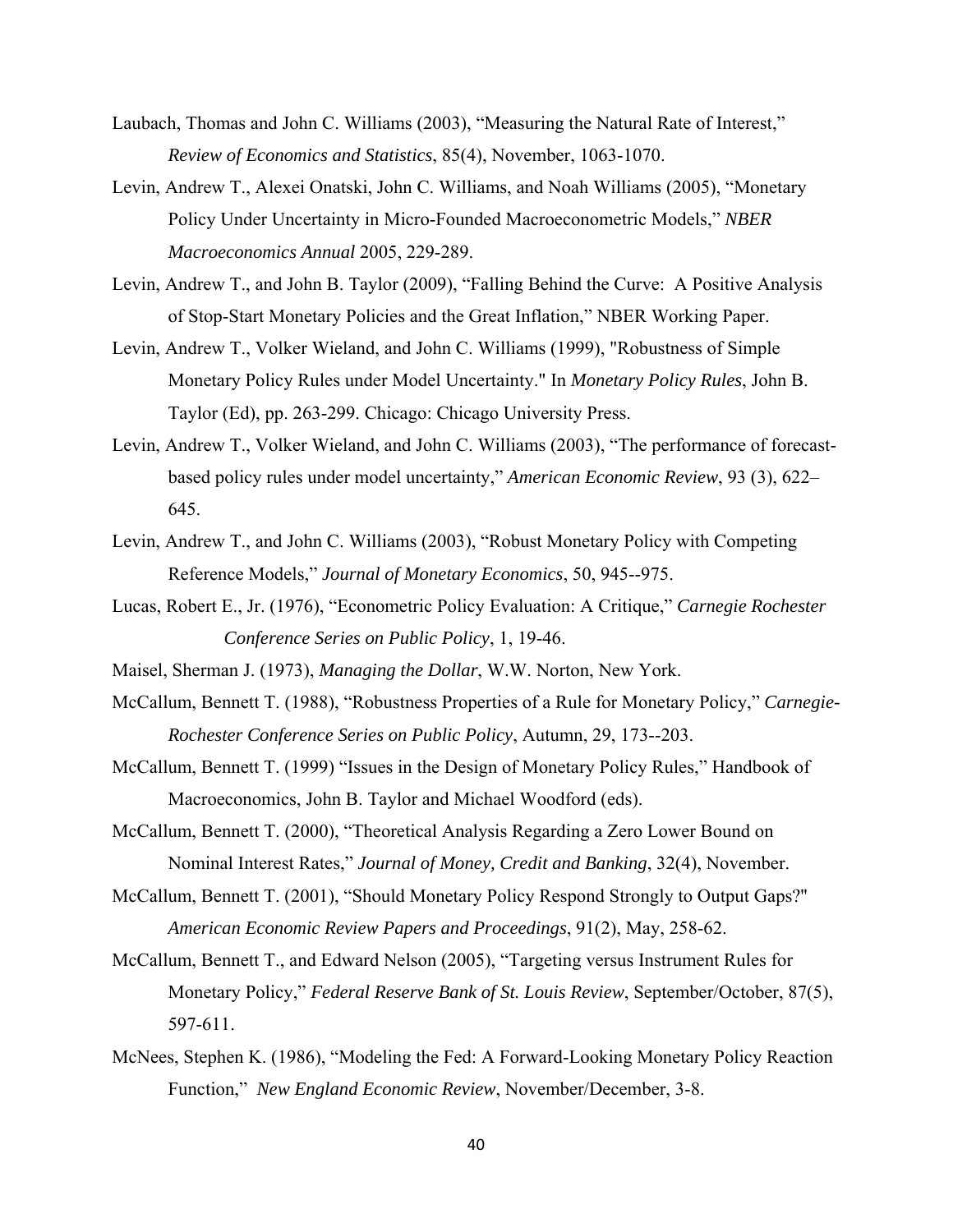Laubach, Thomas and John C. Williams (2003), "Measuring the Natural Rate of Interest," *Review of Economics and Statistics*, 85(4), November, 1063-1070.

Levin, Andrew T., Alexei Onatski, John C. Williams, and Noah Williams (2005), "Monetary Policy Under Uncertainty in Micro-Founded Macroeconometric Models," *NBER Macroeconomics Annual* 2005, 229-289.

Levin, Andrew T., and John B. Taylor (2009), "Falling Behind the Curve: A Positive Analysis of Stop-Start Monetary Policies and the Great Inflation," NBER Working Paper.

Levin, Andrew T., Volker Wieland, and John C. Williams (1999), "Robustness of Simple Monetary Policy Rules under Model Uncertainty." In *Monetary Policy Rules*, John B. Taylor (Ed), pp. 263-299. Chicago: Chicago University Press.

Levin, Andrew T., Volker Wieland, and John C. Williams (2003), "The performance of forecast-based policy rules under model uncertainty," *American Economic Review*, 93 (3), 622–645.

Levin, Andrew T., and John C. Williams (2003), "Robust Monetary Policy with Competing Reference Models," *Journal of Monetary Economics*, 50, 945--975.

Lucas, Robert E., Jr. (1976), "Econometric Policy Evaluation: A Critique," *Carnegie Rochester Conference Series on Public Policy*, 1, 19-46.

Maisel, Sherman J. (1973), *Managing the Dollar*, W.W. Norton, New York.

McCallum, Bennett T. (1988), "Robustness Properties of a Rule for Monetary Policy," *Carnegie-Rochester Conference Series on Public Policy*, Autumn, 29, 173--203.

McCallum, Bennett T. (1999) "Issues in the Design of Monetary Policy Rules," Handbook of Macroeconomics, John B. Taylor and Michael Woodford (eds).

McCallum, Bennett T. (2000), "Theoretical Analysis Regarding a Zero Lower Bound on Nominal Interest Rates," *Journal of Money, Credit and Banking*, 32(4), November.

McCallum, Bennett T. (2001), "Should Monetary Policy Respond Strongly to Output Gaps?" *American Economic Review Papers and Proceedings*, 91(2), May, 258-62.

McCallum, Bennett T., and Edward Nelson (2005), "Targeting versus Instrument Rules for Monetary Policy," *Federal Reserve Bank of St. Louis Review*, September/October, 87(5), 597-611.

McNees, Stephen K. (1986), "Modeling the Fed: A Forward-Looking Monetary Policy Reaction Function," *New England Economic Review*, November/December, 3-8.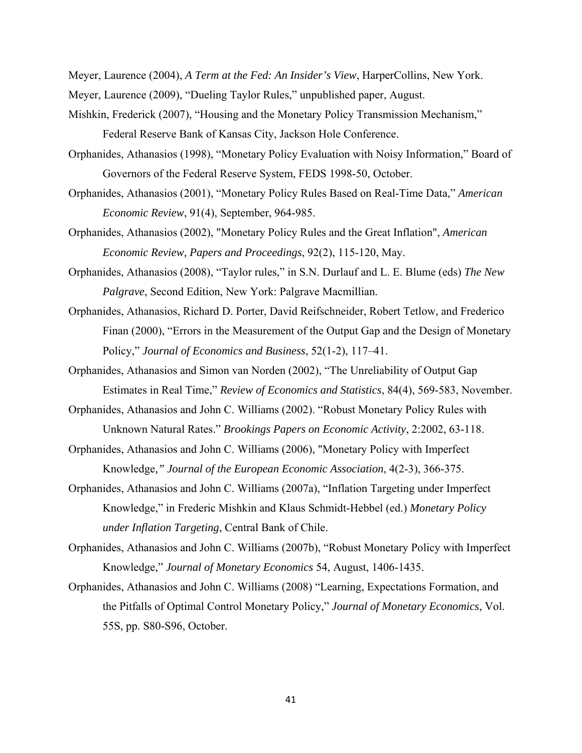Meyer, Laurence (2004), *A Term at the Fed: An Insider's View*, HarperCollins, New York.

Meyer, Laurence (2009), "Dueling Taylor Rules," unpublished paper, August.

Mishkin, Frederick (2007), "Housing and the Monetary Policy Transmission Mechanism," Federal Reserve Bank of Kansas City, Jackson Hole Conference.

Orphanides, Athanasios (1998), "Monetary Policy Evaluation with Noisy Information," Board of Governors of the Federal Reserve System, FEDS 1998-50, October.

Orphanides, Athanasios (2001), "Monetary Policy Rules Based on Real-Time Data," *American Economic Review*, 91(4), September, 964-985.

Orphanides, Athanasios (2002), "Monetary Policy Rules and the Great Inflation", *American Economic Review, Papers and Proceedings*, 92(2), 115-120, May.

Orphanides, Athanasios (2008), "Taylor rules," in S.N. Durlauf and L. E. Blume (eds) *The New Palgrave*, Second Edition, New York: Palgrave Macmillian.

Orphanides, Athanasios, Richard D. Porter, David Reifschneider, Robert Tetlow, and Frederico Finan (2000), "Errors in the Measurement of the Output Gap and the Design of Monetary Policy," *Journal of Economics and Business*, 52(1-2), 117–41.

Orphanides, Athanasios and Simon van Norden (2002), "The Unreliability of Output Gap Estimates in Real Time," *Review of Economics and Statistics*, 84(4), 569-583, November.

Orphanides, Athanasios and John C. Williams (2002). "Robust Monetary Policy Rules with Unknown Natural Rates." *Brookings Papers on Economic Activity*, 2:2002, 63-118.

Orphanides, Athanasios and John C. Williams (2006), "Monetary Policy with Imperfect Knowledge*," Journal of the European Economic Association*, 4(2-3), 366-375.

Orphanides, Athanasios and John C. Williams (2007a), "Inflation Targeting under Imperfect Knowledge," in Frederic Mishkin and Klaus Schmidt-Hebbel (ed.) *Monetary Policy under Inflation Targeting*, Central Bank of Chile.

Orphanides, Athanasios and John C. Williams (2007b), "Robust Monetary Policy with Imperfect Knowledge," *Journal of Monetary Economics* 54, August, 1406-1435.

Orphanides, Athanasios and John C. Williams (2008) "Learning, Expectations Formation, and the Pitfalls of Optimal Control Monetary Policy," *Journal of Monetary Economics*, Vol. 55S, pp. S80-S96, October.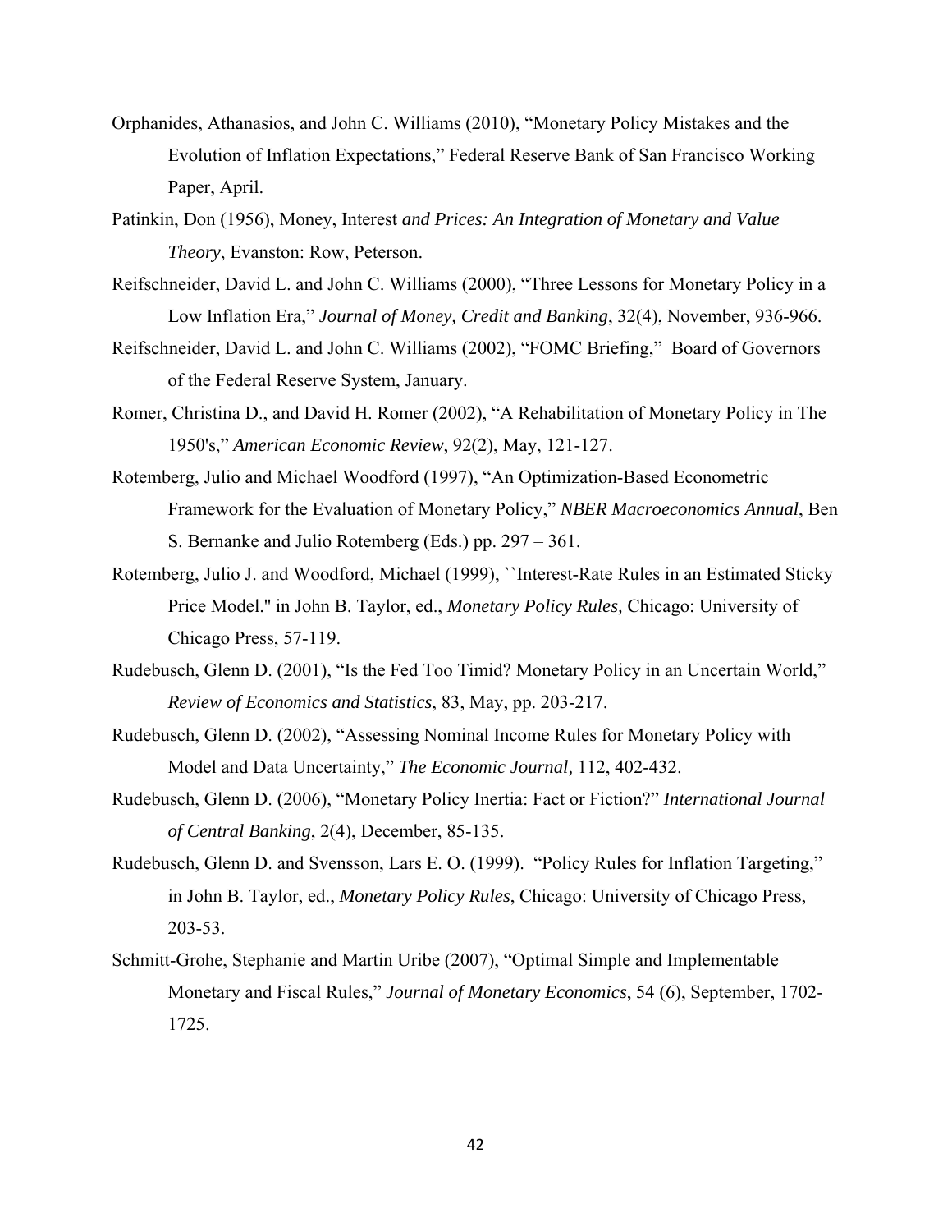Orphanides, Athanasios, and John C. Williams (2010), "Monetary Policy Mistakes and the Evolution of Inflation Expectations," Federal Reserve Bank of San Francisco Working Paper, April.

Patinkin, Don (1956), Money, Interest *and Prices: An Integration of Monetary and Value Theory*, Evanston: Row, Peterson.

Reifschneider, David L. and John C. Williams (2000), "Three Lessons for Monetary Policy in a Low Inflation Era," *Journal of Money, Credit and Banking*, 32(4), November, 936-966.

Reifschneider, David L. and John C. Williams (2002), "FOMC Briefing," Board of Governors of the Federal Reserve System, January.

Romer, Christina D., and David H. Romer (2002), "A Rehabilitation of Monetary Policy in The 1950's," *American Economic Review*, 92(2), May, 121-127.

Rotemberg, Julio and Michael Woodford (1997), "An Optimization-Based Econometric Framework for the Evaluation of Monetary Policy," *NBER Macroeconomics Annual*, Ben S. Bernanke and Julio Rotemberg (Eds.) pp. 297 – 361.

Rotemberg, Julio J. and Woodford, Michael (1999), ``Interest-Rate Rules in an Estimated Sticky Price Model.'' in John B. Taylor, ed., *Monetary Policy Rules,* Chicago: University of Chicago Press, 57-119.

Rudebusch, Glenn D. (2001), "Is the Fed Too Timid? Monetary Policy in an Uncertain World," *Review of Economics and Statistics*, 83, May, pp. 203-217.

Rudebusch, Glenn D. (2002), "Assessing Nominal Income Rules for Monetary Policy with Model and Data Uncertainty," *The Economic Journal,* 112, 402-432.

Rudebusch, Glenn D. (2006), "Monetary Policy Inertia: Fact or Fiction?" *International Journal of Central Banking*, 2(4), December, 85-135.

Rudebusch, Glenn D. and Svensson, Lars E. O. (1999). "Policy Rules for Inflation Targeting," in John B. Taylor, ed., *Monetary Policy Rules*, Chicago: University of Chicago Press, 203-53.

Schmitt-Grohe, Stephanie and Martin Uribe (2007), "Optimal Simple and Implementable Monetary and Fiscal Rules," *Journal of Monetary Economics*, 54 (6), September, 1702-1725.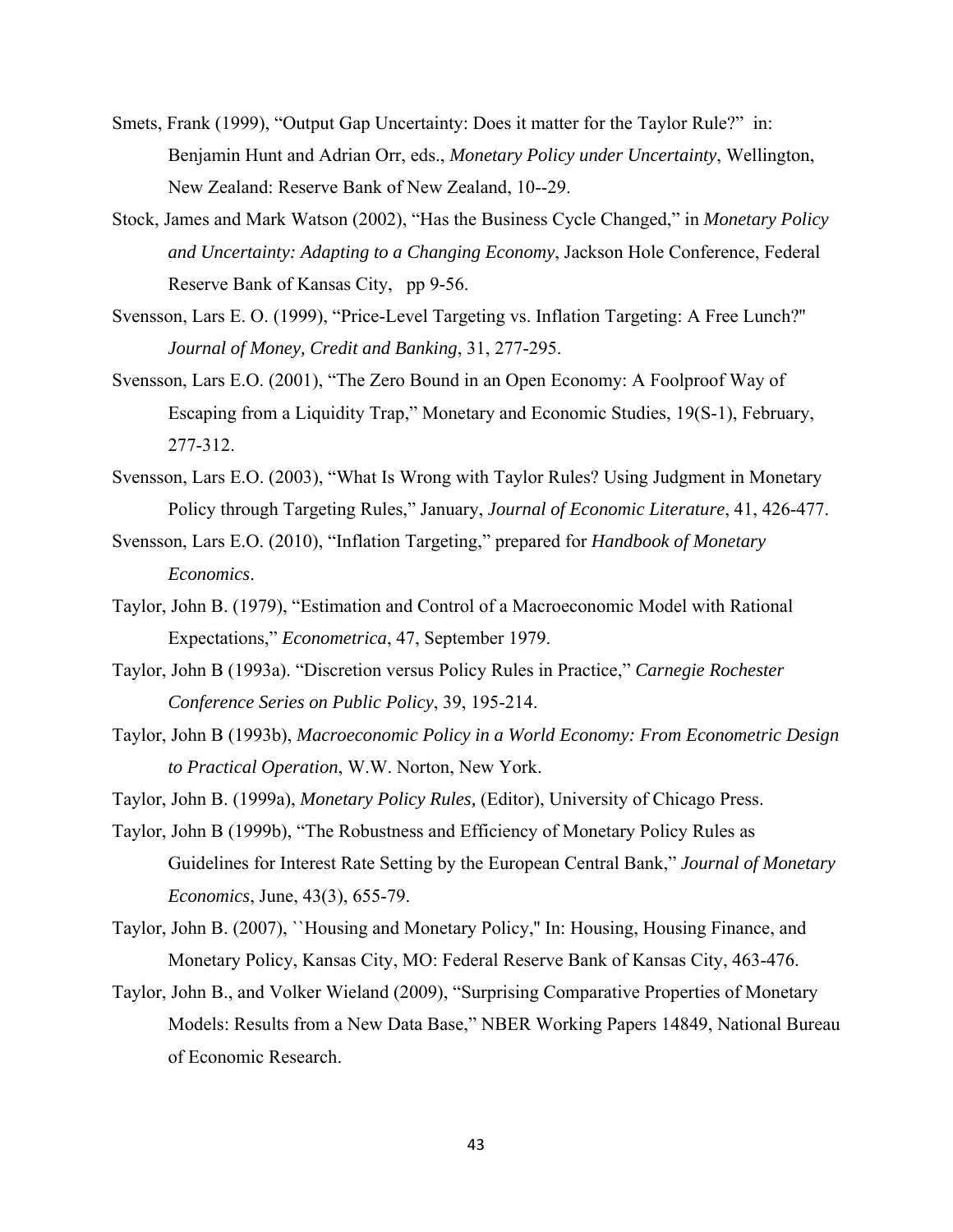Smets, Frank (1999), "Output Gap Uncertainty: Does it matter for the Taylor Rule?" in: Benjamin Hunt and Adrian Orr, eds., *Monetary Policy under Uncertainty*, Wellington, New Zealand: Reserve Bank of New Zealand, 10--29.

Stock, James and Mark Watson (2002), "Has the Business Cycle Changed," in *Monetary Policy and Uncertainty: Adapting to a Changing Economy*, Jackson Hole Conference, Federal Reserve Bank of Kansas City, pp 9-56.

Svensson, Lars E. O. (1999), "Price-Level Targeting vs. Inflation Targeting: A Free Lunch?" *Journal of Money, Credit and Banking*, 31, 277-295.

Svensson, Lars E.O. (2001), "The Zero Bound in an Open Economy: A Foolproof Way of Escaping from a Liquidity Trap," Monetary and Economic Studies, 19(S-1), February, 277-312.

Svensson, Lars E.O. (2003), "What Is Wrong with Taylor Rules? Using Judgment in Monetary Policy through Targeting Rules," January, *Journal of Economic Literature*, 41, 426-477.

Svensson, Lars E.O. (2010), "Inflation Targeting," prepared for *Handbook of Monetary Economics*.

Taylor, John B. (1979), "Estimation and Control of a Macroeconomic Model with Rational Expectations," *Econometrica*, 47, September 1979.

Taylor, John B (1993a). "Discretion versus Policy Rules in Practice," *Carnegie Rochester Conference Series on Public Policy*, 39, 195-214.

Taylor, John B (1993b), *Macroeconomic Policy in a World Economy: From Econometric Design to Practical Operation*, W.W. Norton, New York.

Taylor, John B. (1999a), *Monetary Policy Rules,* (Editor), University of Chicago Press.

Taylor, John B (1999b), "The Robustness and Efficiency of Monetary Policy Rules as Guidelines for Interest Rate Setting by the European Central Bank," *Journal of Monetary Economics*, June, 43(3), 655-79.

Taylor, John B. (2007), ``Housing and Monetary Policy,'' In: Housing, Housing Finance, and Monetary Policy, Kansas City, MO: Federal Reserve Bank of Kansas City, 463-476.

Taylor, John B., and Volker Wieland (2009), "Surprising Comparative Properties of Monetary Models: Results from a New Data Base," NBER Working Papers 14849, National Bureau of Economic Research.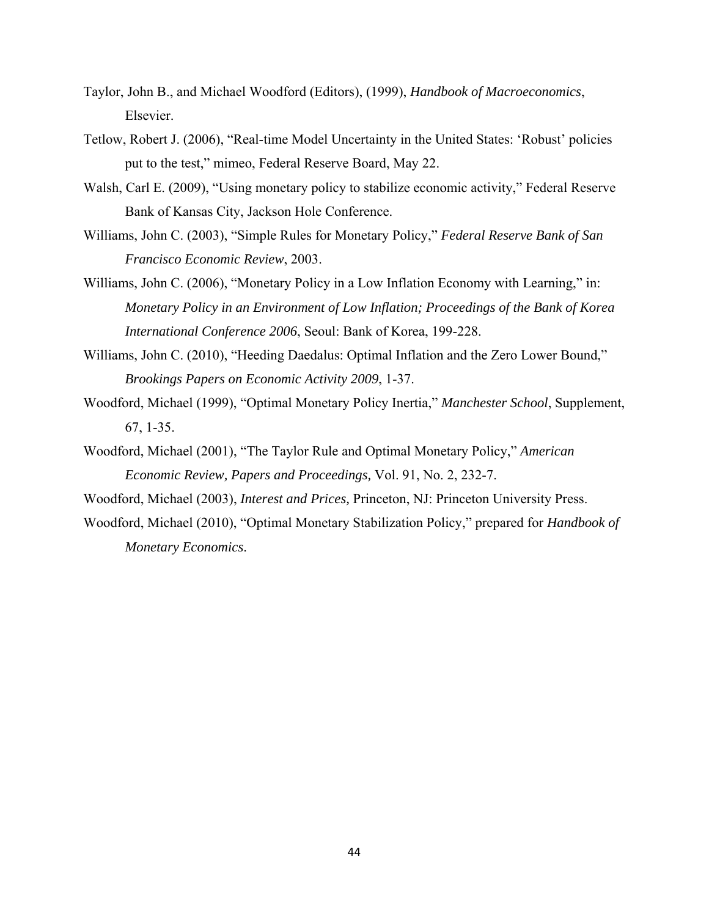Taylor, John B., and Michael Woodford (Editors), (1999), *Handbook of Macroeconomics*, Elsevier.

Tetlow, Robert J. (2006), "Real-time Model Uncertainty in the United States: 'Robust' policies put to the test," mimeo, Federal Reserve Board, May 22.

Walsh, Carl E. (2009), "Using monetary policy to stabilize economic activity," Federal Reserve Bank of Kansas City, Jackson Hole Conference.

Williams, John C. (2003), "Simple Rules for Monetary Policy," *Federal Reserve Bank of San Francisco Economic Review*, 2003.

Williams, John C. (2006), "Monetary Policy in a Low Inflation Economy with Learning," in: *Monetary Policy in an Environment of Low Inflation; Proceedings of the Bank of Korea International Conference 2006*, Seoul: Bank of Korea, 199-228.

Williams, John C. (2010), "Heeding Daedalus: Optimal Inflation and the Zero Lower Bound," *Brookings Papers on Economic Activity 2009*, 1-37.

Woodford, Michael (1999), "Optimal Monetary Policy Inertia," *Manchester School*, Supplement, 67, 1-35.

Woodford, Michael (2001), "The Taylor Rule and Optimal Monetary Policy," *American Economic Review, Papers and Proceedings,* Vol. 91, No. 2, 232-7.

Woodford, Michael (2003), *Interest and Prices,* Princeton, NJ: Princeton University Press.

Woodford, Michael (2010), "Optimal Monetary Stabilization Policy," prepared for *Handbook of Monetary Economics*.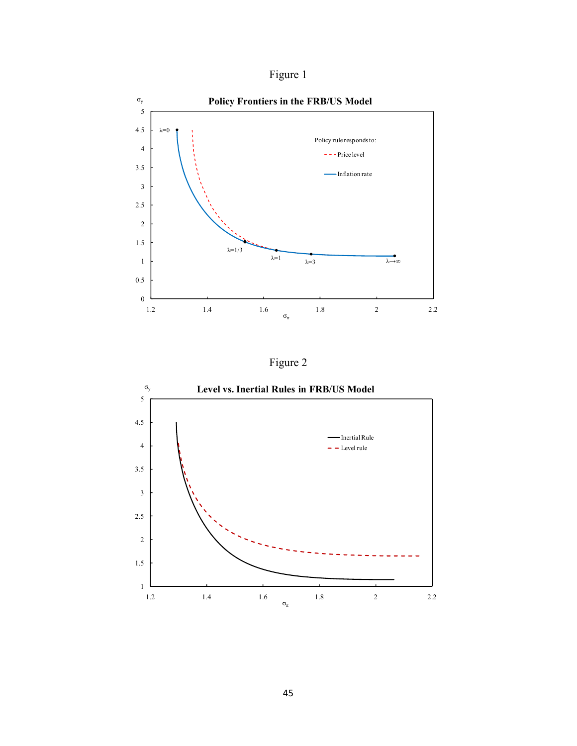Figure 1

**Policy Frontiers in the FRB/US Model**

Figure 2

**Level vs. Inertial Rules in FRB/US Model**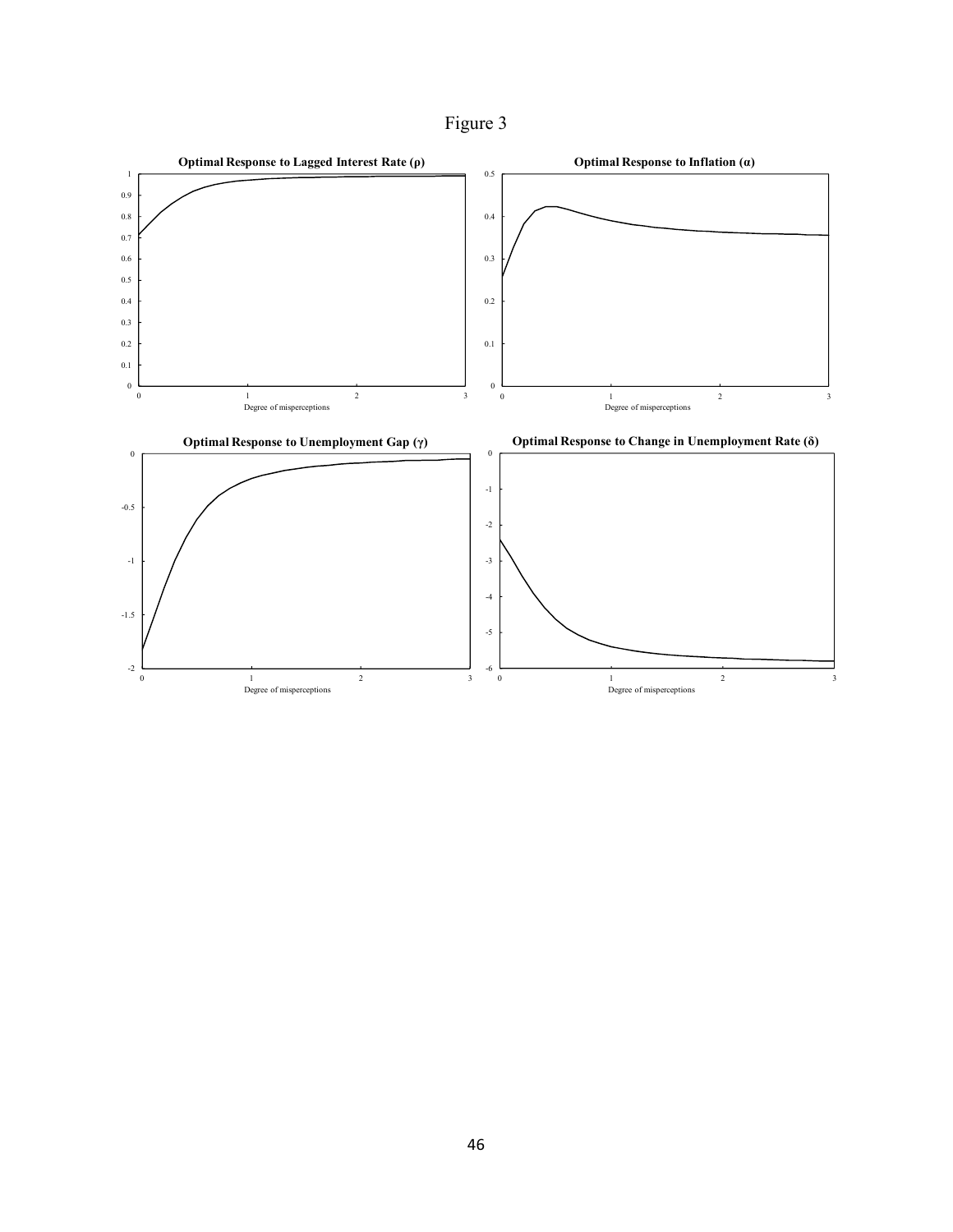Figure 3

**Optimal Response to Lagged Interest Rate (ρ)**

**Optimal Response to Inflation (α)**

**Optimal Response to Unemployment Gap (γ)**

**Optimal Response to Change in Unemployment Rate (δ)**

Degree of misperceptions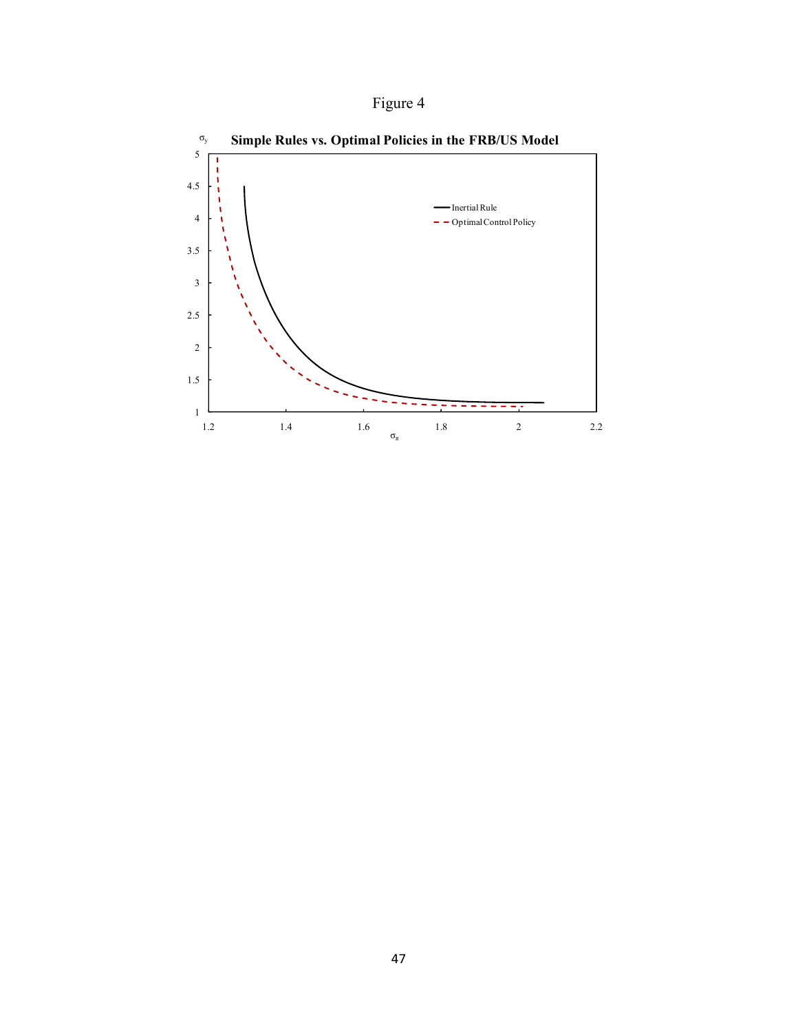Figure 4

**Simple Rules vs. Optimal Policies in the FRB/US Model**

$\sigma_y$

| | |
|---|---|
| — | Inertial Rule |
| - - | Optimal Control Policy |

$\sigma_\pi$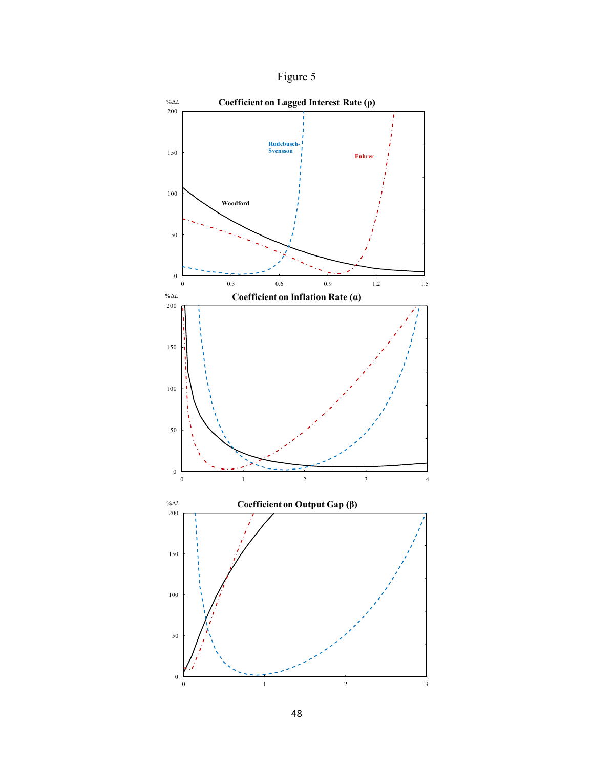Figure 5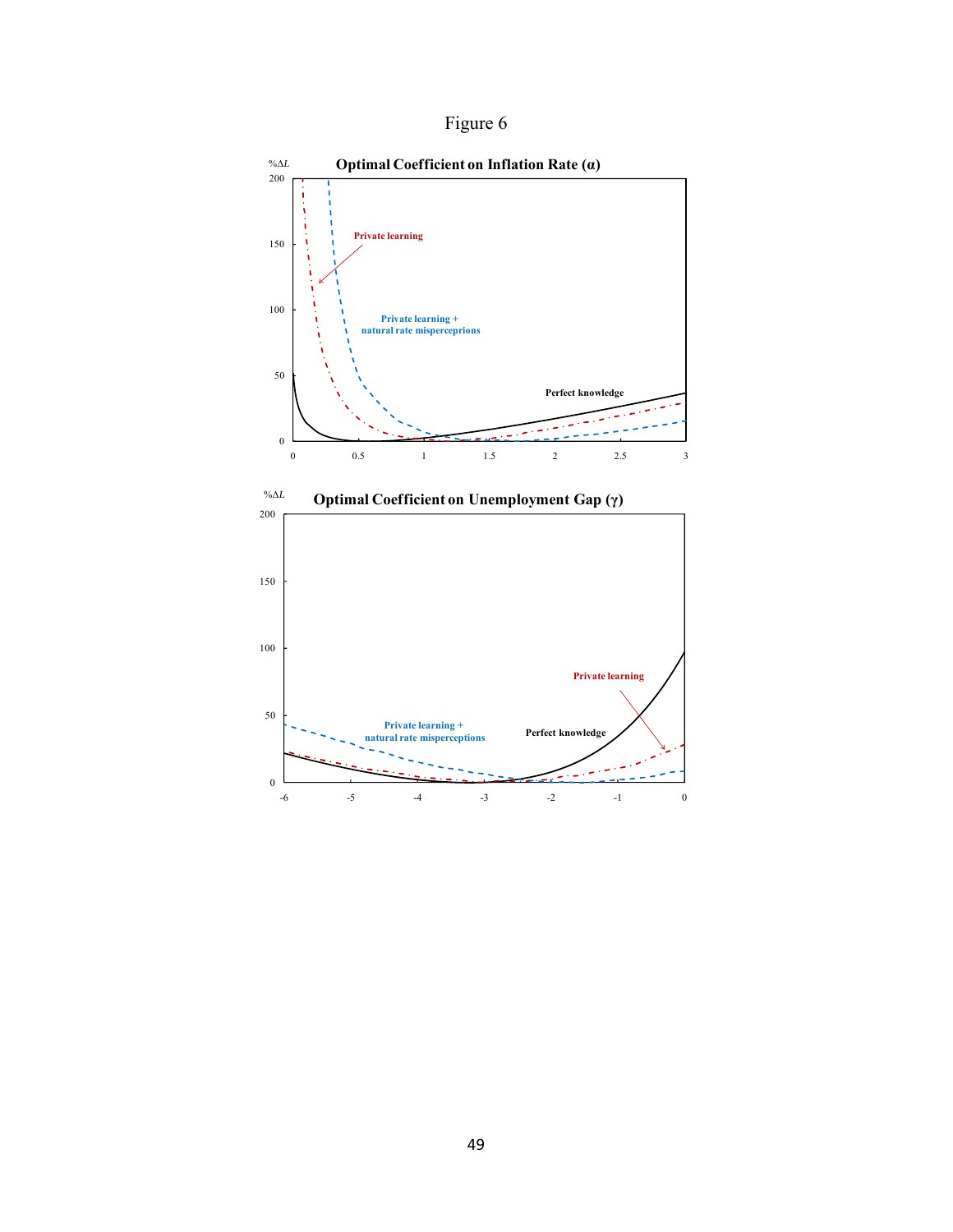Figure 6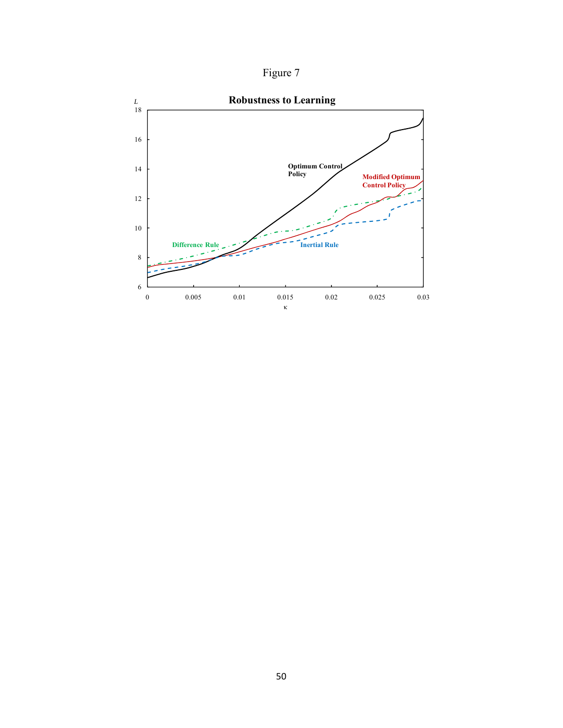Figure 7

**Robustness to Learning**

$L$

18

16

14

12

10

8

6

0

0.005

0.01

0.015

0.02

0.025

0.03

$\kappa$

Optimum Control Policy

Modified Optimum Control Policy

Difference Rule

Inertial Rule